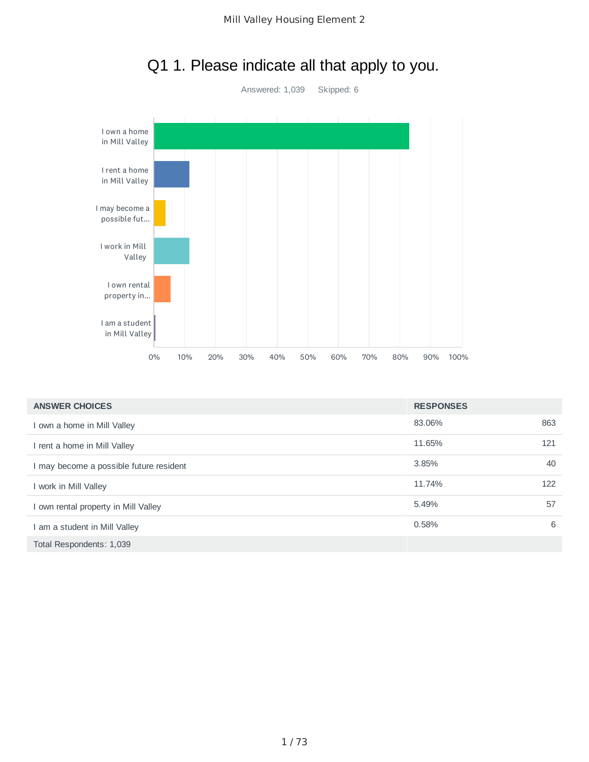# Q1 1. Please indicate all that apply to you.

Answered: 1,039 Skipped: 6

| ANSWER CHOICES | RESPONSES | |
|---|---|---|
| I own a home in Mill Valley | 83.06% | 863 |
| I rent a home in Mill Valley | 11.65% | 121 |
| I may become a possible future resident | 3.85% | 40 |
| I work in Mill Valley | 11.74% | 122 |
| I own rental property in Mill Valley | 5.49% | 57 |
| I am a student in Mill Valley | 0.58% | 6 |
| Total Respondents: 1,039 | | |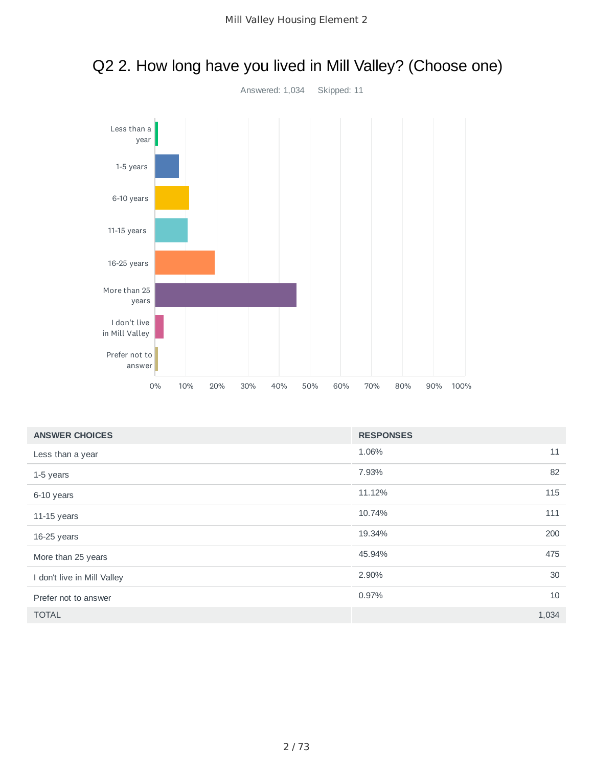# Q2 2. How long have you lived in Mill Valley? (Choose one)

Answered: 1,034 Skipped: 11

| ANSWER CHOICES | RESPONSES | |
|---|---|---|
| Less than a year | 1.06% | 11 |
| 1-5 years | 7.93% | 82 |
| 6-10 years | 11.12% | 115 |
| 11-15 years | 10.74% | 111 |
| 16-25 years | 19.34% | 200 |
| More than 25 years | 45.94% | 475 |
| I don't live in Mill Valley | 2.90% | 30 |
| Prefer not to answer | 0.97% | 10 |
| TOTAL | | 1,034 |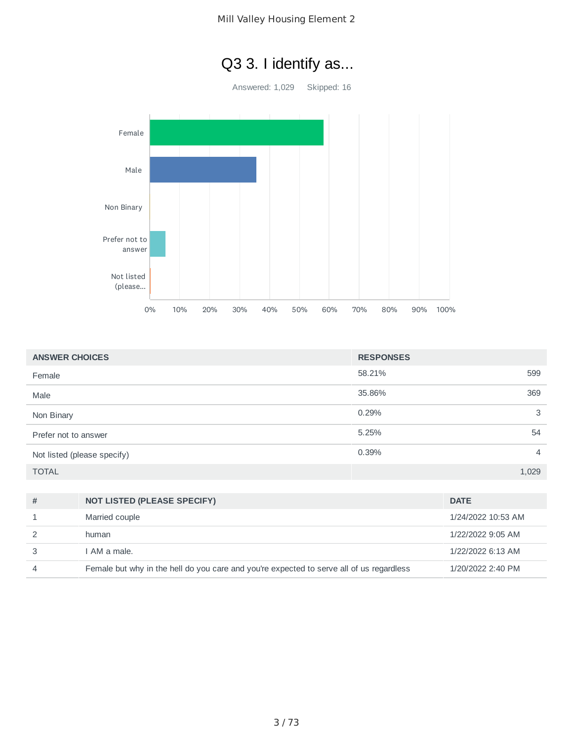# Q3 3. I identify as...

Answered: 1,029 Skipped: 16

| ANSWER CHOICES | RESPONSES | |
|---|---|---|
| Female | 58.21% | 599 |
| Male | 35.86% | 369 |
| Non Binary | 0.29% | 3 |
| Prefer not to answer | 5.25% | 54 |
| Not listed (please specify) | 0.39% | 4 |
| TOTAL | | 1,029 |

| # | NOT LISTED (PLEASE SPECIFY) | DATE |
|---|---|---|
| 1 | Married couple | 1/24/2022 10:53 AM |
| 2 | human | 1/22/2022 9:05 AM |
| 3 | I AM a male. | 1/22/2022 6:13 AM |
| 4 | Female but why in the hell do you care and you're expected to serve all of us regardless | 1/20/2022 2:40 PM |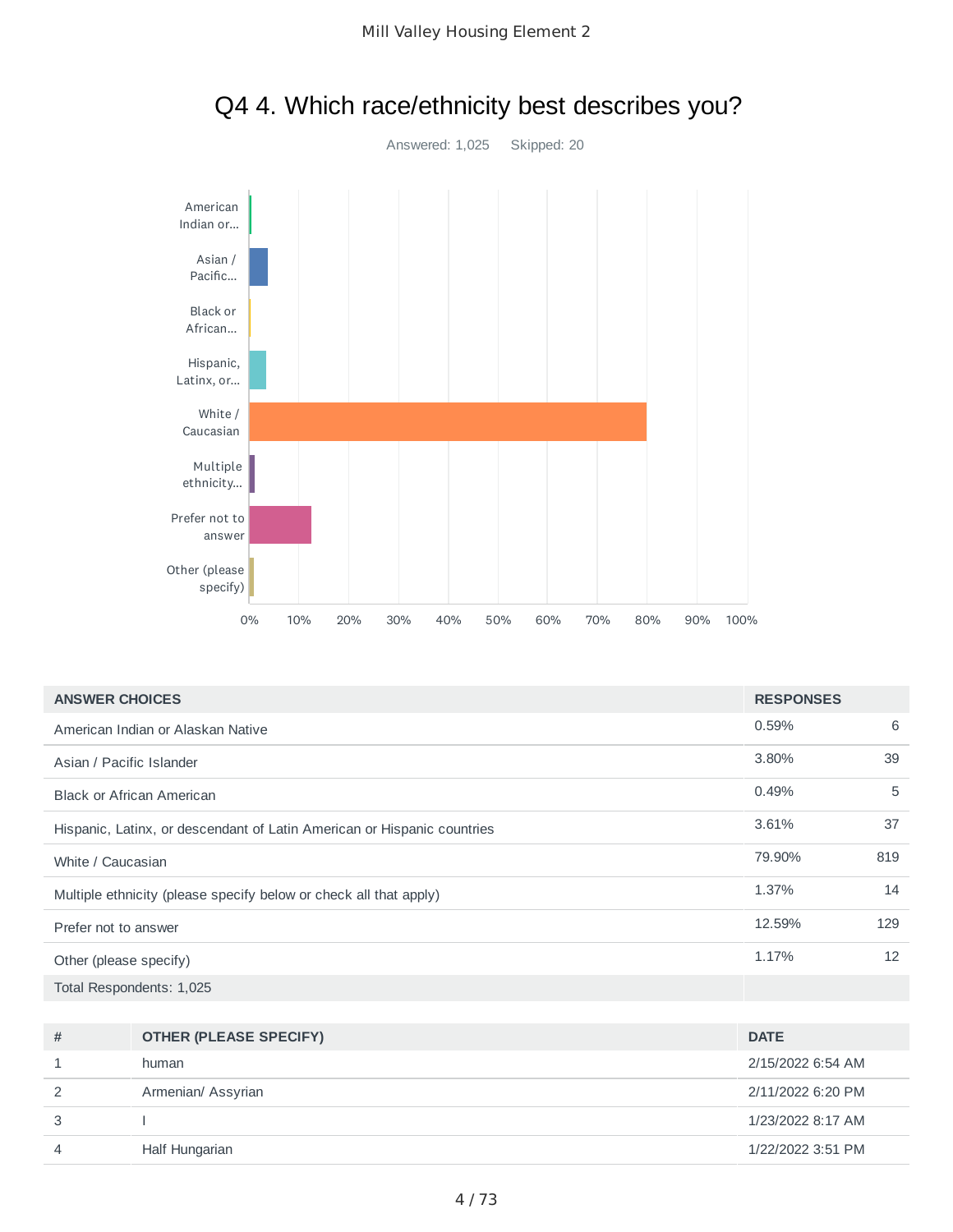# Q4 4. Which race/ethnicity best describes you?

Answered: 1,025 Skipped: 20

| ANSWER CHOICES | RESPONSES | |
|---|---|---|
| American Indian or Alaskan Native | 0.59% | 6 |
| Asian / Pacific Islander | 3.80% | 39 |
| Black or African American | 0.49% | 5 |
| Hispanic, Latinx, or descendant of Latin American or Hispanic countries | 3.61% | 37 |
| White / Caucasian | 79.90% | 819 |
| Multiple ethnicity (please specify below or check all that apply) | 1.37% | 14 |
| Prefer not to answer | 12.59% | 129 |
| Other (please specify) | 1.17% | 12 |
| Total Respondents: 1,025 | | |

| # | OTHER (PLEASE SPECIFY) | DATE |
|---|---|---|
| 1 | human | 2/15/2022 6:54 AM |
| 2 | Armenian/ Assyrian | 2/11/2022 6:20 PM |
| 3 | I | 1/23/2022 8:17 AM |
| 4 | Half Hungarian | 1/22/2022 3:51 PM |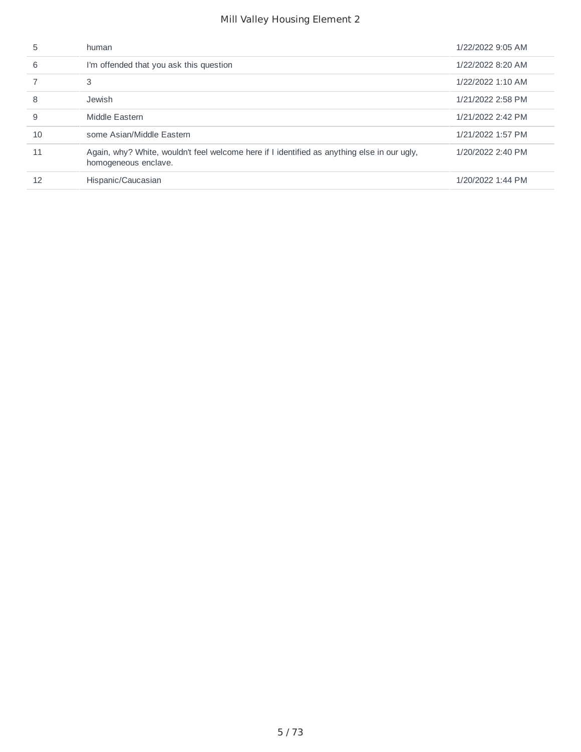| | | |
|---|---|---|
| 5 | human | 1/22/2022 9:05 AM |
| 6 | I'm offended that you ask this question | 1/22/2022 8:20 AM |
| 7 | 3 | 1/22/2022 1:10 AM |
| 8 | Jewish | 1/21/2022 2:58 PM |
| 9 | Middle Eastern | 1/21/2022 2:42 PM |
| 10 | some Asian/Middle Eastern | 1/21/2022 1:57 PM |
| 11 | Again, why? White, wouldn't feel welcome here if I identified as anything else in our ugly, homogeneous enclave. | 1/20/2022 2:40 PM |
| 12 | Hispanic/Caucasian | 1/20/2022 1:44 PM |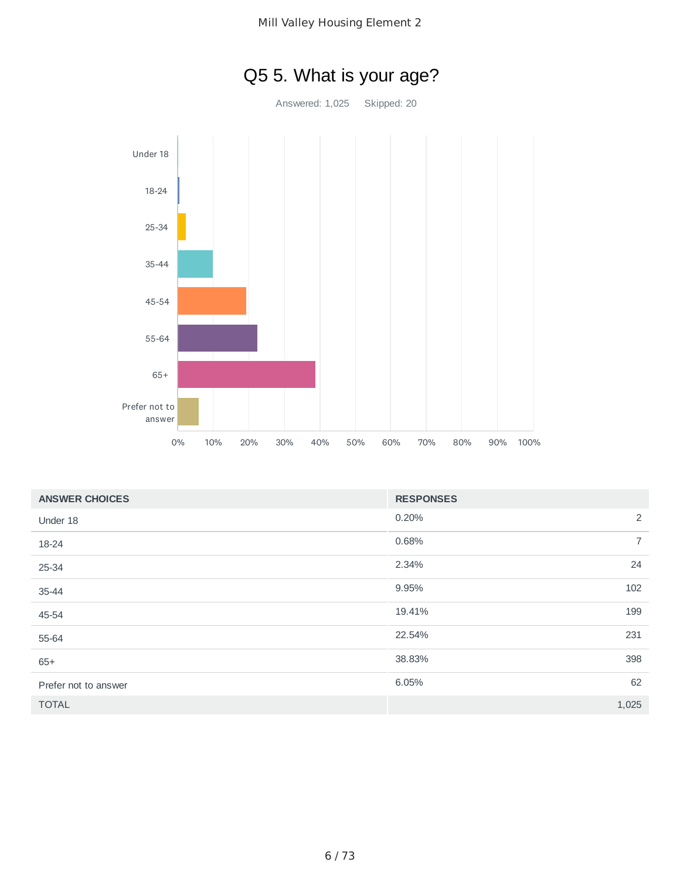# Q5 5. What is your age?

Answered: 1,025 Skipped: 20

| ANSWER CHOICES | RESPONSES | |
|---|---|---|
| Under 18 | 0.20% | 2 |
| 18-24 | 0.68% | 7 |
| 25-34 | 2.34% | 24 |
| 35-44 | 9.95% | 102 |
| 45-54 | 19.41% | 199 |
| 55-64 | 22.54% | 231 |
| 65+ | 38.83% | 398 |
| Prefer not to answer | 6.05% | 62 |
| TOTAL | | 1,025 |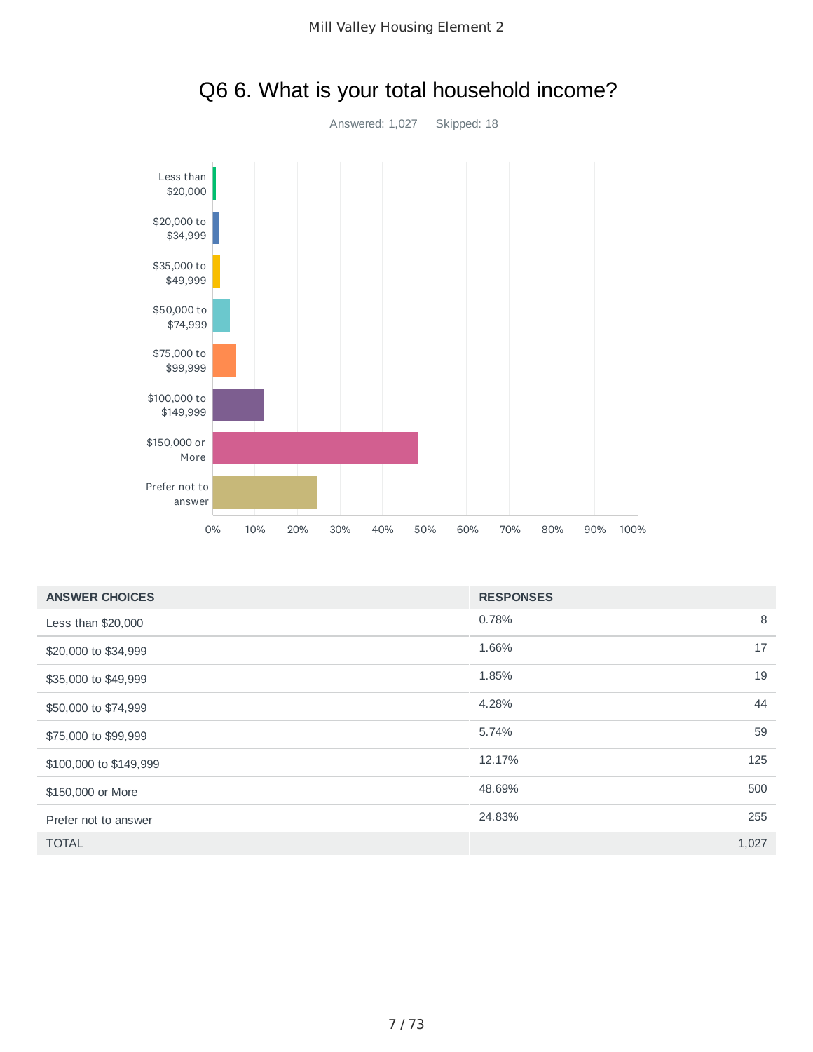# Q6 6. What is your total household income?

Answered: 1,027 Skipped: 18

| ANSWER CHOICES | RESPONSES | |
|---|---|---|
| Less than $20,000 | 0.78% | 8 |
| $20,000 to $34,999 | 1.66% | 17 |
| $35,000 to $49,999 | 1.85% | 19 |
| $50,000 to $74,999 | 4.28% | 44 |
| $75,000 to $99,999 | 5.74% | 59 |
| $100,000 to $149,999 | 12.17% | 125 |
| $150,000 or More | 48.69% | 500 |
| Prefer not to answer | 24.83% | 255 |
| TOTAL | | 1,027 |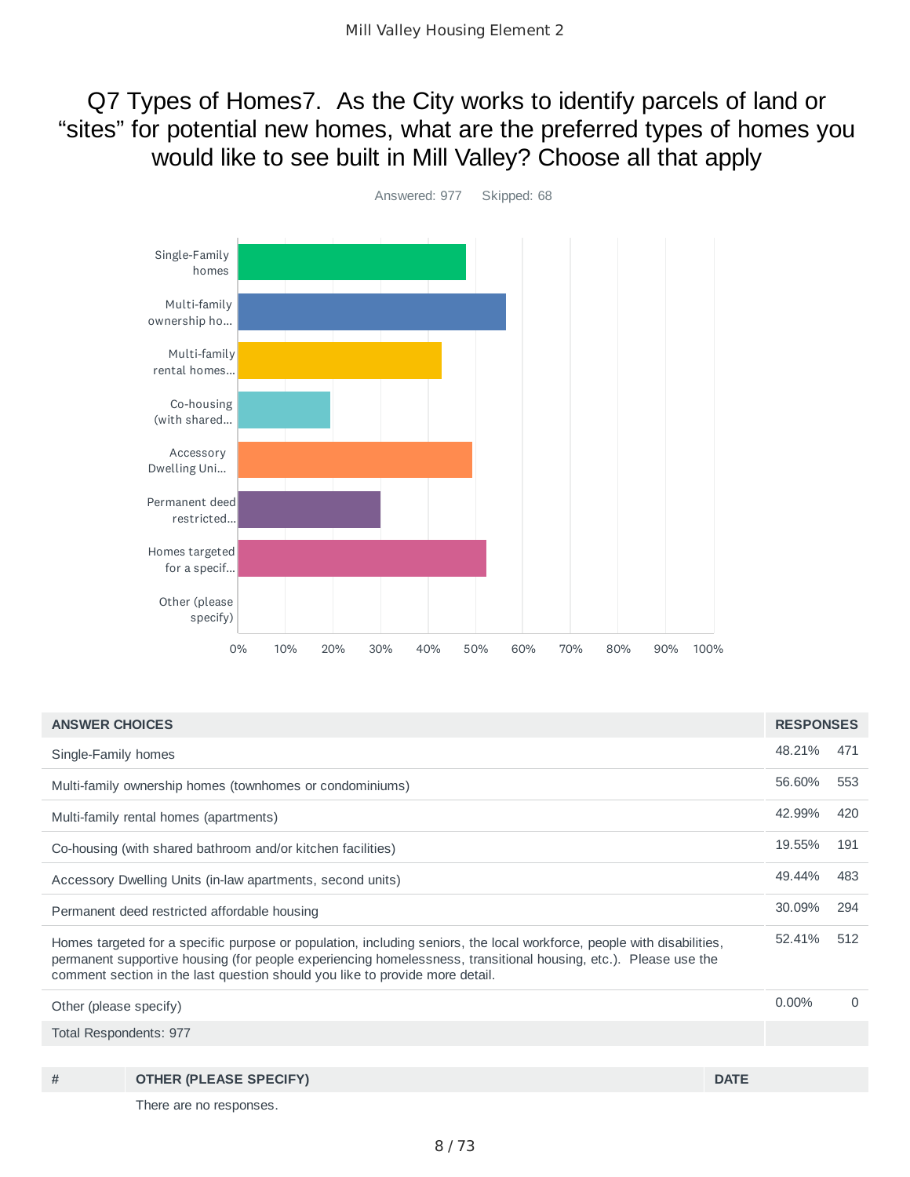## Q7 Types of Homes7. As the City works to identify parcels of land or "sites" for potential new homes, what are the preferred types of homes you would like to see built in Mill Valley? Choose all that apply

Answered: 977 Skipped: 68

| ANSWER CHOICES | RESPONSES | |
|---|---|---|
| Single-Family homes | 48.21% | 471 |
| Multi-family ownership homes (townhomes or condominiums) | 56.60% | 553 |
| Multi-family rental homes (apartments) | 42.99% | 420 |
| Co-housing (with shared bathroom and/or kitchen facilities) | 19.55% | 191 |
| Accessory Dwelling Units (in-law apartments, second units) | 49.44% | 483 |
| Permanent deed restricted affordable housing | 30.09% | 294 |
| Homes targeted for a specific purpose or population, including seniors, the local workforce, people with disabilities, permanent supportive housing (for people experiencing homelessness, transitional housing, etc.). Please use the comment section in the last question should you like to provide more detail. | 52.41% | 512 |
| Other (please specify) | 0.00% | 0 |
| Total Respondents: 977 | | |

| # | OTHER (PLEASE SPECIFY) | DATE |
|---|---|---|
| | There are no responses. | |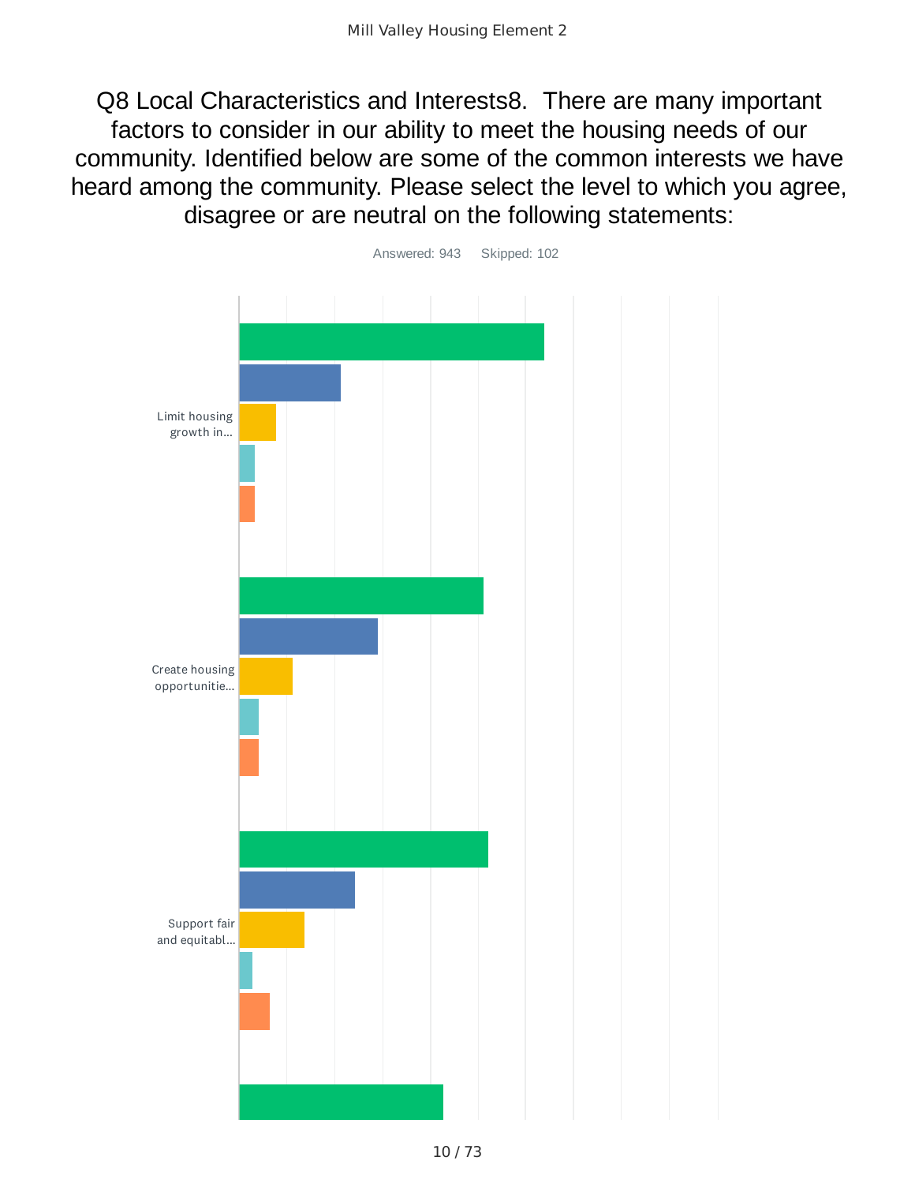# Q8 Local Characteristics and Interests8. There are many important factors to consider in our ability to meet the housing needs of our community. Identified below are some of the common interests we have heard among the community. Please select the level to which you agree, disagree or are neutral on the following statements:

Answered: 943 Skipped: 102

Limit housing growth in...

Create housing opportunitie...

Support fair and equitabl...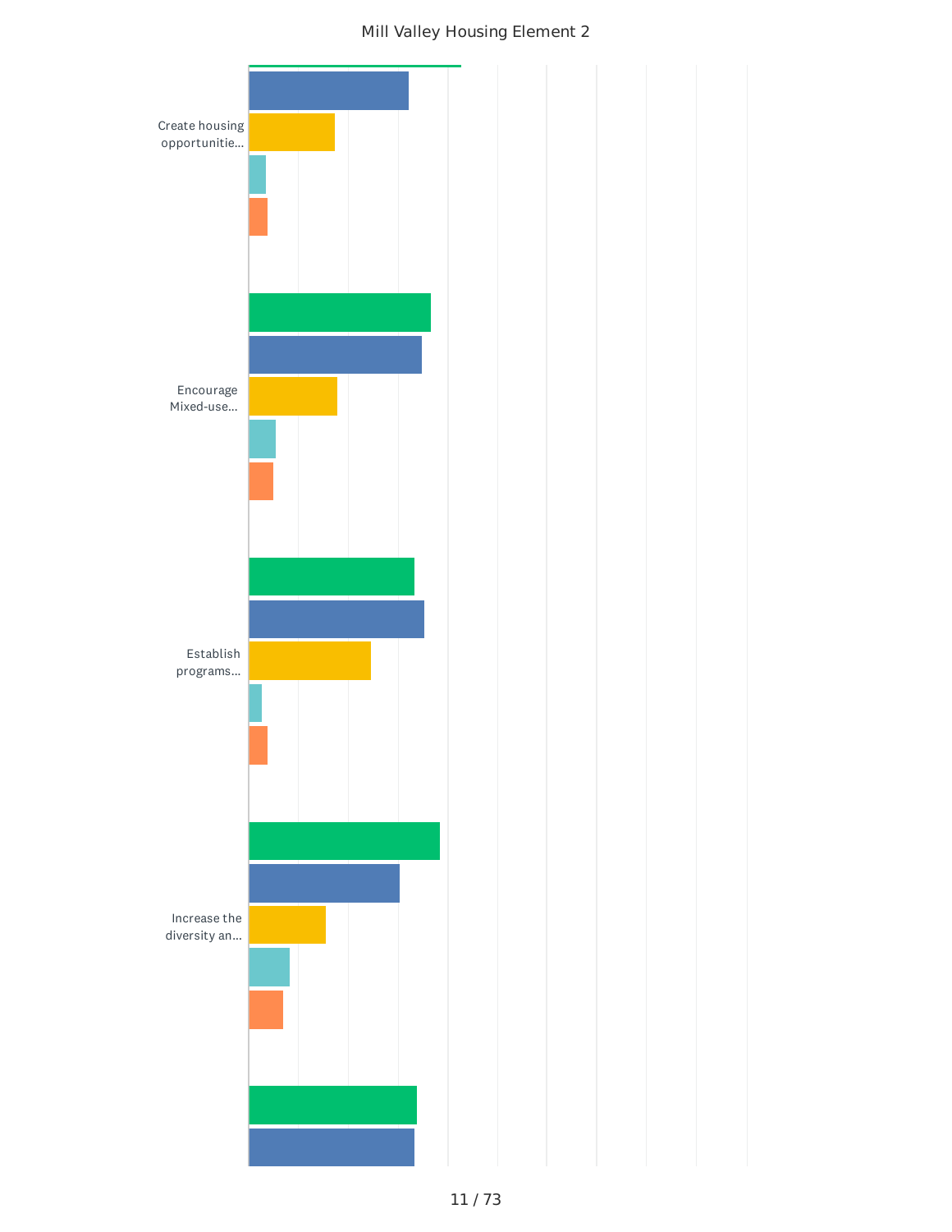Mill Valley Housing Element 2

Create housing opportunitie...

Encourage Mixed-use...

Establish programs...

Increase the diversity an...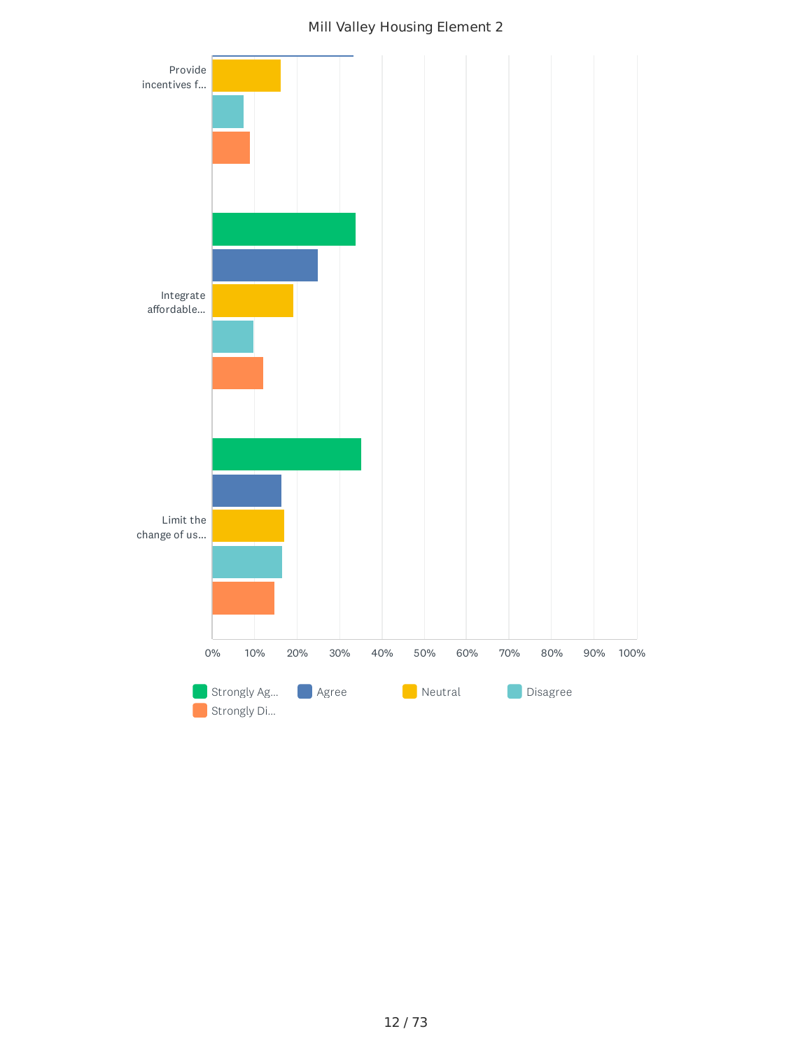Mill Valley Housing Element 2

Provide incentives f...

Integrate affordable...

Limit the change of us...

0% 10% 20% 30% 40% 50% 60% 70% 80% 90% 100%

Strongly Ag... Agree Neutral Disagree Strongly Di...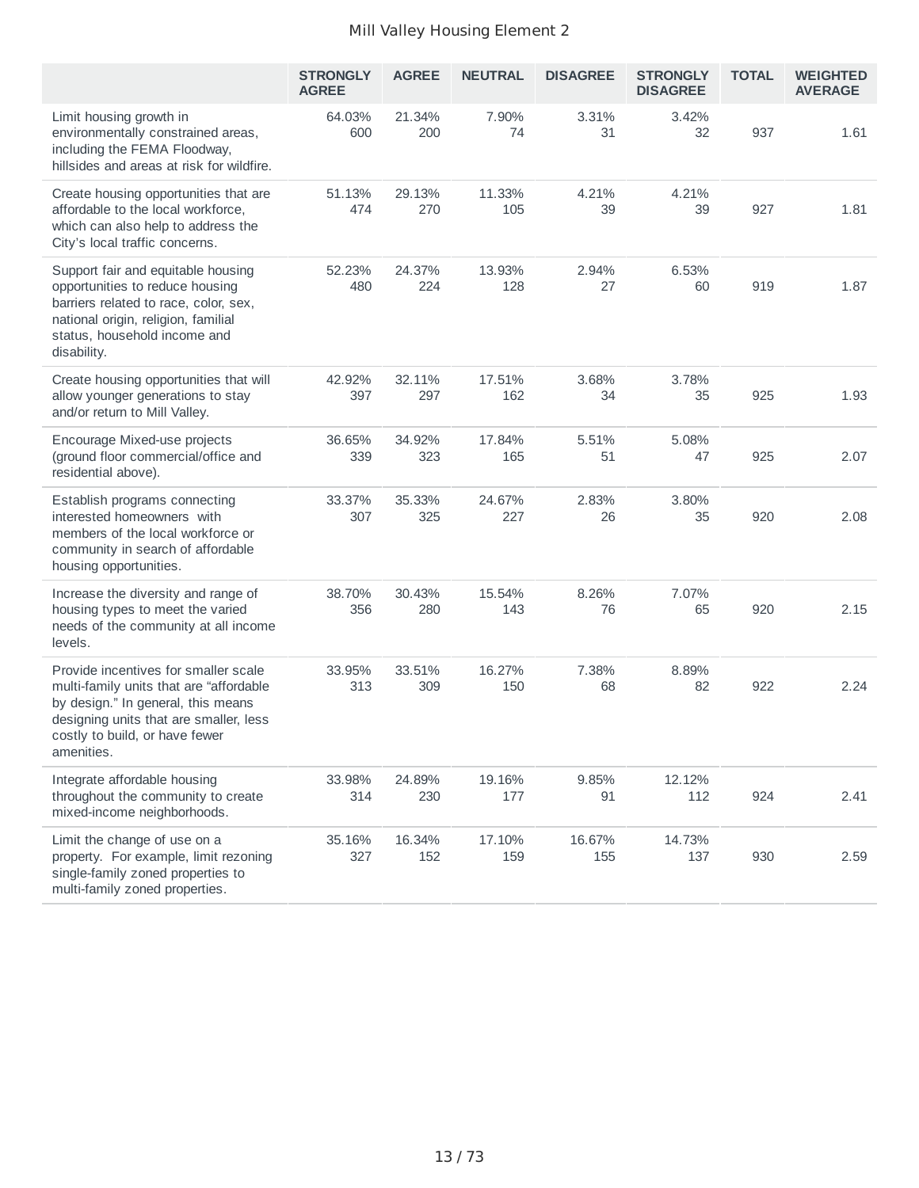Mill Valley Housing Element 2

| | STRONGLY AGREE | AGREE | NEUTRAL | DISAGREE | STRONGLY DISAGREE | TOTAL | WEIGHTED AVERAGE |
|---|---|---|---|---|---|---|---|
| Limit housing growth in environmentally constrained areas, including the FEMA Floodway, hillsides and areas at risk for wildfire. | 64.03% 600 | 21.34% 200 | 7.90% 74 | 3.31% 31 | 3.42% 32 | 937 | 1.61 |
| Create housing opportunities that are affordable to the local workforce, which can also help to address the City's local traffic concerns. | 51.13% 474 | 29.13% 270 | 11.33% 105 | 4.21% 39 | 4.21% 39 | 927 | 1.81 |
| Support fair and equitable housing opportunities to reduce housing barriers related to race, color, sex, national origin, religion, familial status, household income and disability. | 52.23% 480 | 24.37% 224 | 13.93% 128 | 2.94% 27 | 6.53% 60 | 919 | 1.87 |
| Create housing opportunities that will allow younger generations to stay and/or return to Mill Valley. | 42.92% 397 | 32.11% 297 | 17.51% 162 | 3.68% 34 | 3.78% 35 | 925 | 1.93 |
| Encourage Mixed-use projects (ground floor commercial/office and residential above). | 36.65% 339 | 34.92% 323 | 17.84% 165 | 5.51% 51 | 5.08% 47 | 925 | 2.07 |
| Establish programs connecting interested homeowners with members of the local workforce or community in search of affordable housing opportunities. | 33.37% 307 | 35.33% 325 | 24.67% 227 | 2.83% 26 | 3.80% 35 | 920 | 2.08 |
| Increase the diversity and range of housing types to meet the varied needs of the community at all income levels. | 38.70% 356 | 30.43% 280 | 15.54% 143 | 8.26% 76 | 7.07% 65 | 920 | 2.15 |
| Provide incentives for smaller scale multi-family units that are "affordable by design." In general, this means designing units that are smaller, less costly to build, or have fewer amenities. | 33.95% 313 | 33.51% 309 | 16.27% 150 | 7.38% 68 | 8.89% 82 | 922 | 2.24 |
| Integrate affordable housing throughout the community to create mixed-income neighborhoods. | 33.98% 314 | 24.89% 230 | 19.16% 177 | 9.85% 91 | 12.12% 112 | 924 | 2.41 |
| Limit the change of use on a property. For example, limit rezoning single-family zoned properties to multi-family zoned properties. | 35.16% 327 | 16.34% 152 | 17.10% 159 | 16.67% 155 | 14.73% 137 | 930 | 2.59 |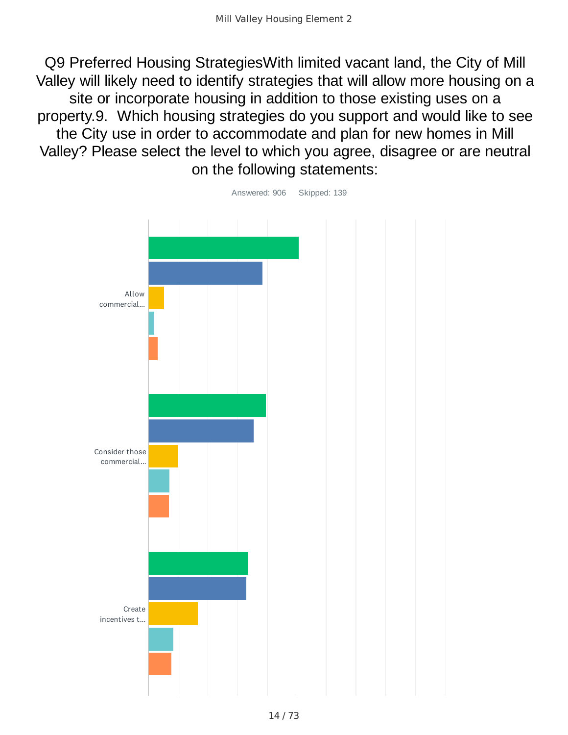# Q9 Preferred Housing StrategiesWith limited vacant land, the City of Mill Valley will likely need to identify strategies that will allow more housing on a site or incorporate housing in addition to those existing uses on a property.9. Which housing strategies do you support and would like to see the City use in order to accommodate and plan for new homes in Mill Valley? Please select the level to which you agree, disagree or are neutral on the following statements:

Answered: 906 Skipped: 139

Allow commercial...

Consider those commercial...

Create incentives t...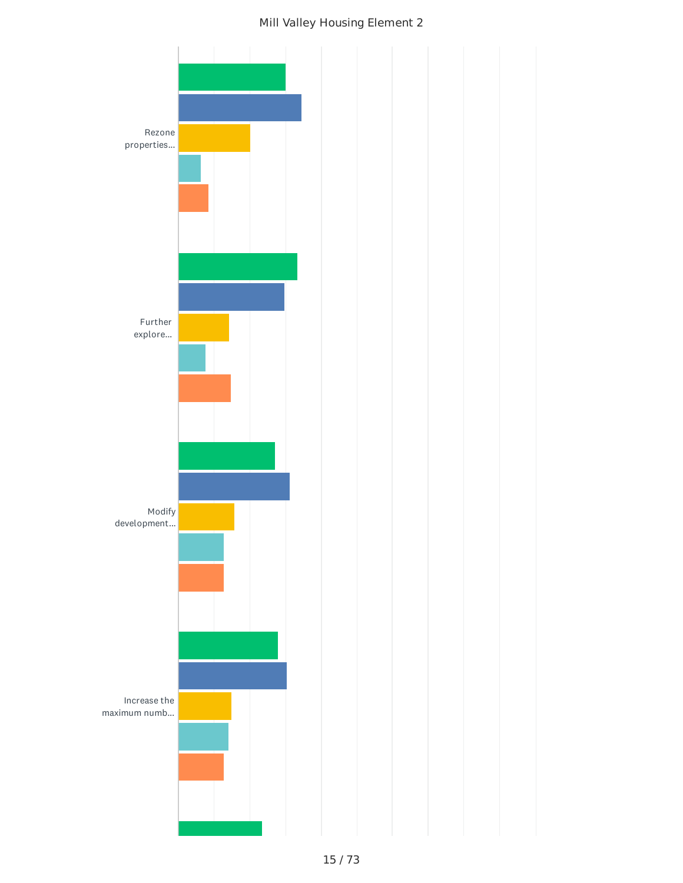Mill Valley Housing Element 2

Rezone properties...

Further explore...

Modify development...

Increase the maximum numb...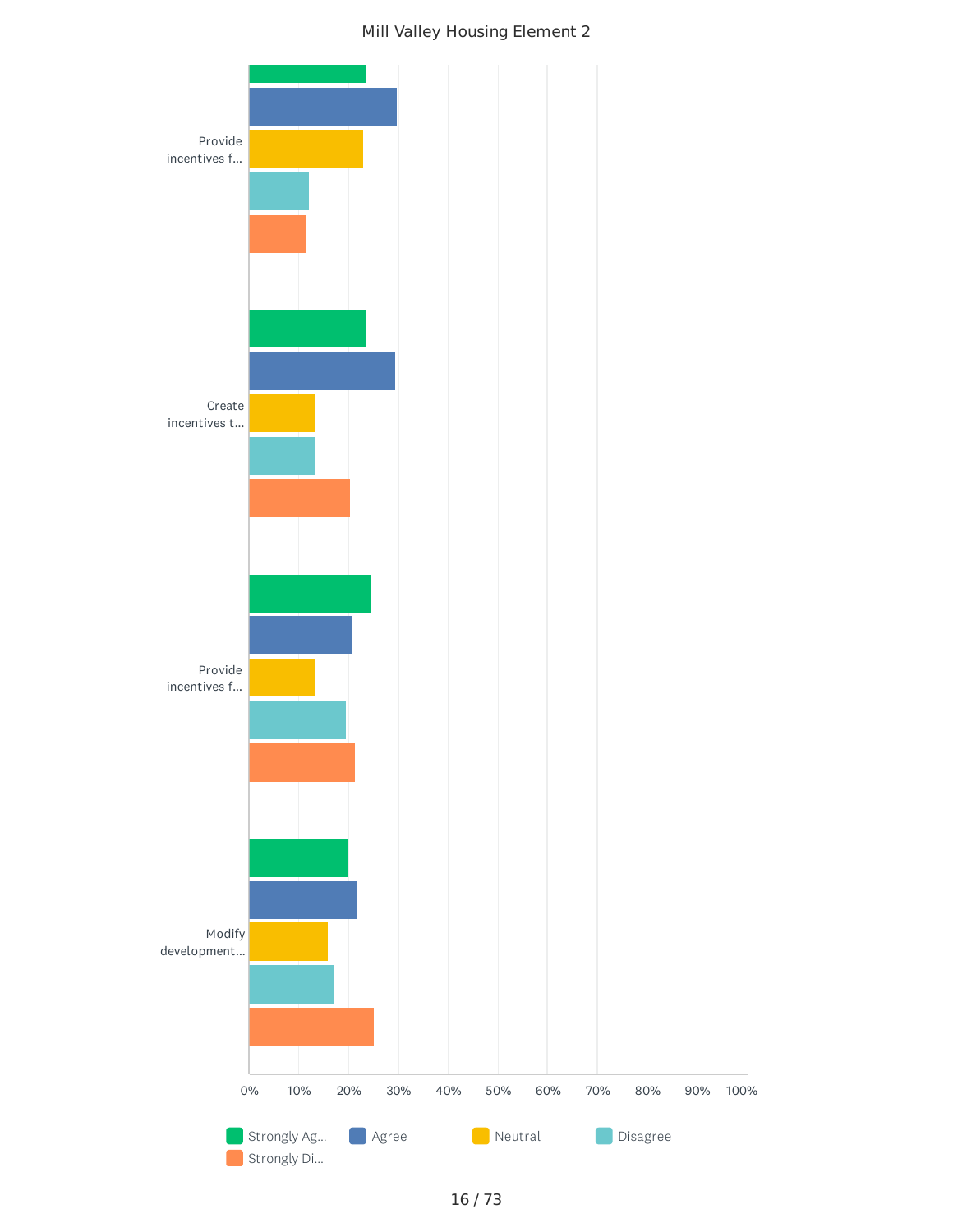Mill Valley Housing Element 2

Provide incentives f...

Create incentives t...

Provide incentives f...

Modify development...

0% 10% 20% 30% 40% 50% 60% 70% 80% 90% 100%

Strongly Ag... Agree Neutral Disagree Strongly Di...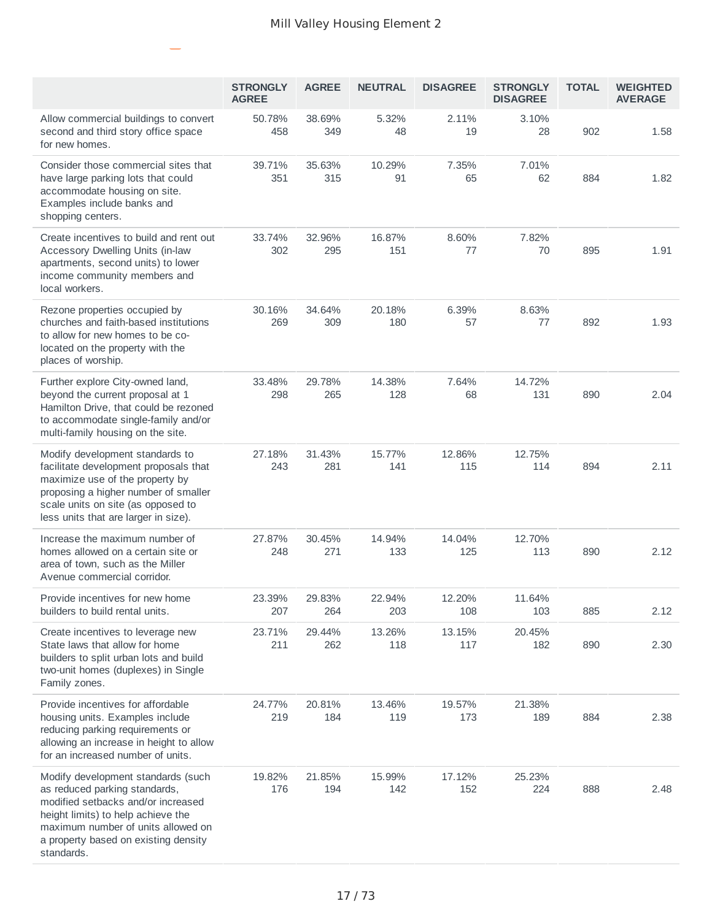|  | STRONGLY AGREE | AGREE | NEUTRAL | DISAGREE | STRONGLY DISAGREE | TOTAL | WEIGHTED AVERAGE |
|---|---|---|---|---|---|---|---|
| Allow commercial buildings to convert second and third story office space for new homes. | 50.78%<br>458 | 38.69%<br>349 | 5.32%<br>48 | 2.11%<br>19 | 3.10%<br>28 | 902 | 1.58 |
| Consider those commercial sites that have large parking lots that could accommodate housing on site. Examples include banks and shopping centers. | 39.71%<br>351 | 35.63%<br>315 | 10.29%<br>91 | 7.35%<br>65 | 7.01%<br>62 | 884 | 1.82 |
| Create incentives to build and rent out Accessory Dwelling Units (in-law apartments, second units) to lower income community members and local workers. | 33.74%<br>302 | 32.96%<br>295 | 16.87%<br>151 | 8.60%<br>77 | 7.82%<br>70 | 895 | 1.91 |
| Rezone properties occupied by churches and faith-based institutions to allow for new homes to be co-located on the property with the places of worship. | 30.16%<br>269 | 34.64%<br>309 | 20.18%<br>180 | 6.39%<br>57 | 8.63%<br>77 | 892 | 1.93 |
| Further explore City-owned land, beyond the current proposal at 1 Hamilton Drive, that could be rezoned to accommodate single-family and/or multi-family housing on the site. | 33.48%<br>298 | 29.78%<br>265 | 14.38%<br>128 | 7.64%<br>68 | 14.72%<br>131 | 890 | 2.04 |
| Modify development standards to facilitate development proposals that maximize use of the property by proposing a higher number of smaller scale units on site (as opposed to less units that are larger in size). | 27.18%<br>243 | 31.43%<br>281 | 15.77%<br>141 | 12.86%<br>115 | 12.75%<br>114 | 894 | 2.11 |
| Increase the maximum number of homes allowed on a certain site or area of town, such as the Miller Avenue commercial corridor. | 27.87%<br>248 | 30.45%<br>271 | 14.94%<br>133 | 14.04%<br>125 | 12.70%<br>113 | 890 | 2.12 |
| Provide incentives for new home builders to build rental units. | 23.39%<br>207 | 29.83%<br>264 | 22.94%<br>203 | 12.20%<br>108 | 11.64%<br>103 | 885 | 2.12 |
| Create incentives to leverage new State laws that allow for home builders to split urban lots and build two-unit homes (duplexes) in Single Family zones. | 23.71%<br>211 | 29.44%<br>262 | 13.26%<br>118 | 13.15%<br>117 | 20.45%<br>182 | 890 | 2.30 |
| Provide incentives for affordable housing units. Examples include reducing parking requirements or allowing an increase in height to allow for an increased number of units. | 24.77%<br>219 | 20.81%<br>184 | 13.46%<br>119 | 19.57%<br>173 | 21.38%<br>189 | 884 | 2.38 |
| Modify development standards (such as reduced parking standards, modified setbacks and/or increased height limits) to help achieve the maximum number of units allowed on a property based on existing density standards. | 19.82%<br>176 | 21.85%<br>194 | 15.99%<br>142 | 17.12%<br>152 | 25.23%<br>224 | 888 | 2.48 |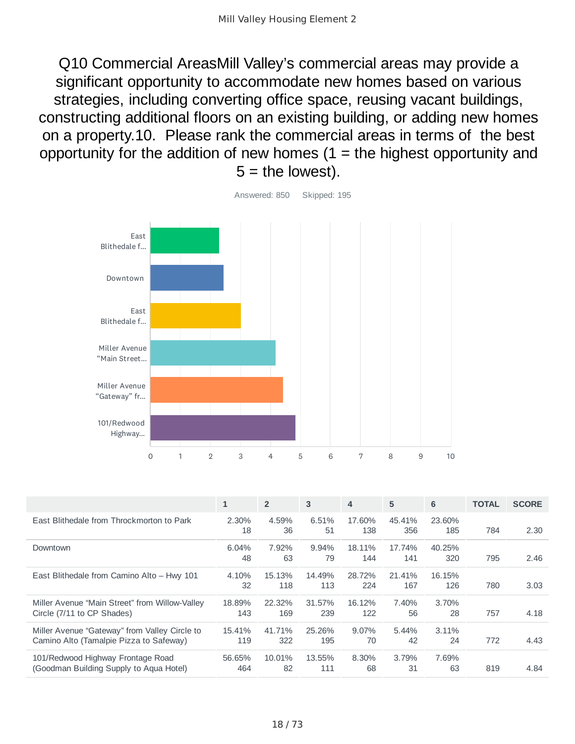# Q10 Commercial AreasMill Valley's commercial areas may provide a significant opportunity to accommodate new homes based on various strategies, including converting office space, reusing vacant buildings, constructing additional floors on an existing building, or adding new homes on a property.10. Please rank the commercial areas in terms of the best opportunity for the addition of new homes (1 = the highest opportunity and 5 = the lowest).

Answered: 850 Skipped: 195

| | 1 | 2 | 3 | 4 | 5 | 6 | TOTAL | SCORE |
|---|---|---|---|---|---|---|---|---|
| East Blithedale from Throckmorton to Park | 2.30% 18 | 4.59% 36 | 6.51% 51 | 17.60% 138 | 45.41% 356 | 23.60% 185 | 784 | 2.30 |
| Downtown | 6.04% 48 | 7.92% 63 | 9.94% 79 | 18.11% 144 | 17.74% 141 | 40.25% 320 | 795 | 2.46 |
| East Blithedale from Camino Alto – Hwy 101 | 4.10% 32 | 15.13% 118 | 14.49% 113 | 28.72% 224 | 21.41% 167 | 16.15% 126 | 780 | 3.03 |
| Miller Avenue "Main Street" from Willow-Valley Circle (7/11 to CP Shades) | 18.89% 143 | 22.32% 169 | 31.57% 239 | 16.12% 122 | 7.40% 56 | 3.70% 28 | 757 | 4.18 |
| Miller Avenue "Gateway" from Valley Circle to Camino Alto (Tamalpie Pizza to Safeway) | 15.41% 119 | 41.71% 322 | 25.26% 195 | 9.07% 70 | 5.44% 42 | 3.11% 24 | 772 | 4.43 |
| 101/Redwood Highway Frontage Road (Goodman Building Supply to Aqua Hotel) | 56.65% 464 | 10.01% 82 | 13.55% 111 | 8.30% 68 | 3.79% 31 | 7.69% 63 | 819 | 4.84 |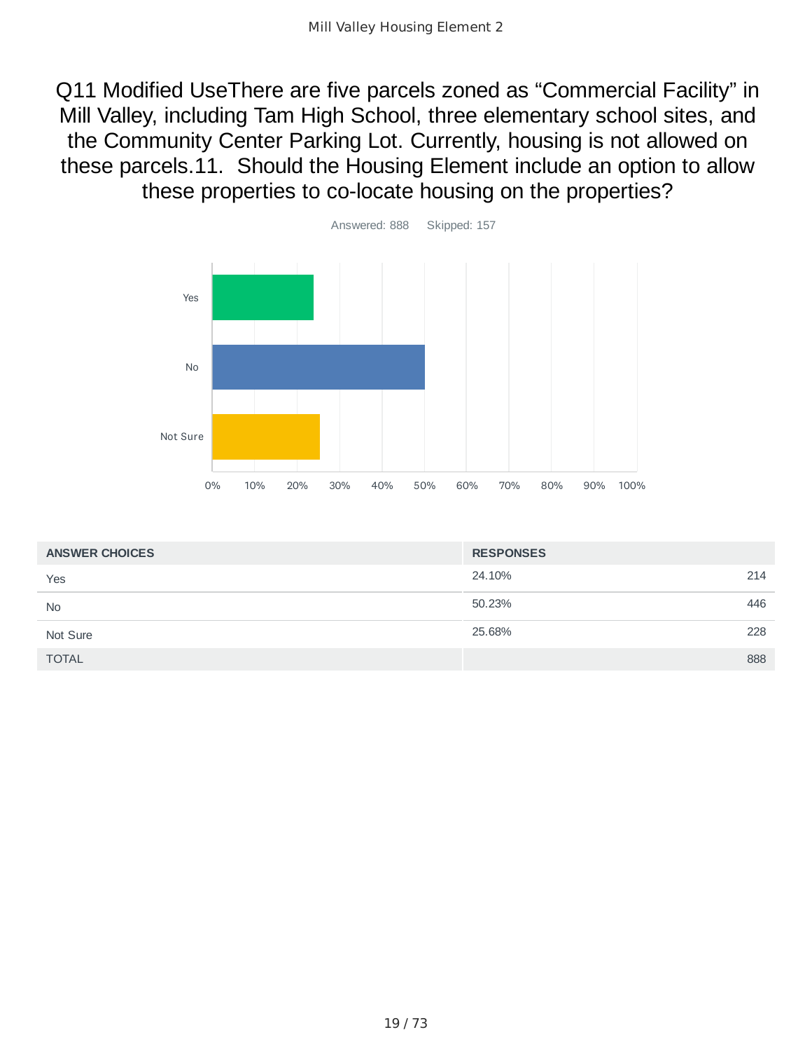## Q11 Modified UseThere are five parcels zoned as “Commercial Facility” in Mill Valley, including Tam High School, three elementary school sites, and the Community Center Parking Lot. Currently, housing is not allowed on these parcels.11. Should the Housing Element include an option to allow these properties to co-locate housing on the properties?

Answered: 888 Skipped: 157

| ANSWER CHOICES | RESPONSES | |
|---|---|---|
| Yes | 24.10% | 214 |
| No | 50.23% | 446 |
| Not Sure | 25.68% | 228 |
| TOTAL | | 888 |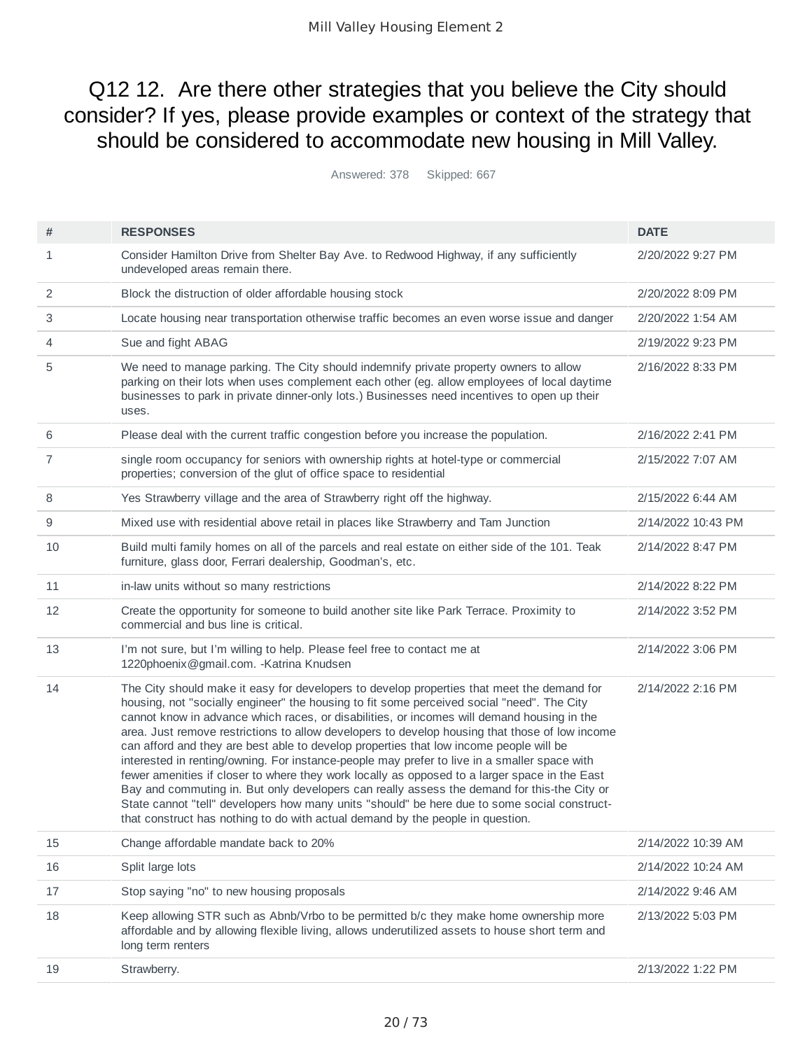# Q12 12. Are there other strategies that you believe the City should consider? If yes, please provide examples or context of the strategy that should be considered to accommodate new housing in Mill Valley.

Answered: 378 Skipped: 667

| # | RESPONSES | DATE |
|---|---|---|
| 1 | Consider Hamilton Drive from Shelter Bay Ave. to Redwood Highway, if any sufficiently undeveloped areas remain there. | 2/20/2022 9:27 PM |
| 2 | Block the distruction of older affordable housing stock | 2/20/2022 8:09 PM |
| 3 | Locate housing near transportation otherwise traffic becomes an even worse issue and danger | 2/20/2022 1:54 AM |
| 4 | Sue and fight ABAG | 2/19/2022 9:23 PM |
| 5 | We need to manage parking. The City should indemnify private property owners to allow parking on their lots when uses complement each other (eg. allow employees of local daytime businesses to park in private dinner-only lots.) Businesses need incentives to open up their uses. | 2/16/2022 8:33 PM |
| 6 | Please deal with the current traffic congestion before you increase the population. | 2/16/2022 2:41 PM |
| 7 | single room occupancy for seniors with ownership rights at hotel-type or commercial properties; conversion of the glut of office space to residential | 2/15/2022 7:07 AM |
| 8 | Yes Strawberry village and the area of Strawberry right off the highway. | 2/15/2022 6:44 AM |
| 9 | Mixed use with residential above retail in places like Strawberry and Tam Junction | 2/14/2022 10:43 PM |
| 10 | Build multi family homes on all of the parcels and real estate on either side of the 101. Teak furniture, glass door, Ferrari dealership, Goodman's, etc. | 2/14/2022 8:47 PM |
| 11 | in-law units without so many restrictions | 2/14/2022 8:22 PM |
| 12 | Create the opportunity for someone to build another site like Park Terrace. Proximity to commercial and bus line is critical. | 2/14/2022 3:52 PM |
| 13 | I'm not sure, but I'm willing to help. Please feel free to contact me at 1220phoenix@gmail.com. -Katrina Knudsen | 2/14/2022 3:06 PM |
| 14 | The City should make it easy for developers to develop properties that meet the demand for housing, not "socially engineer" the housing to fit some perceived social "need". The City cannot know in advance which races, or disabilities, or incomes will demand housing in the area. Just remove restrictions to allow developers to develop housing that those of low income can afford and they are best able to develop properties that low income people will be interested in renting/owning. For instance-people may prefer to live in a smaller space with fewer amenities if closer to where they work locally as opposed to a larger space in the East Bay and commuting in. But only developers can really assess the demand for this-the City or State cannot "tell" developers how many units "should" be here due to some social construct-that construct has nothing to do with actual demand by the people in question. | 2/14/2022 2:16 PM |
| 15 | Change affordable mandate back to 20% | 2/14/2022 10:39 AM |
| 16 | Split large lots | 2/14/2022 10:24 AM |
| 17 | Stop saying "no" to new housing proposals | 2/14/2022 9:46 AM |
| 18 | Keep allowing STR such as Abnb/Vrbo to be permitted b/c they make home ownership more affordable and by allowing flexible living, allows underutilized assets to house short term and long term renters | 2/13/2022 5:03 PM |
| 19 | Strawberry. | 2/13/2022 1:22 PM |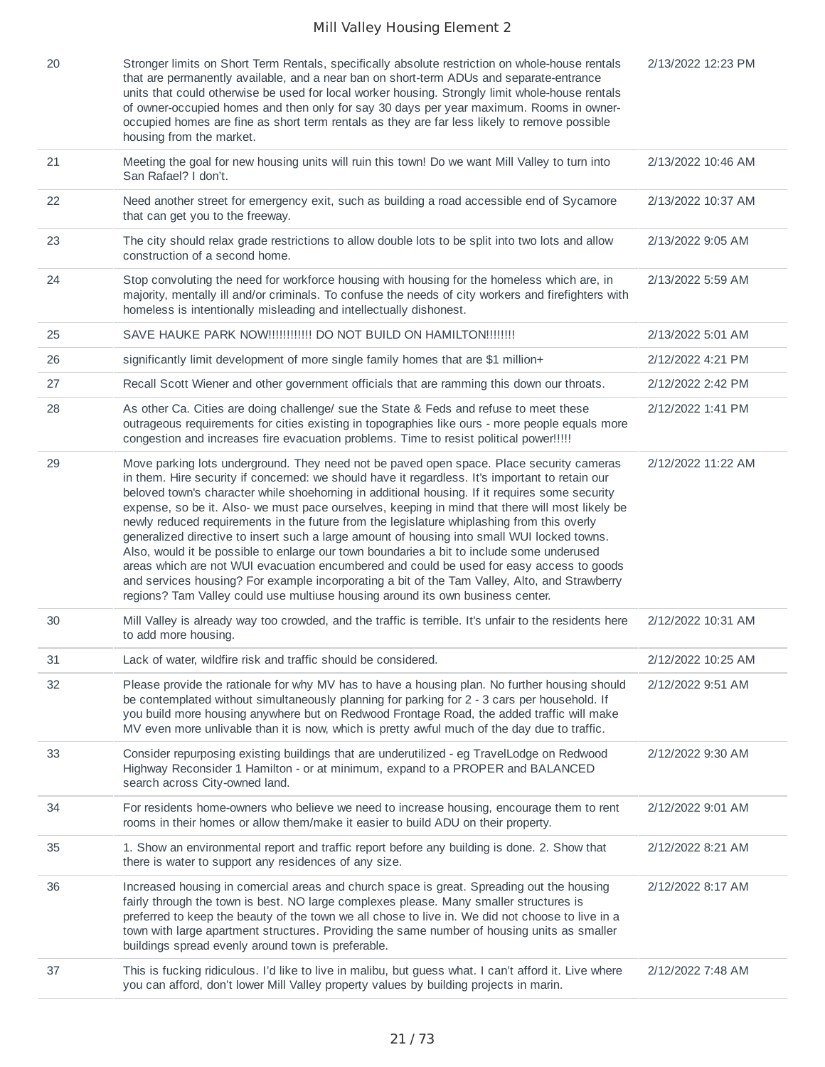| | | |
|---|---|---|
| 20 | Stronger limits on Short Term Rentals, specifically absolute restriction on whole-house rentals that are permanently available, and a near ban on short-term ADUs and separate-entrance units that could otherwise be used for local worker housing. Strongly limit whole-house rentals of owner-occupied homes and then only for say 30 days per year maximum. Rooms in owner-occupied homes are fine as short term rentals as they are far less likely to remove possible housing from the market. | 2/13/2022 12:23 PM |
| 21 | Meeting the goal for new housing units will ruin this town! Do we want Mill Valley to turn into San Rafael? I don't. | 2/13/2022 10:46 AM |
| 22 | Need another street for emergency exit, such as building a road accessible end of Sycamore that can get you to the freeway. | 2/13/2022 10:37 AM |
| 23 | The city should relax grade restrictions to allow double lots to be split into two lots and allow construction of a second home. | 2/13/2022 9:05 AM |
| 24 | Stop convoluting the need for workforce housing with housing for the homeless which are, in majority, mentally ill and/or criminals. To confuse the needs of city workers and firefighters with homeless is intentionally misleading and intellectually dishonest. | 2/13/2022 5:59 AM |
| 25 | SAVE HAUKE PARK NOW!!!!!!!!!!!! DO NOT BUILD ON HAMILTON!!!!!!!! | 2/13/2022 5:01 AM |
| 26 | significantly limit development of more single family homes that are $1 million+ | 2/12/2022 4:21 PM |
| 27 | Recall Scott Wiener and other government officials that are ramming this down our throats. | 2/12/2022 2:42 PM |
| 28 | As other Ca. Cities are doing challenge/ sue the State & Feds and refuse to meet these outrageous requirements for cities existing in topographies like ours - more people equals more congestion and increases fire evacuation problems. Time to resist political power!!!!! | 2/12/2022 1:41 PM |
| 29 | Move parking lots underground. They need not be paved open space. Place security cameras in them. Hire security if concerned: we should have it regardless. It's important to retain our beloved town's character while shoehorning in additional housing. If it requires some security expense, so be it. Also- we must pace ourselves, keeping in mind that there will most likely be newly reduced requirements in the future from the legislature whiplashing from this overly generalized directive to insert such a large amount of housing into small WUI locked towns. Also, would it be possible to enlarge our town boundaries a bit to include some underused areas which are not WUI evacuation encumbered and could be used for easy access to goods and services housing? For example incorporating a bit of the Tam Valley, Alto, and Strawberry regions? Tam Valley could use multiuse housing around its own business center. | 2/12/2022 11:22 AM |
| 30 | Mill Valley is already way too crowded, and the traffic is terrible. It's unfair to the residents here to add more housing. | 2/12/2022 10:31 AM |
| 31 | Lack of water, wildfire risk and traffic should be considered. | 2/12/2022 10:25 AM |
| 32 | Please provide the rationale for why MV has to have a housing plan. No further housing should be contemplated without simultaneously planning for parking for 2 - 3 cars per household. If you build more housing anywhere but on Redwood Frontage Road, the added traffic will make MV even more unlivable than it is now, which is pretty awful much of the day due to traffic. | 2/12/2022 9:51 AM |
| 33 | Consider repurposing existing buildings that are underutilized - eg TravelLodge on Redwood Highway Reconsider 1 Hamilton - or at minimum, expand to a PROPER and BALANCED search across City-owned land. | 2/12/2022 9:30 AM |
| 34 | For residents home-owners who believe we need to increase housing, encourage them to rent rooms in their homes or allow them/make it easier to build ADU on their property. | 2/12/2022 9:01 AM |
| 35 | 1. Show an environmental report and traffic report before any building is done. 2. Show that there is water to support any residences of any size. | 2/12/2022 8:21 AM |
| 36 | Increased housing in comercial areas and church space is great. Spreading out the housing fairly through the town is best. NO large complexes please. Many smaller structures is preferred to keep the beauty of the town we all chose to live in. We did not choose to live in a town with large apartment structures. Providing the same number of housing units as smaller buildings spread evenly around town is preferable. | 2/12/2022 8:17 AM |
| 37 | This is fucking ridiculous. I'd like to live in malibu, but guess what. I can't afford it. Live where you can afford, don't lower Mill Valley property values by building projects in marin. | 2/12/2022 7:48 AM |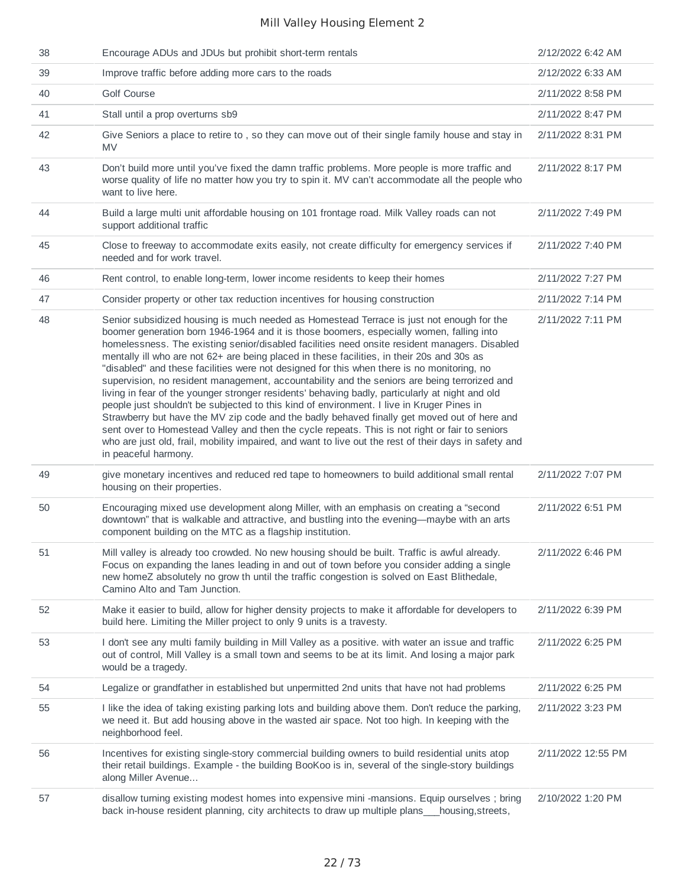| | | |
|---|---|---|
| 38 | Encourage ADUs and JDUs but prohibit short-term rentals | 2/12/2022 6:42 AM |
| 39 | Improve traffic before adding more cars to the roads | 2/12/2022 6:33 AM |
| 40 | Golf Course | 2/11/2022 8:58 PM |
| 41 | Stall until a prop overturns sb9 | 2/11/2022 8:47 PM |
| 42 | Give Seniors a place to retire to , so they can move out of their single family house and stay in MV | 2/11/2022 8:31 PM |
| 43 | Don't build more until you've fixed the damn traffic problems. More people is more traffic and worse quality of life no matter how you try to spin it. MV can't accommodate all the people who want to live here. | 2/11/2022 8:17 PM |
| 44 | Build a large multi unit affordable housing on 101 frontage road. Milk Valley roads can not support additional traffic | 2/11/2022 7:49 PM |
| 45 | Close to freeway to accommodate exits easily, not create difficulty for emergency services if needed and for work travel. | 2/11/2022 7:40 PM |
| 46 | Rent control, to enable long-term, lower income residents to keep their homes | 2/11/2022 7:27 PM |
| 47 | Consider property or other tax reduction incentives for housing construction | 2/11/2022 7:14 PM |
| 48 | Senior subsidized housing is much needed as Homestead Terrace is just not enough for the boomer generation born 1946-1964 and it is those boomers, especially women, falling into homelessness. The existing senior/disabled facilities need onsite resident managers. Disabled mentally ill who are not 62+ are being placed in these facilities, in their 20s and 30s as "disabled" and these facilities were not designed for this when there is no monitoring, no supervision, no resident management, accountability and the seniors are being terrorized and living in fear of the younger stronger residents' behaving badly, particularly at night and old people just shouldn't be subjected to this kind of environment. I live in Kruger Pines in Strawberry but have the MV zip code and the badly behaved finally get moved out of here and sent over to Homestead Valley and then the cycle repeats. This is not right or fair to seniors who are just old, frail, mobility impaired, and want to live out the rest of their days in safety and in peaceful harmony. | 2/11/2022 7:11 PM |
| 49 | give monetary incentives and reduced red tape to homeowners to build additional small rental housing on their properties. | 2/11/2022 7:07 PM |
| 50 | Encouraging mixed use development along Miller, with an emphasis on creating a "second downtown" that is walkable and attractive, and bustling into the evening—maybe with an arts component building on the MTC as a flagship institution. | 2/11/2022 6:51 PM |
| 51 | Mill valley is already too crowded. No new housing should be built. Traffic is awful already. Focus on expanding the lanes leading in and out of town before you consider adding a single new homeZ absolutely no grow th until the traffic congestion is solved on East Blithedale, Camino Alto and Tam Junction. | 2/11/2022 6:46 PM |
| 52 | Make it easier to build, allow for higher density projects to make it affordable for developers to build here. Limiting the Miller project to only 9 units is a travesty. | 2/11/2022 6:39 PM |
| 53 | I don't see any multi family building in Mill Valley as a positive. with water an issue and traffic out of control, Mill Valley is a small town and seems to be at its limit. And losing a major park would be a tragedy. | 2/11/2022 6:25 PM |
| 54 | Legalize or grandfather in established but unpermitted 2nd units that have not had problems | 2/11/2022 6:25 PM |
| 55 | I like the idea of taking existing parking lots and building above them. Don't reduce the parking, we need it. But add housing above in the wasted air space. Not too high. In keeping with the neighborhood feel. | 2/11/2022 3:23 PM |
| 56 | Incentives for existing single-story commercial building owners to build residential units atop their retail buildings. Example - the building BooKoo is in, several of the single-story buildings along Miller Avenue... | 2/11/2022 12:55 PM |
| 57 | disallow turning existing modest homes into expensive mini -mansions. Equip ourselves ; bring back in-house resident planning, city architects to draw up multiple plans___housing,streets, | 2/10/2022 1:20 PM |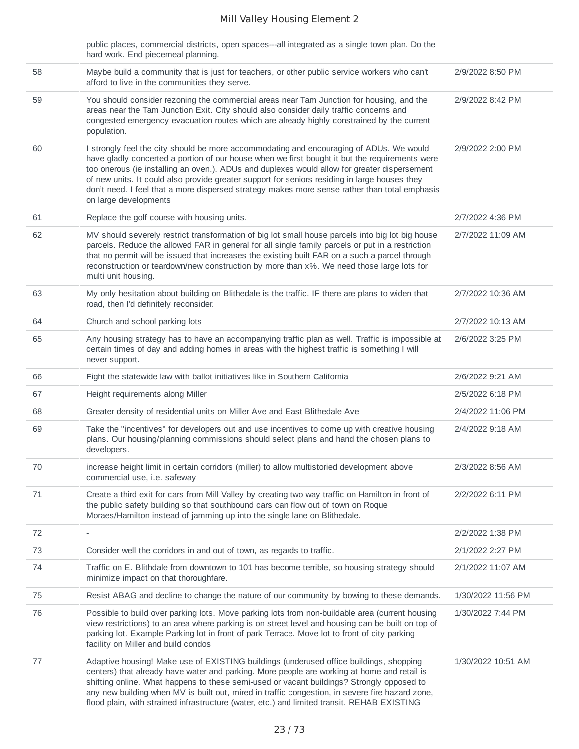| | | |
|---|---|---|
| | public places, commercial districts, open spaces---all integrated as a single town plan. Do the hard work. End piecemeal planning. | |
| 58 | Maybe build a community that is just for teachers, or other public service workers who can't afford to live in the communities they serve. | 2/9/2022 8:50 PM |
| 59 | You should consider rezoning the commercial areas near Tam Junction for housing, and the areas near the Tam Junction Exit. City should also consider daily traffic concerns and congested emergency evacuation routes which are already highly constrained by the current population. | 2/9/2022 8:42 PM |
| 60 | I strongly feel the city should be more accommodating and encouraging of ADUs. We would have gladly concerted a portion of our house when we first bought it but the requirements were too onerous (ie installing an oven.). ADUs and duplexes would allow for greater dispersement of new units. It could also provide greater support for seniors residing in large houses they don't need. I feel that a more dispersed strategy makes more sense rather than total emphasis on large developments | 2/9/2022 2:00 PM |
| 61 | Replace the golf course with housing units. | 2/7/2022 4:36 PM |
| 62 | MV should severely restrict transformation of big lot small house parcels into big lot big house parcels. Reduce the allowed FAR in general for all single family parcels or put in a restriction that no permit will be issued that increases the existing built FAR on a such a parcel through reconstruction or teardown/new construction by more than x%. We need those large lots for multi unit housing. | 2/7/2022 11:09 AM |
| 63 | My only hesitation about building on Blithedale is the traffic. IF there are plans to widen that road, then I'd definitely reconsider. | 2/7/2022 10:36 AM |
| 64 | Church and school parking lots | 2/7/2022 10:13 AM |
| 65 | Any housing strategy has to have an accompanying traffic plan as well. Traffic is impossible at certain times of day and adding homes in areas with the highest traffic is something I will never support. | 2/6/2022 3:25 PM |
| 66 | Fight the statewide law with ballot initiatives like in Southern California | 2/6/2022 9:21 AM |
| 67 | Height requirements along Miller | 2/5/2022 6:18 PM |
| 68 | Greater density of residential units on Miller Ave and East Blithedale Ave | 2/4/2022 11:06 PM |
| 69 | Take the "incentives" for developers out and use incentives to come up with creative housing plans. Our housing/planning commissions should select plans and hand the chosen plans to developers. | 2/4/2022 9:18 AM |
| 70 | increase height limit in certain corridors (miller) to allow multistoried development above commercial use, i.e. safeway | 2/3/2022 8:56 AM |
| 71 | Create a third exit for cars from Mill Valley by creating two way traffic on Hamilton in front of the public safety building so that southbound cars can flow out of town on Roque Moraes/Hamilton instead of jamming up into the single lane on Blithedale. | 2/2/2022 6:11 PM |
| 72 | - | 2/2/2022 1:38 PM |
| 73 | Consider well the corridors in and out of town, as regards to traffic. | 2/1/2022 2:27 PM |
| 74 | Traffic on E. Blithdale from downtown to 101 has become terrible, so housing strategy should minimize impact on that thoroughfare. | 2/1/2022 11:07 AM |
| 75 | Resist ABAG and decline to change the nature of our community by bowing to these demands. | 1/30/2022 11:56 PM |
| 76 | Possible to build over parking lots. Move parking lots from non-buildable area (current housing view restrictions) to an area where parking is on street level and housing can be built on top of parking lot. Example Parking lot in front of park Terrace. Move lot to front of city parking facility on Miller and build condos | 1/30/2022 7:44 PM |
| 77 | Adaptive housing! Make use of EXISTING buildings (underused office buildings, shopping centers) that already have water and parking. More people are working at home and retail is shifting online. What happens to these semi-used or vacant buildings? Strongly opposed to any new building when MV is built out, mired in traffic congestion, in severe fire hazard zone, flood plain, with strained infrastructure (water, etc.) and limited transit. REHAB EXISTING | 1/30/2022 10:51 AM |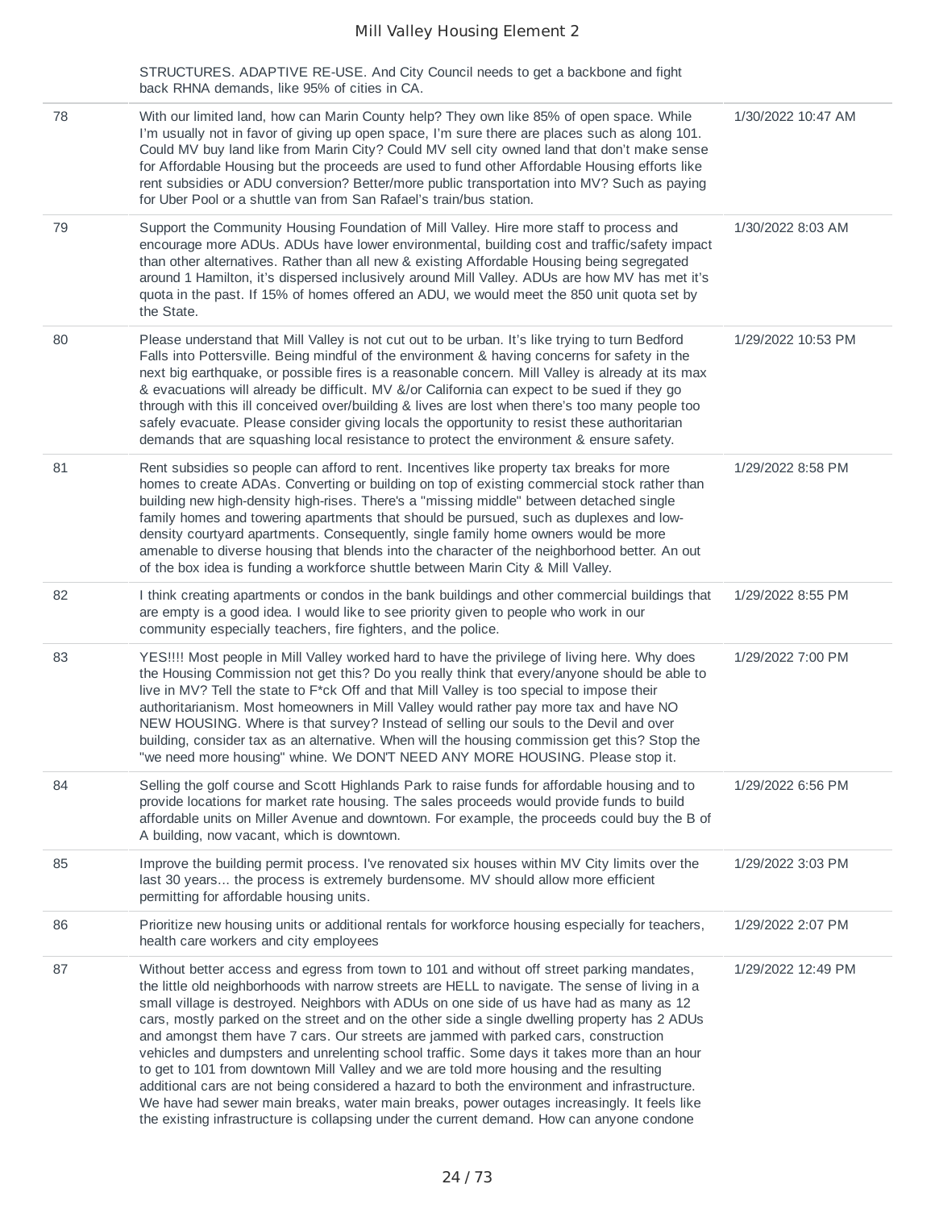| | | |
|---|---|---|
| | STRUCTURES. ADAPTIVE RE-USE. And City Council needs to get a backbone and fight back RHNA demands, like 95% of cities in CA. | |
| 78 | With our limited land, how can Marin County help? They own like 85% of open space. While I'm usually not in favor of giving up open space, I'm sure there are places such as along 101. Could MV buy land like from Marin City? Could MV sell city owned land that don't make sense for Affordable Housing but the proceeds are used to fund other Affordable Housing efforts like rent subsidies or ADU conversion? Better/more public transportation into MV? Such as paying for Uber Pool or a shuttle van from San Rafael's train/bus station. | 1/30/2022 10:47 AM |
| 79 | Support the Community Housing Foundation of Mill Valley. Hire more staff to process and encourage more ADUs. ADUs have lower environmental, building cost and traffic/safety impact than other alternatives. Rather than all new & existing Affordable Housing being segregated around 1 Hamilton, it's dispersed inclusively around Mill Valley. ADUs are how MV has met it's quota in the past. If 15% of homes offered an ADU, we would meet the 850 unit quota set by the State. | 1/30/2022 8:03 AM |
| 80 | Please understand that Mill Valley is not cut out to be urban. It's like trying to turn Bedford Falls into Pottersville. Being mindful of the environment & having concerns for safety in the next big earthquake, or possible fires is a reasonable concern. Mill Valley is already at its max & evacuations will already be difficult. MV &/or California can expect to be sued if they go through with this ill conceived over/building & lives are lost when there's too many people too safely evacuate. Please consider giving locals the opportunity to resist these authoritarian demands that are squashing local resistance to protect the environment & ensure safety. | 1/29/2022 10:53 PM |
| 81 | Rent subsidies so people can afford to rent. Incentives like property tax breaks for more homes to create ADAs. Converting or building on top of existing commercial stock rather than building new high-density high-rises. There's a "missing middle" between detached single family homes and towering apartments that should be pursued, such as duplexes and low-density courtyard apartments. Consequently, single family home owners would be more amenable to diverse housing that blends into the character of the neighborhood better. An out of the box idea is funding a workforce shuttle between Marin City & Mill Valley. | 1/29/2022 8:58 PM |
| 82 | I think creating apartments or condos in the bank buildings and other commercial buildings that are empty is a good idea. I would like to see priority given to people who work in our community especially teachers, fire fighters, and the police. | 1/29/2022 8:55 PM |
| 83 | YES!!!! Most people in Mill Valley worked hard to have the privilege of living here. Why does the Housing Commission not get this? Do you really think that every/anyone should be able to live in MV? Tell the state to F*ck Off and that Mill Valley is too special to impose their authoritarianism. Most homeowners in Mill Valley would rather pay more tax and have NO NEW HOUSING. Where is that survey? Instead of selling our souls to the Devil and over building, consider tax as an alternative. When will the housing commission get this? Stop the "we need more housing" whine. We DON'T NEED ANY MORE HOUSING. Please stop it. | 1/29/2022 7:00 PM |
| 84 | Selling the golf course and Scott Highlands Park to raise funds for affordable housing and to provide locations for market rate housing. The sales proceeds would provide funds to build affordable units on Miller Avenue and downtown. For example, the proceeds could buy the B of A building, now vacant, which is downtown. | 1/29/2022 6:56 PM |
| 85 | Improve the building permit process. I've renovated six houses within MV City limits over the last 30 years... the process is extremely burdensome. MV should allow more efficient permitting for affordable housing units. | 1/29/2022 3:03 PM |
| 86 | Prioritize new housing units or additional rentals for workforce housing especially for teachers, health care workers and city employees | 1/29/2022 2:07 PM |
| 87 | Without better access and egress from town to 101 and without off street parking mandates, the little old neighborhoods with narrow streets are HELL to navigate. The sense of living in a small village is destroyed. Neighbors with ADUs on one side of us have had as many as 12 cars, mostly parked on the street and on the other side a single dwelling property has 2 ADUs and amongst them have 7 cars. Our streets are jammed with parked cars, construction vehicles and dumpsters and unrelenting school traffic. Some days it takes more than an hour to get to 101 from downtown Mill Valley and we are told more housing and the resulting additional cars are not being considered a hazard to both the environment and infrastructure. We have had sewer main breaks, water main breaks, power outages increasingly. It feels like the existing infrastructure is collapsing under the current demand. How can anyone condone | 1/29/2022 12:49 PM |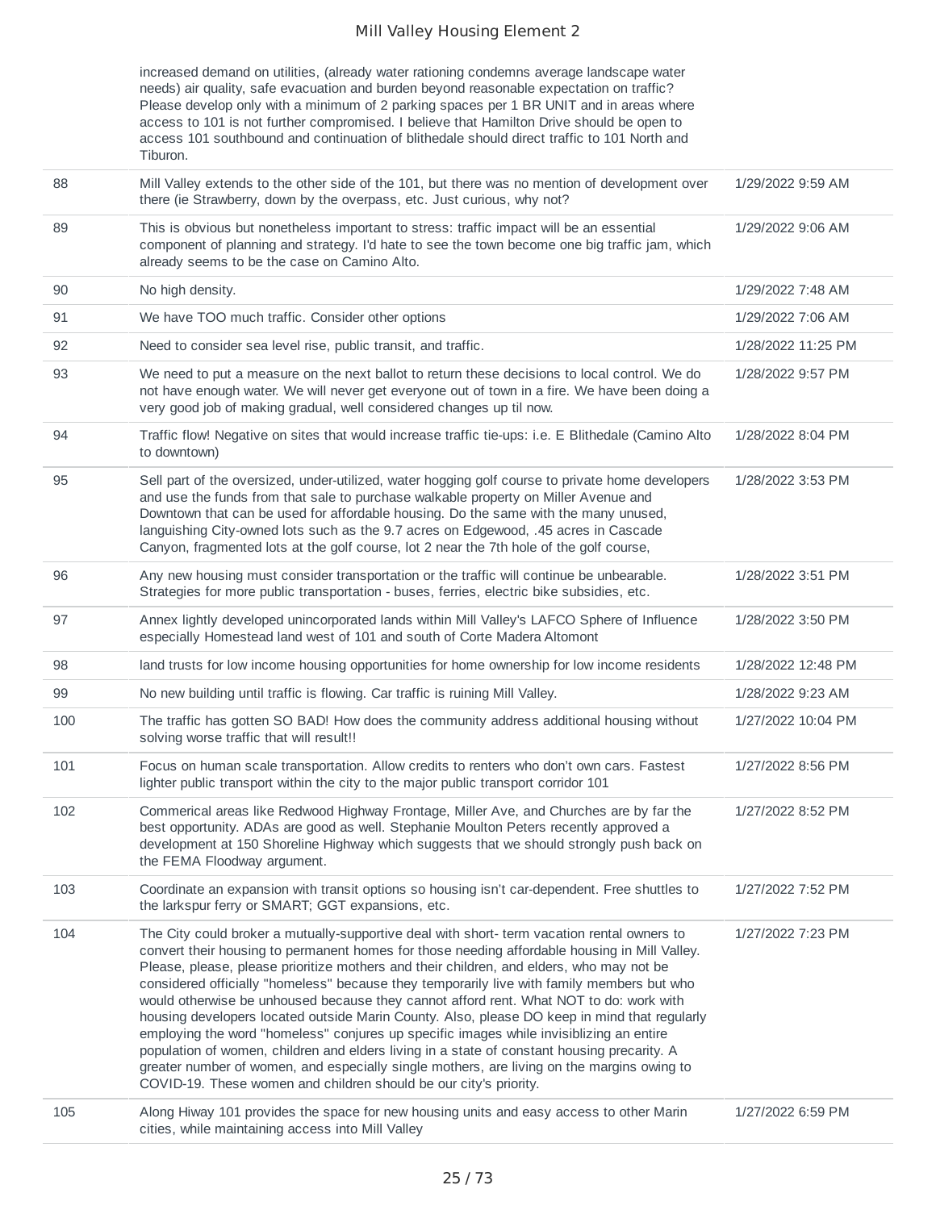| | | |
|---|---|---|
| | increased demand on utilities, (already water rationing condemns average landscape water needs) air quality, safe evacuation and burden beyond reasonable expectation on traffic? Please develop only with a minimum of 2 parking spaces per 1 BR UNIT and in areas where access to 101 is not further compromised. I believe that Hamilton Drive should be open to access 101 southbound and continuation of blithedale should direct traffic to 101 North and Tiburon. | |
| 88 | Mill Valley extends to the other side of the 101, but there was no mention of development over there (ie Strawberry, down by the overpass, etc. Just curious, why not? | 1/29/2022 9:59 AM |
| 89 | This is obvious but nonetheless important to stress: traffic impact will be an essential component of planning and strategy. I'd hate to see the town become one big traffic jam, which already seems to be the case on Camino Alto. | 1/29/2022 9:06 AM |
| 90 | No high density. | 1/29/2022 7:48 AM |
| 91 | We have TOO much traffic. Consider other options | 1/29/2022 7:06 AM |
| 92 | Need to consider sea level rise, public transit, and traffic. | 1/28/2022 11:25 PM |
| 93 | We need to put a measure on the next ballot to return these decisions to local control. We do not have enough water. We will never get everyone out of town in a fire. We have been doing a very good job of making gradual, well considered changes up til now. | 1/28/2022 9:57 PM |
| 94 | Traffic flow! Negative on sites that would increase traffic tie-ups: i.e. E Blithedale (Camino Alto to downtown) | 1/28/2022 8:04 PM |
| 95 | Sell part of the oversized, under-utilized, water hogging golf course to private home developers and use the funds from that sale to purchase walkable property on Miller Avenue and Downtown that can be used for affordable housing. Do the same with the many unused, languishing City-owned lots such as the 9.7 acres on Edgewood, .45 acres in Cascade Canyon, fragmented lots at the golf course, lot 2 near the 7th hole of the golf course, | 1/28/2022 3:53 PM |
| 96 | Any new housing must consider transportation or the traffic will continue be unbearable. Strategies for more public transportation - buses, ferries, electric bike subsidies, etc. | 1/28/2022 3:51 PM |
| 97 | Annex lightly developed unincorporated lands within Mill Valley's LAFCO Sphere of Influence especially Homestead land west of 101 and south of Corte Madera Altomont | 1/28/2022 3:50 PM |
| 98 | land trusts for low income housing opportunities for home ownership for low income residents | 1/28/2022 12:48 PM |
| 99 | No new building until traffic is flowing. Car traffic is ruining Mill Valley. | 1/28/2022 9:23 AM |
| 100 | The traffic has gotten SO BAD! How does the community address additional housing without solving worse traffic that will result!! | 1/27/2022 10:04 PM |
| 101 | Focus on human scale transportation. Allow credits to renters who don't own cars. Fastest lighter public transport within the city to the major public transport corridor 101 | 1/27/2022 8:56 PM |
| 102 | Commerical areas like Redwood Highway Frontage, Miller Ave, and Churches are by far the best opportunity. ADAs are good as well. Stephanie Moulton Peters recently approved a development at 150 Shoreline Highway which suggests that we should strongly push back on the FEMA Floodway argument. | 1/27/2022 8:52 PM |
| 103 | Coordinate an expansion with transit options so housing isn't car-dependent. Free shuttles to the larkspur ferry or SMART; GGT expansions, etc. | 1/27/2022 7:52 PM |
| 104 | The City could broker a mutually-supportive deal with short- term vacation rental owners to convert their housing to permanent homes for those needing affordable housing in Mill Valley. Please, please, please prioritize mothers and their children, and elders, who may not be considered officially "homeless" because they temporarily live with family members but who would otherwise be unhoused because they cannot afford rent. What NOT to do: work with housing developers located outside Marin County. Also, please DO keep in mind that regularly employing the word "homeless" conjures up specific images while invisiblizing an entire population of women, children and elders living in a state of constant housing precarity. A greater number of women, and especially single mothers, are living on the margins owing to COVID-19. These women and children should be our city's priority. | 1/27/2022 7:23 PM |
| 105 | Along Hiway 101 provides the space for new housing units and easy access to other Marin cities, while maintaining access into Mill Valley | 1/27/2022 6:59 PM |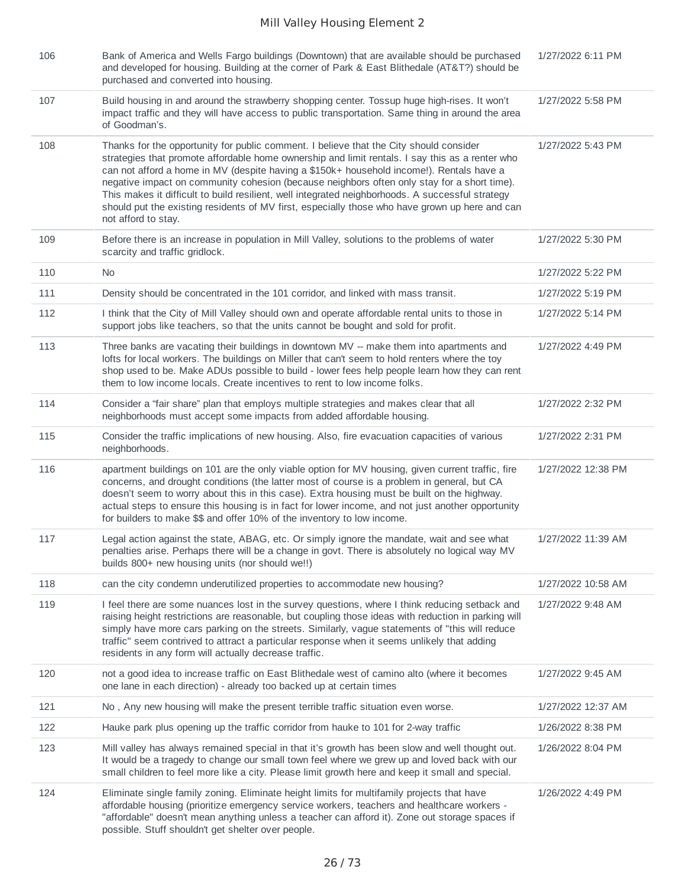| | | |
|---|---|---|
| 106 | Bank of America and Wells Fargo buildings (Downtown) that are available should be purchased and developed for housing. Building at the corner of Park & East Blithedale (AT&T?) should be purchased and converted into housing. | 1/27/2022 6:11 PM |
| 107 | Build housing in and around the strawberry shopping center. Tossup huge high-rises. It won't impact traffic and they will have access to public transportation. Same thing in around the area of Goodman's. | 1/27/2022 5:58 PM |
| 108 | Thanks for the opportunity for public comment. I believe that the City should consider strategies that promote affordable home ownership and limit rentals. I say this as a renter who can not afford a home in MV (despite having a $150k+ household income!). Rentals have a negative impact on community cohesion (because neighbors often only stay for a short time). This makes it difficult to build resilient, well integrated neighborhoods. A successful strategy should put the existing residents of MV first, especially those who have grown up here and can not afford to stay. | 1/27/2022 5:43 PM |
| 109 | Before there is an increase in population in Mill Valley, solutions to the problems of water scarcity and traffic gridlock. | 1/27/2022 5:30 PM |
| 110 | No | 1/27/2022 5:22 PM |
| 111 | Density should be concentrated in the 101 corridor, and linked with mass transit. | 1/27/2022 5:19 PM |
| 112 | I think that the City of Mill Valley should own and operate affordable rental units to those in support jobs like teachers, so that the units cannot be bought and sold for profit. | 1/27/2022 5:14 PM |
| 113 | Three banks are vacating their buildings in downtown MV -- make them into apartments and lofts for local workers. The buildings on Miller that can't seem to hold renters where the toy shop used to be. Make ADUs possible to build - lower fees help people learn how they can rent them to low income locals. Create incentives to rent to low income folks. | 1/27/2022 4:49 PM |
| 114 | Consider a "fair share" plan that employs multiple strategies and makes clear that all neighborhoods must accept some impacts from added affordable housing. | 1/27/2022 2:32 PM |
| 115 | Consider the traffic implications of new housing. Also, fire evacuation capacities of various neighborhoods. | 1/27/2022 2:31 PM |
| 116 | apartment buildings on 101 are the only viable option for MV housing, given current traffic, fire concerns, and drought conditions (the latter most of course is a problem in general, but CA doesn't seem to worry about this in this case). Extra housing must be built on the highway. actual steps to ensure this housing is in fact for lower income, and not just another opportunity for builders to make $$ and offer 10% of the inventory to low income. | 1/27/2022 12:38 PM |
| 117 | Legal action against the state, ABAG, etc. Or simply ignore the mandate, wait and see what penalties arise. Perhaps there will be a change in govt. There is absolutely no logical way MV builds 800+ new housing units (nor should we!!) | 1/27/2022 11:39 AM |
| 118 | can the city condemn underutilized properties to accommodate new housing? | 1/27/2022 10:58 AM |
| 119 | I feel there are some nuances lost in the survey questions, where I think reducing setback and raising height restrictions are reasonable, but coupling those ideas with reduction in parking will simply have more cars parking on the streets. Similarly, vague statements of "this will reduce traffic" seem contrived to attract a particular response when it seems unlikely that adding residents in any form will actually decrease traffic. | 1/27/2022 9:48 AM |
| 120 | not a good idea to increase traffic on East Blithedale west of camino alto (where it becomes one lane in each direction) - already too backed up at certain times | 1/27/2022 9:45 AM |
| 121 | No , Any new housing will make the present terrible traffic situation even worse. | 1/27/2022 12:37 AM |
| 122 | Hauke park plus opening up the traffic corridor from hauke to 101 for 2-way traffic | 1/26/2022 8:38 PM |
| 123 | Mill valley has always remained special in that it's growth has been slow and well thought out. It would be a tragedy to change our small town feel where we grew up and loved back with our small children to feel more like a city. Please limit growth here and keep it small and special. | 1/26/2022 8:04 PM |
| 124 | Eliminate single family zoning. Eliminate height limits for multifamily projects that have affordable housing (prioritize emergency service workers, teachers and healthcare workers - "affordable" doesn't mean anything unless a teacher can afford it). Zone out storage spaces if possible. Stuff shouldn't get shelter over people. | 1/26/2022 4:49 PM |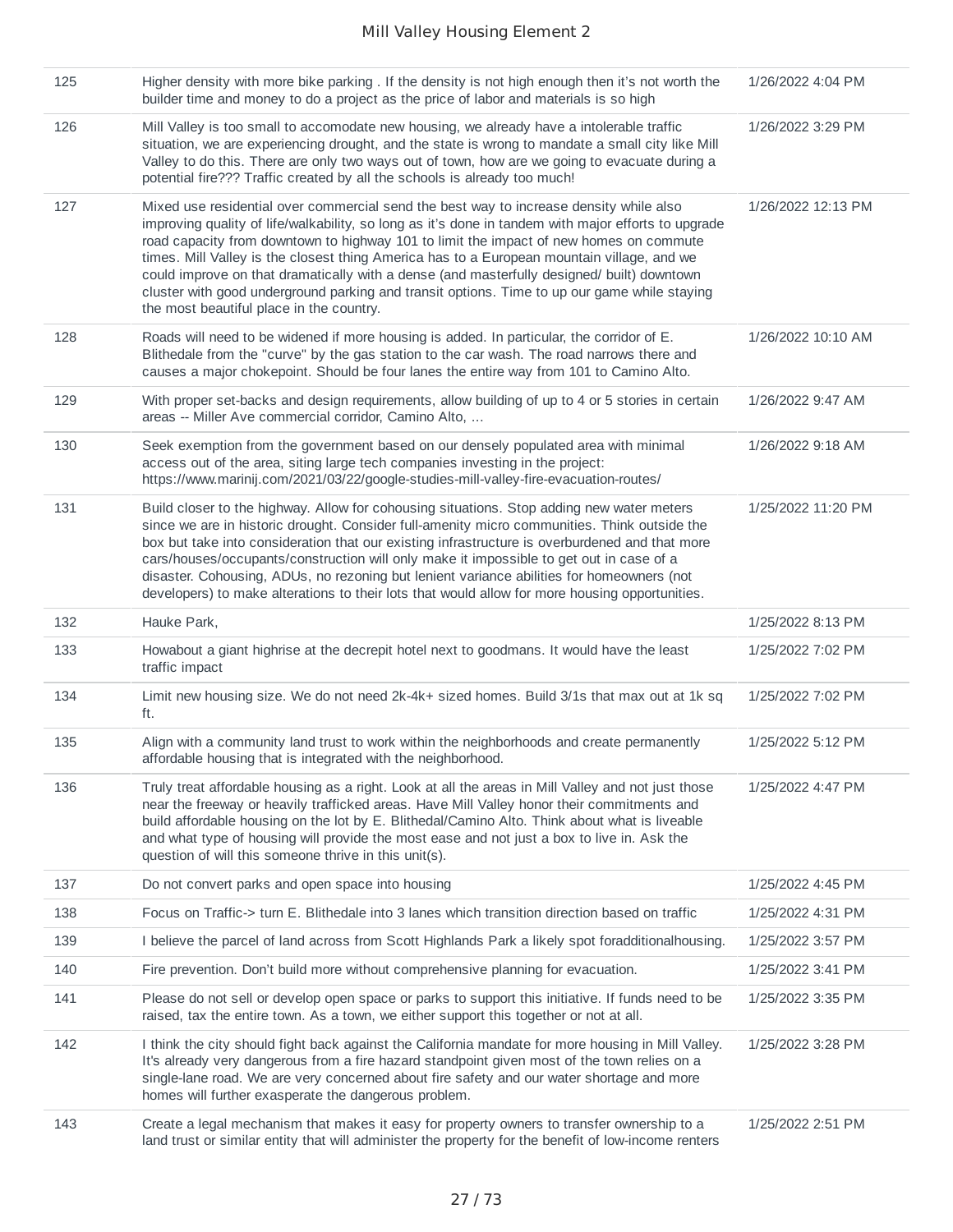| | | |
|---|---|---|
| 125 | Higher density with more bike parking . If the density is not high enough then it's not worth the builder time and money to do a project as the price of labor and materials is so high | 1/26/2022 4:04 PM |
| 126 | Mill Valley is too small to accomodate new housing, we already have a intolerable traffic situation, we are experiencing drought, and the state is wrong to mandate a small city like Mill Valley to do this. There are only two ways out of town, how are we going to evacuate during a potential fire??? Traffic created by all the schools is already too much! | 1/26/2022 3:29 PM |
| 127 | Mixed use residential over commercial send the best way to increase density while also improving quality of life/walkability, so long as it's done in tandem with major efforts to upgrade road capacity from downtown to highway 101 to limit the impact of new homes on commute times. Mill Valley is the closest thing America has to a European mountain village, and we could improve on that dramatically with a dense (and masterfully designed/ built) downtown cluster with good underground parking and transit options. Time to up our game while staying the most beautiful place in the country. | 1/26/2022 12:13 PM |
| 128 | Roads will need to be widened if more housing is added. In particular, the corridor of E. Blithedale from the "curve" by the gas station to the car wash. The road narrows there and causes a major chokepoint. Should be four lanes the entire way from 101 to Camino Alto. | 1/26/2022 10:10 AM |
| 129 | With proper set-backs and design requirements, allow building of up to 4 or 5 stories in certain areas -- Miller Ave commercial corridor, Camino Alto, ... | 1/26/2022 9:47 AM |
| 130 | Seek exemption from the government based on our densely populated area with minimal access out of the area, siting large tech companies investing in the project: https://www.marinij.com/2021/03/22/google-studies-mill-valley-fire-evacuation-routes/ | 1/26/2022 9:18 AM |
| 131 | Build closer to the highway. Allow for cohousing situations. Stop adding new water meters since we are in historic drought. Consider full-amenity micro communities. Think outside the box but take into consideration that our existing infrastructure is overburdened and that more cars/houses/occupants/construction will only make it impossible to get out in case of a disaster. Cohousing, ADUs, no rezoning but lenient variance abilities for homeowners (not developers) to make alterations to their lots that would allow for more housing opportunities. | 1/25/2022 11:20 PM |
| 132 | Hauke Park, | 1/25/2022 8:13 PM |
| 133 | Howabout a giant highrise at the decrepit hotel next to goodmans. It would have the least traffic impact | 1/25/2022 7:02 PM |
| 134 | Limit new housing size. We do not need 2k-4k+ sized homes. Build 3/1s that max out at 1k sq ft. | 1/25/2022 7:02 PM |
| 135 | Align with a community land trust to work within the neighborhoods and create permanently affordable housing that is integrated with the neighborhood. | 1/25/2022 5:12 PM |
| 136 | Truly treat affordable housing as a right. Look at all the areas in Mill Valley and not just those near the freeway or heavily trafficked areas. Have Mill Valley honor their commitments and build affordable housing on the lot by E. Blithedal/Camino Alto. Think about what is liveable and what type of housing will provide the most ease and not just a box to live in. Ask the question of will this someone thrive in this unit(s). | 1/25/2022 4:47 PM |
| 137 | Do not convert parks and open space into housing | 1/25/2022 4:45 PM |
| 138 | Focus on Traffic-> turn E. Blithedale into 3 lanes which transition direction based on traffic | 1/25/2022 4:31 PM |
| 139 | I believe the parcel of land across from Scott Highlands Park a likely spot foradditionalhousing. | 1/25/2022 3:57 PM |
| 140 | Fire prevention. Don't build more without comprehensive planning for evacuation. | 1/25/2022 3:41 PM |
| 141 | Please do not sell or develop open space or parks to support this initiative. If funds need to be raised, tax the entire town. As a town, we either support this together or not at all. | 1/25/2022 3:35 PM |
| 142 | I think the city should fight back against the California mandate for more housing in Mill Valley. It's already very dangerous from a fire hazard standpoint given most of the town relies on a single-lane road. We are very concerned about fire safety and our water shortage and more homes will further exasperate the dangerous problem. | 1/25/2022 3:28 PM |
| 143 | Create a legal mechanism that makes it easy for property owners to transfer ownership to a land trust or similar entity that will administer the property for the benefit of low-income renters | 1/25/2022 2:51 PM |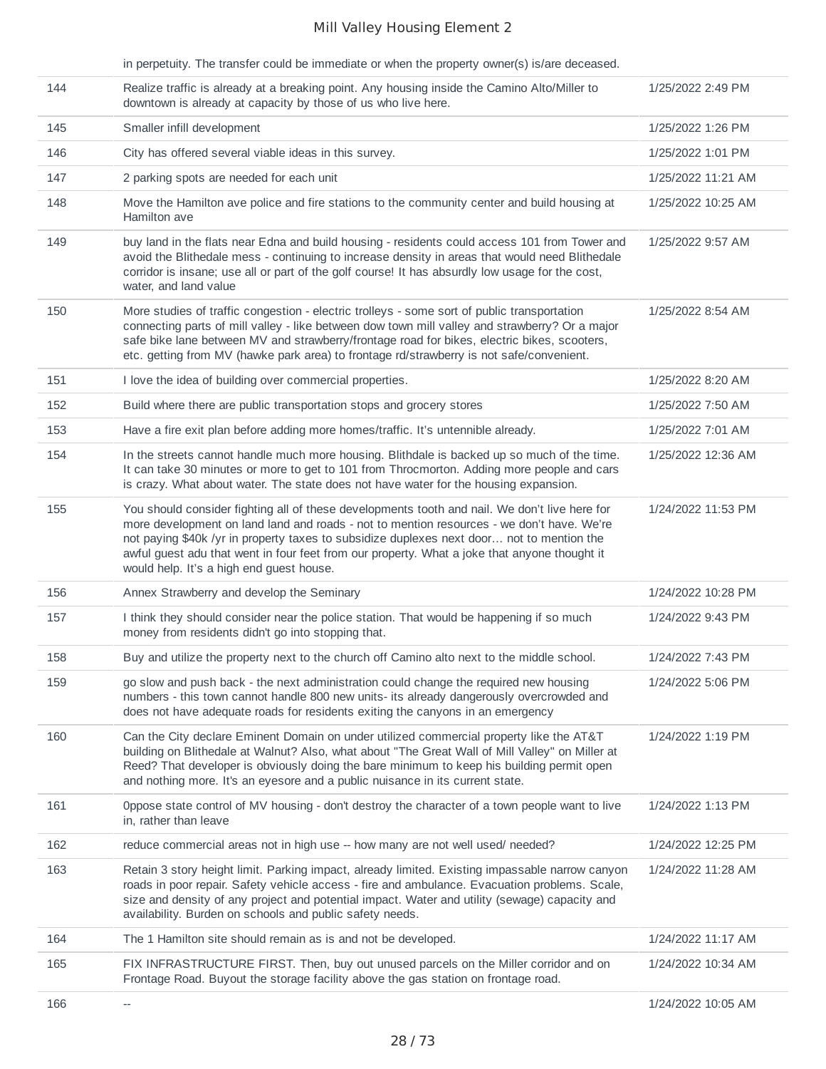| | | |
|---|---|---|
| | in perpetuity. The transfer could be immediate or when the property owner(s) is/are deceased. | |
| 144 | Realize traffic is already at a breaking point. Any housing inside the Camino Alto/Miller to downtown is already at capacity by those of us who live here. | 1/25/2022 2:49 PM |
| 145 | Smaller infill development | 1/25/2022 1:26 PM |
| 146 | City has offered several viable ideas in this survey. | 1/25/2022 1:01 PM |
| 147 | 2 parking spots are needed for each unit | 1/25/2022 11:21 AM |
| 148 | Move the Hamilton ave police and fire stations to the community center and build housing at Hamilton ave | 1/25/2022 10:25 AM |
| 149 | buy land in the flats near Edna and build housing - residents could access 101 from Tower and avoid the Blithedale mess - continuing to increase density in areas that would need Blithedale corridor is insane; use all or part of the golf course! It has absurdly low usage for the cost, water, and land value | 1/25/2022 9:57 AM |
| 150 | More studies of traffic congestion - electric trolleys - some sort of public transportation connecting parts of mill valley - like between dow town mill valley and strawberry? Or a major safe bike lane between MV and strawberry/frontage road for bikes, electric bikes, scooters, etc. getting from MV (hawke park area) to frontage rd/strawberry is not safe/convenient. | 1/25/2022 8:54 AM |
| 151 | I love the idea of building over commercial properties. | 1/25/2022 8:20 AM |
| 152 | Build where there are public transportation stops and grocery stores | 1/25/2022 7:50 AM |
| 153 | Have a fire exit plan before adding more homes/traffic. It's untennible already. | 1/25/2022 7:01 AM |
| 154 | In the streets cannot handle much more housing. Blithdale is backed up so much of the time. It can take 30 minutes or more to get to 101 from Throcmorton. Adding more people and cars is crazy. What about water. The state does not have water for the housing expansion. | 1/25/2022 12:36 AM |
| 155 | You should consider fighting all of these developments tooth and nail. We don't live here for more development on land land and roads - not to mention resources - we don't have. We're not paying $40k /yr in property taxes to subsidize duplexes next door… not to mention the awful guest adu that went in four feet from our property. What a joke that anyone thought it would help. It's a high end guest house. | 1/24/2022 11:53 PM |
| 156 | Annex Strawberry and develop the Seminary | 1/24/2022 10:28 PM |
| 157 | I think they should consider near the police station. That would be happening if so much money from residents didn't go into stopping that. | 1/24/2022 9:43 PM |
| 158 | Buy and utilize the property next to the church off Camino alto next to the middle school. | 1/24/2022 7:43 PM |
| 159 | go slow and push back - the next administration could change the required new housing numbers - this town cannot handle 800 new units- its already dangerously overcrowded and does not have adequate roads for residents exiting the canyons in an emergency | 1/24/2022 5:06 PM |
| 160 | Can the City declare Eminent Domain on under utilized commercial property like the AT&T building on Blithedale at Walnut? Also, what about "The Great Wall of Mill Valley" on Miller at Reed? That developer is obviously doing the bare minimum to keep his building permit open and nothing more. It's an eyesore and a public nuisance in its current state. | 1/24/2022 1:19 PM |
| 161 | 0ppose state control of MV housing - don't destroy the character of a town people want to live in, rather than leave | 1/24/2022 1:13 PM |
| 162 | reduce commercial areas not in high use -- how many are not well used/ needed? | 1/24/2022 12:25 PM |
| 163 | Retain 3 story height limit. Parking impact, already limited. Existing impassable narrow canyon roads in poor repair. Safety vehicle access - fire and ambulance. Evacuation problems. Scale, size and density of any project and potential impact. Water and utility (sewage) capacity and availability. Burden on schools and public safety needs. | 1/24/2022 11:28 AM |
| 164 | The 1 Hamilton site should remain as is and not be developed. | 1/24/2022 11:17 AM |
| 165 | FIX INFRASTRUCTURE FIRST. Then, buy out unused parcels on the Miller corridor and on Frontage Road. Buyout the storage facility above the gas station on frontage road. | 1/24/2022 10:34 AM |
| 166 | -- | 1/24/2022 10:05 AM |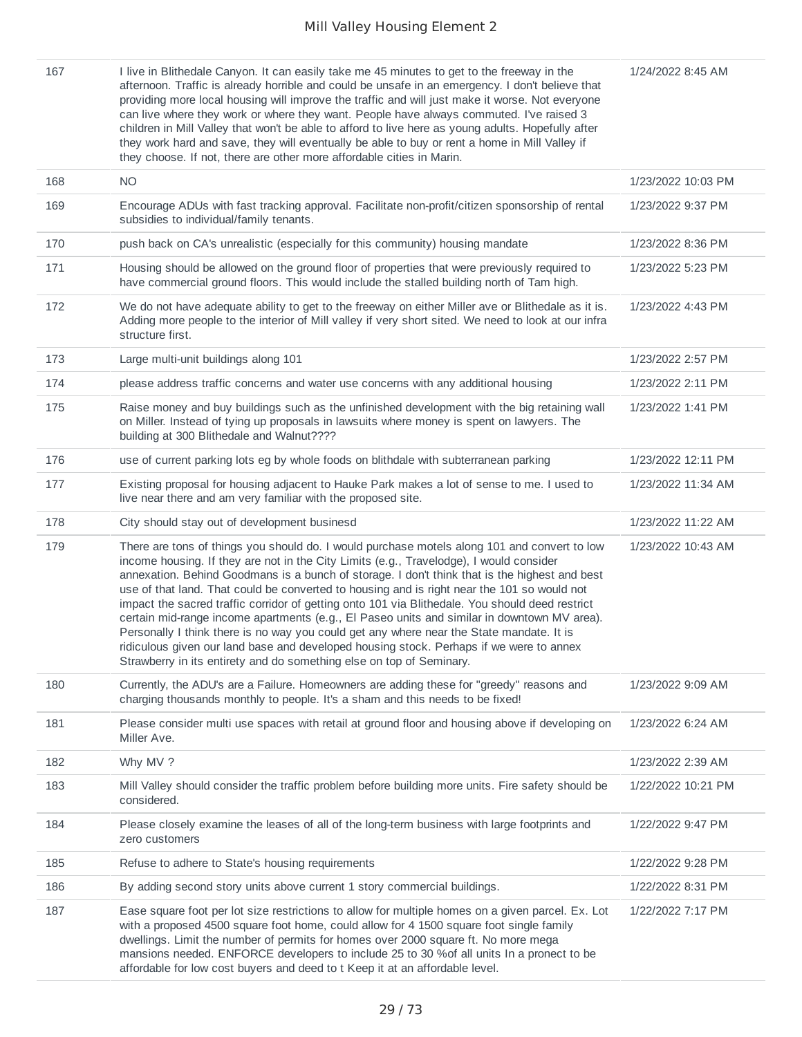| | | |
|---|---|---|
| 167 | I live in Blithedale Canyon. It can easily take me 45 minutes to get to the freeway in the afternoon. Traffic is already horrible and could be unsafe in an emergency. I don't believe that providing more local housing will improve the traffic and will just make it worse. Not everyone can live where they work or where they want. People have always commuted. I've raised 3 children in Mill Valley that won't be able to afford to live here as young adults. Hopefully after they work hard and save, they will eventually be able to buy or rent a home in Mill Valley if they choose. If not, there are other more affordable cities in Marin. | 1/24/2022 8:45 AM |
| 168 | NO | 1/23/2022 10:03 PM |
| 169 | Encourage ADUs with fast tracking approval. Facilitate non-profit/citizen sponsorship of rental subsidies to individual/family tenants. | 1/23/2022 9:37 PM |
| 170 | push back on CA's unrealistic (especially for this community) housing mandate | 1/23/2022 8:36 PM |
| 171 | Housing should be allowed on the ground floor of properties that were previously required to have commercial ground floors. This would include the stalled building north of Tam high. | 1/23/2022 5:23 PM |
| 172 | We do not have adequate ability to get to the freeway on either Miller ave or Blithedale as it is. Adding more people to the interior of Mill valley if very short sited. We need to look at our infra structure first. | 1/23/2022 4:43 PM |
| 173 | Large multi-unit buildings along 101 | 1/23/2022 2:57 PM |
| 174 | please address traffic concerns and water use concerns with any additional housing | 1/23/2022 2:11 PM |
| 175 | Raise money and buy buildings such as the unfinished development with the big retaining wall on Miller. Instead of tying up proposals in lawsuits where money is spent on lawyers. The building at 300 Blithedale and Walnut???? | 1/23/2022 1:41 PM |
| 176 | use of current parking lots eg by whole foods on blithdale with subterranean parking | 1/23/2022 12:11 PM |
| 177 | Existing proposal for housing adjacent to Hauke Park makes a lot of sense to me. I used to live near there and am very familiar with the proposed site. | 1/23/2022 11:34 AM |
| 178 | City should stay out of development businesd | 1/23/2022 11:22 AM |
| 179 | There are tons of things you should do. I would purchase motels along 101 and convert to low income housing. If they are not in the City Limits (e.g., Travelodge), I would consider annexation. Behind Goodmans is a bunch of storage. I don't think that is the highest and best use of that land. That could be converted to housing and is right near the 101 so would not impact the sacred traffic corridor of getting onto 101 via Blithedale. You should deed restrict certain mid-range income apartments (e.g., El Paseo units and similar in downtown MV area). Personally I think there is no way you could get any where near the State mandate. It is ridiculous given our land base and developed housing stock. Perhaps if we were to annex Strawberry in its entirety and do something else on top of Seminary. | 1/23/2022 10:43 AM |
| 180 | Currently, the ADU's are a Failure. Homeowners are adding these for "greedy" reasons and charging thousands monthly to people. It's a sham and this needs to be fixed! | 1/23/2022 9:09 AM |
| 181 | Please consider multi use spaces with retail at ground floor and housing above if developing on Miller Ave. | 1/23/2022 6:24 AM |
| 182 | Why MV ? | 1/23/2022 2:39 AM |
| 183 | Mill Valley should consider the traffic problem before building more units. Fire safety should be considered. | 1/22/2022 10:21 PM |
| 184 | Please closely examine the leases of all of the long-term business with large footprints and zero customers | 1/22/2022 9:47 PM |
| 185 | Refuse to adhere to State's housing requirements | 1/22/2022 9:28 PM |
| 186 | By adding second story units above current 1 story commercial buildings. | 1/22/2022 8:31 PM |
| 187 | Ease square foot per lot size restrictions to allow for multiple homes on a given parcel. Ex. Lot with a proposed 4500 square foot home, could allow for 4 1500 square foot single family dwellings. Limit the number of permits for homes over 2000 square ft. No more mega mansions needed. ENFORCE developers to include 25 to 30 %of all units In a pronect to be affordable for low cost buyers and deed to t Keep it at an affordable level. | 1/22/2022 7:17 PM |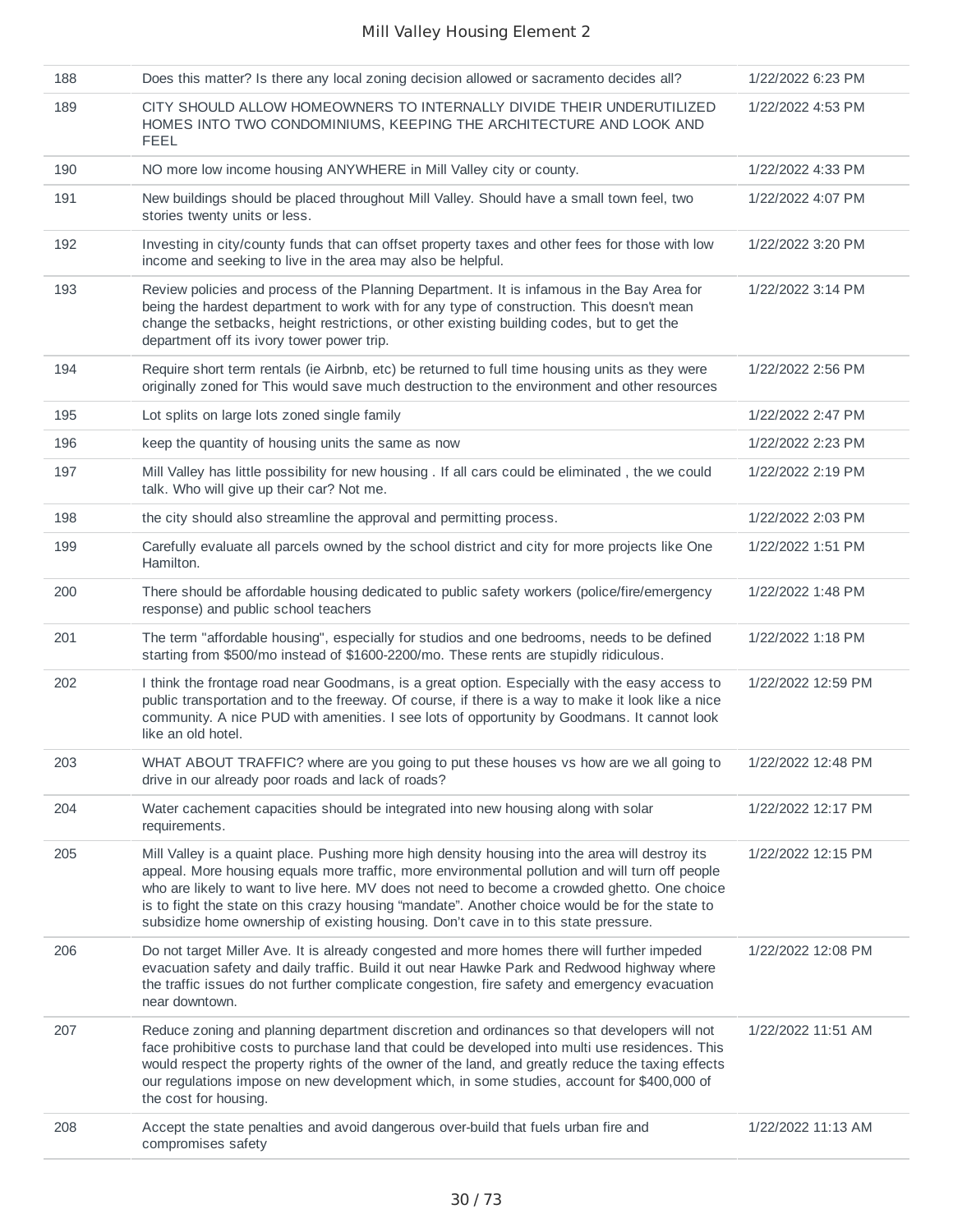| | | |
|---|---|---|
| 188 | Does this matter? Is there any local zoning decision allowed or sacramento decides all? | 1/22/2022 6:23 PM |
| 189 | CITY SHOULD ALLOW HOMEOWNERS TO INTERNALLY DIVIDE THEIR UNDERUTILIZED HOMES INTO TWO CONDOMINIUMS, KEEPING THE ARCHITECTURE AND LOOK AND FEEL | 1/22/2022 4:53 PM |
| 190 | NO more low income housing ANYWHERE in Mill Valley city or county. | 1/22/2022 4:33 PM |
| 191 | New buildings should be placed throughout Mill Valley. Should have a small town feel, two stories twenty units or less. | 1/22/2022 4:07 PM |
| 192 | Investing in city/county funds that can offset property taxes and other fees for those with low income and seeking to live in the area may also be helpful. | 1/22/2022 3:20 PM |
| 193 | Review policies and process of the Planning Department. It is infamous in the Bay Area for being the hardest department to work with for any type of construction. This doesn't mean change the setbacks, height restrictions, or other existing building codes, but to get the department off its ivory tower power trip. | 1/22/2022 3:14 PM |
| 194 | Require short term rentals (ie Airbnb, etc) be returned to full time housing units as they were originally zoned for This would save much destruction to the environment and other resources | 1/22/2022 2:56 PM |
| 195 | Lot splits on large lots zoned single family | 1/22/2022 2:47 PM |
| 196 | keep the quantity of housing units the same as now | 1/22/2022 2:23 PM |
| 197 | Mill Valley has little possibility for new housing . If all cars could be eliminated , the we could talk. Who will give up their car? Not me. | 1/22/2022 2:19 PM |
| 198 | the city should also streamline the approval and permitting process. | 1/22/2022 2:03 PM |
| 199 | Carefully evaluate all parcels owned by the school district and city for more projects like One Hamilton. | 1/22/2022 1:51 PM |
| 200 | There should be affordable housing dedicated to public safety workers (police/fire/emergency response) and public school teachers | 1/22/2022 1:48 PM |
| 201 | The term "affordable housing", especially for studios and one bedrooms, needs to be defined starting from $500/mo instead of $1600-2200/mo. These rents are stupidly ridiculous. | 1/22/2022 1:18 PM |
| 202 | I think the frontage road near Goodmans, is a great option. Especially with the easy access to public transportation and to the freeway. Of course, if there is a way to make it look like a nice community. A nice PUD with amenities. I see lots of opportunity by Goodmans. It cannot look like an old hotel. | 1/22/2022 12:59 PM |
| 203 | WHAT ABOUT TRAFFIC? where are you going to put these houses vs how are we all going to drive in our already poor roads and lack of roads? | 1/22/2022 12:48 PM |
| 204 | Water cachement capacities should be integrated into new housing along with solar requirements. | 1/22/2022 12:17 PM |
| 205 | Mill Valley is a quaint place. Pushing more high density housing into the area will destroy its appeal. More housing equals more traffic, more environmental pollution and will turn off people who are likely to want to live here. MV does not need to become a crowded ghetto. One choice is to fight the state on this crazy housing "mandate". Another choice would be for the state to subsidize home ownership of existing housing. Don't cave in to this state pressure. | 1/22/2022 12:15 PM |
| 206 | Do not target Miller Ave. It is already congested and more homes there will further impeded evacuation safety and daily traffic. Build it out near Hawke Park and Redwood highway where the traffic issues do not further complicate congestion, fire safety and emergency evacuation near downtown. | 1/22/2022 12:08 PM |
| 207 | Reduce zoning and planning department discretion and ordinances so that developers will not face prohibitive costs to purchase land that could be developed into multi use residences. This would respect the property rights of the owner of the land, and greatly reduce the taxing effects our regulations impose on new development which, in some studies, account for $400,000 of the cost for housing. | 1/22/2022 11:51 AM |
| 208 | Accept the state penalties and avoid dangerous over-build that fuels urban fire and compromises safety | 1/22/2022 11:13 AM |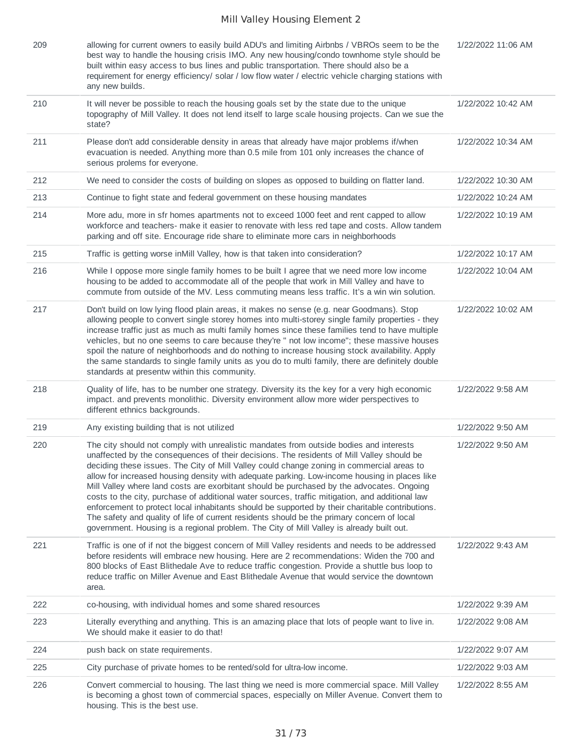| | | |
|---|---|---|
| 209 | allowing for current owners to easily build ADU's and limiting Airbnbs / VBROs seem to be the best way to handle the housing crisis IMO. Any new housing/condo townhome style should be built within easy access to bus lines and public transportation. There should also be a requirement for energy efficiency/ solar / low flow water / electric vehicle charging stations with any new builds. | 1/22/2022 11:06 AM |
| 210 | It will never be possible to reach the housing goals set by the state due to the unique topography of Mill Valley. It does not lend itself to large scale housing projects. Can we sue the state? | 1/22/2022 10:42 AM |
| 211 | Please don't add considerable density in areas that already have major problems if/when evacuation is needed. Anything more than 0.5 mile from 101 only increases the chance of serious prolems for everyone. | 1/22/2022 10:34 AM |
| 212 | We need to consider the costs of building on slopes as opposed to building on flatter land. | 1/22/2022 10:30 AM |
| 213 | Continue to fight state and federal government on these housing mandates | 1/22/2022 10:24 AM |
| 214 | More adu, more in sfr homes apartments not to exceed 1000 feet and rent capped to allow workforce and teachers- make it easier to renovate with less red tape and costs. Allow tandem parking and off site. Encourage ride share to eliminate more cars in neighborhoods | 1/22/2022 10:19 AM |
| 215 | Traffic is getting worse inMill Valley, how is that taken into consideration? | 1/22/2022 10:17 AM |
| 216 | While I oppose more single family homes to be built I agree that we need more low income housing to be added to accommodate all of the people that work in Mill Valley and have to commute from outside of the MV. Less commuting means less traffic. It's a win win solution. | 1/22/2022 10:04 AM |
| 217 | Don't build on low lying flood plain areas, it makes no sense (e.g. near Goodmans). Stop allowing people to convert single storey homes into multi-storey single family properties - they increase traffic just as much as multi family homes since these families tend to have multiple vehicles, but no one seems to care because they're " not low income"; these massive houses spoil the nature of neighborhoods and do nothing to increase housing stock availability. Apply the same standards to single family units as you do to multi family, there are definitely double standards at presentw within this community. | 1/22/2022 10:02 AM |
| 218 | Quality of life, has to be number one strategy. Diversity its the key for a very high economic impact. and prevents monolithic. Diversity environment allow more wider perspectives to different ethnics backgrounds. | 1/22/2022 9:58 AM |
| 219 | Any existing building that is not utilized | 1/22/2022 9:50 AM |
| 220 | The city should not comply with unrealistic mandates from outside bodies and interests unaffected by the consequences of their decisions. The residents of Mill Valley should be deciding these issues. The City of Mill Valley could change zoning in commercial areas to allow for increased housing density with adequate parking. Low-income housing in places like Mill Valley where land costs are exorbitant should be purchased by the advocates. Ongoing costs to the city, purchase of additional water sources, traffic mitigation, and additional law enforcement to protect local inhabitants should be supported by their charitable contributions. The safety and quality of life of current residents should be the primary concern of local government. Housing is a regional problem. The City of Mill Valley is already built out. | 1/22/2022 9:50 AM |
| 221 | Traffic is one of if not the biggest concern of Mill Valley residents and needs to be addressed before residents will embrace new housing. Here are 2 recommendations: Widen the 700 and 800 blocks of East Blithedale Ave to reduce traffic congestion. Provide a shuttle bus loop to reduce traffic on Miller Avenue and East Blithedale Avenue that would service the downtown area. | 1/22/2022 9:43 AM |
| 222 | co-housing, with individual homes and some shared resources | 1/22/2022 9:39 AM |
| 223 | Literally everything and anything. This is an amazing place that lots of people want to live in. We should make it easier to do that! | 1/22/2022 9:08 AM |
| 224 | push back on state requirements. | 1/22/2022 9:07 AM |
| 225 | City purchase of private homes to be rented/sold for ultra-low income. | 1/22/2022 9:03 AM |
| 226 | Convert commercial to housing. The last thing we need is more commercial space. Mill Valley is becoming a ghost town of commercial spaces, especially on Miller Avenue. Convert them to housing. This is the best use. | 1/22/2022 8:55 AM |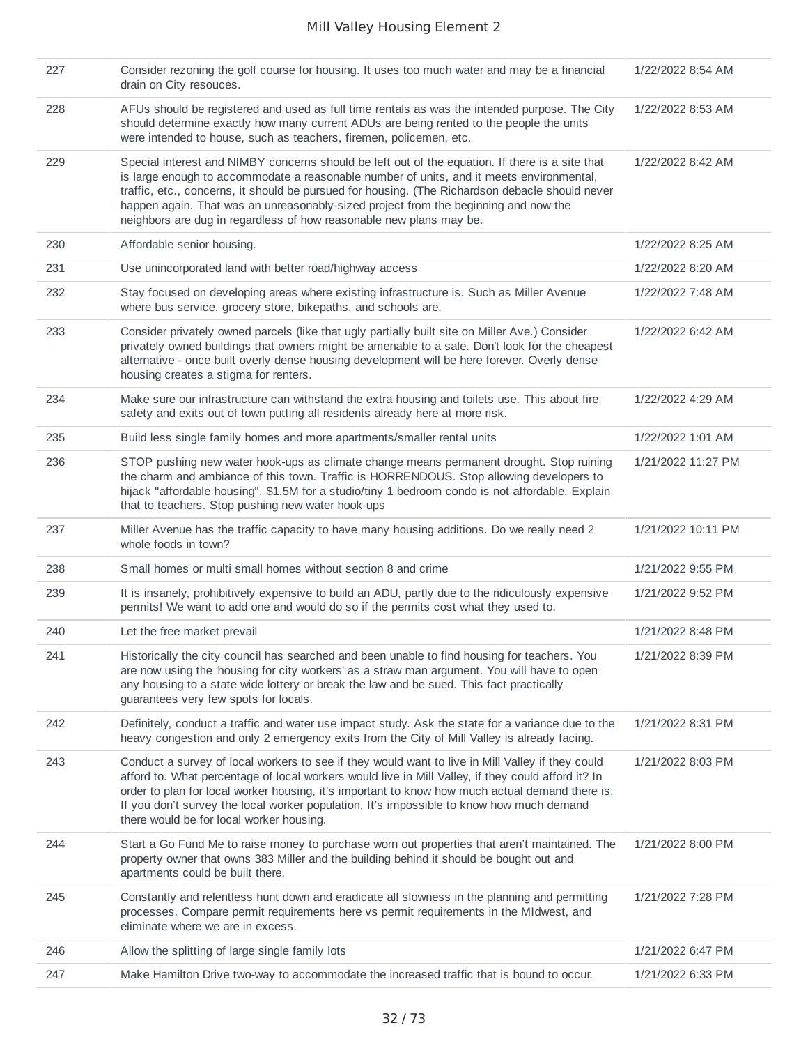| | | |
|---|---|---|
| 227 | Consider rezoning the golf course for housing. It uses too much water and may be a financial drain on City resouces. | 1/22/2022 8:54 AM |
| 228 | AFUs should be registered and used as full time rentals as was the intended purpose. The City should determine exactly how many current ADUs are being rented to the people the units were intended to house, such as teachers, firemen, policemen, etc. | 1/22/2022 8:53 AM |
| 229 | Special interest and NIMBY concerns should be left out of the equation. If there is a site that is large enough to accommodate a reasonable number of units, and it meets environmental, traffic, etc., concerns, it should be pursued for housing. (The Richardson debacle should never happen again. That was an unreasonably-sized project from the beginning and now the neighbors are dug in regardless of how reasonable new plans may be. | 1/22/2022 8:42 AM |
| 230 | Affordable senior housing. | 1/22/2022 8:25 AM |
| 231 | Use unincorporated land with better road/highway access | 1/22/2022 8:20 AM |
| 232 | Stay focused on developing areas where existing infrastructure is. Such as Miller Avenue where bus service, grocery store, bikepaths, and schools are. | 1/22/2022 7:48 AM |
| 233 | Consider privately owned parcels (like that ugly partially built site on Miller Ave.) Consider privately owned buildings that owners might be amenable to a sale. Don't look for the cheapest alternative - once built overly dense housing development will be here forever. Overly dense housing creates a stigma for renters. | 1/22/2022 6:42 AM |
| 234 | Make sure our infrastructure can withstand the extra housing and toilets use. This about fire safety and exits out of town putting all residents already here at more risk. | 1/22/2022 4:29 AM |
| 235 | Build less single family homes and more apartments/smaller rental units | 1/22/2022 1:01 AM |
| 236 | STOP pushing new water hook-ups as climate change means permanent drought. Stop ruining the charm and ambiance of this town. Traffic is HORRENDOUS. Stop allowing developers to hijack "affordable housing". $1.5M for a studio/tiny 1 bedroom condo is not affordable. Explain that to teachers. Stop pushing new water hook-ups | 1/21/2022 11:27 PM |
| 237 | Miller Avenue has the traffic capacity to have many housing additions. Do we really need 2 whole foods in town? | 1/21/2022 10:11 PM |
| 238 | Small homes or multi small homes without section 8 and crime | 1/21/2022 9:55 PM |
| 239 | It is insanely, prohibitively expensive to build an ADU, partly due to the ridiculously expensive permits! We want to add one and would do so if the permits cost what they used to. | 1/21/2022 9:52 PM |
| 240 | Let the free market prevail | 1/21/2022 8:48 PM |
| 241 | Historically the city council has searched and been unable to find housing for teachers. You are now using the 'housing for city workers' as a straw man argument. You will have to open any housing to a state wide lottery or break the law and be sued. This fact practically guarantees very few spots for locals. | 1/21/2022 8:39 PM |
| 242 | Definitely, conduct a traffic and water use impact study. Ask the state for a variance due to the heavy congestion and only 2 emergency exits from the City of Mill Valley is already facing. | 1/21/2022 8:31 PM |
| 243 | Conduct a survey of local workers to see if they would want to live in Mill Valley if they could afford to. What percentage of local workers would live in Mill Valley, if they could afford it? In order to plan for local worker housing, it's important to know how much actual demand there is. If you don't survey the local worker population, It's impossible to know how much demand there would be for local worker housing. | 1/21/2022 8:03 PM |
| 244 | Start a Go Fund Me to raise money to purchase worn out properties that aren't maintained. The property owner that owns 383 Miller and the building behind it should be bought out and apartments could be built there. | 1/21/2022 8:00 PM |
| 245 | Constantly and relentless hunt down and eradicate all slowness in the planning and permitting processes. Compare permit requirements here vs permit requirements in the MIdwest, and eliminate where we are in excess. | 1/21/2022 7:28 PM |
| 246 | Allow the splitting of large single family lots | 1/21/2022 6:47 PM |
| 247 | Make Hamilton Drive two-way to accommodate the increased traffic that is bound to occur. | 1/21/2022 6:33 PM |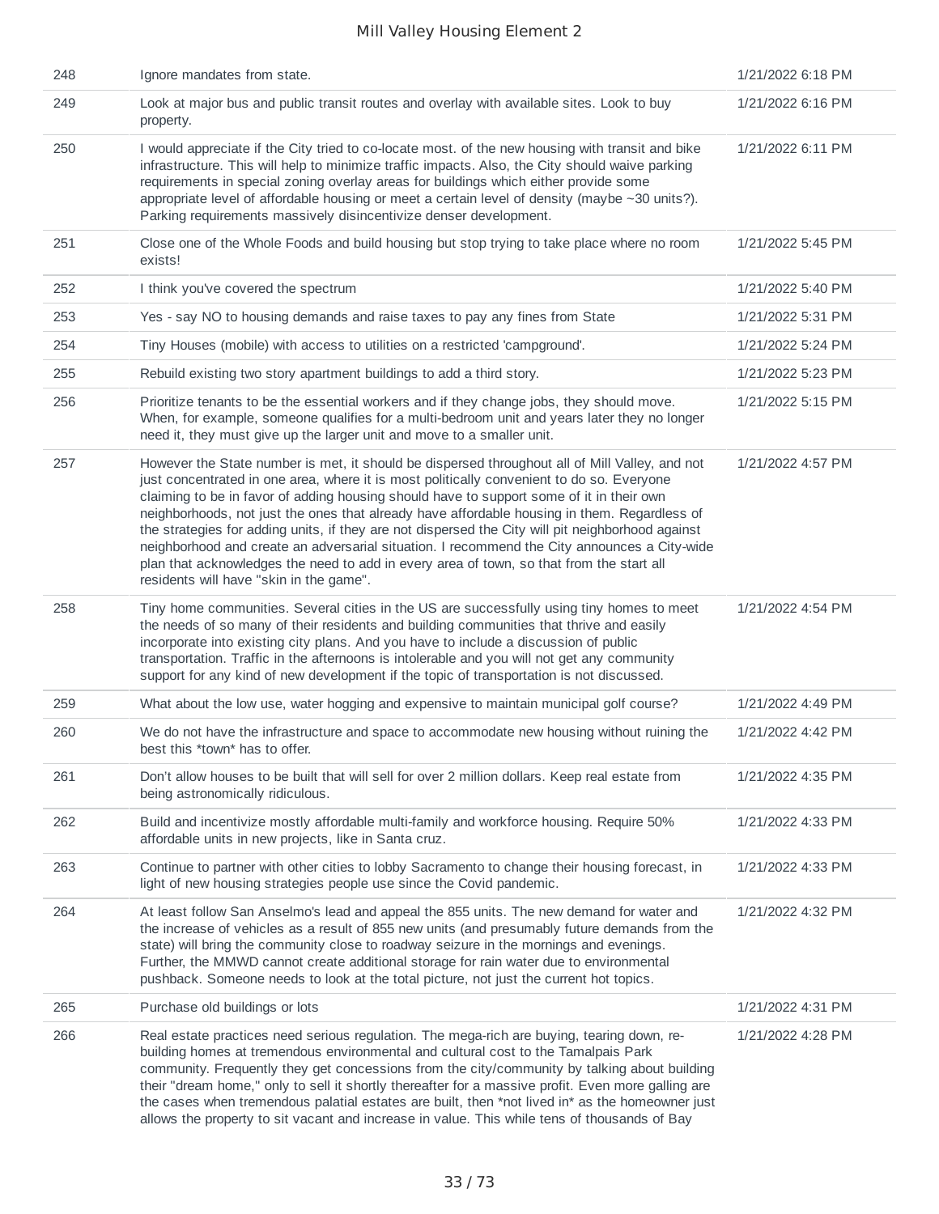| | | |
|---|---|---|
| 248 | Ignore mandates from state. | 1/21/2022 6:18 PM |
| 249 | Look at major bus and public transit routes and overlay with available sites. Look to buy property. | 1/21/2022 6:16 PM |
| 250 | I would appreciate if the City tried to co-locate most. of the new housing with transit and bike infrastructure. This will help to minimize traffic impacts. Also, the City should waive parking requirements in special zoning overlay areas for buildings which either provide some appropriate level of affordable housing or meet a certain level of density (maybe ~30 units?). Parking requirements massively disincentivize denser development. | 1/21/2022 6:11 PM |
| 251 | Close one of the Whole Foods and build housing but stop trying to take place where no room exists! | 1/21/2022 5:45 PM |
| 252 | I think you've covered the spectrum | 1/21/2022 5:40 PM |
| 253 | Yes - say NO to housing demands and raise taxes to pay any fines from State | 1/21/2022 5:31 PM |
| 254 | Tiny Houses (mobile) with access to utilities on a restricted 'campground'. | 1/21/2022 5:24 PM |
| 255 | Rebuild existing two story apartment buildings to add a third story. | 1/21/2022 5:23 PM |
| 256 | Prioritize tenants to be the essential workers and if they change jobs, they should move. When, for example, someone qualifies for a multi-bedroom unit and years later they no longer need it, they must give up the larger unit and move to a smaller unit. | 1/21/2022 5:15 PM |
| 257 | However the State number is met, it should be dispersed throughout all of Mill Valley, and not just concentrated in one area, where it is most politically convenient to do so. Everyone claiming to be in favor of adding housing should have to support some of it in their own neighborhoods, not just the ones that already have affordable housing in them. Regardless of the strategies for adding units, if they are not dispersed the City will pit neighborhood against neighborhood and create an adversarial situation. I recommend the City announces a City-wide plan that acknowledges the need to add in every area of town, so that from the start all residents will have "skin in the game". | 1/21/2022 4:57 PM |
| 258 | Tiny home communities. Several cities in the US are successfully using tiny homes to meet the needs of so many of their residents and building communities that thrive and easily incorporate into existing city plans. And you have to include a discussion of public transportation. Traffic in the afternoons is intolerable and you will not get any community support for any kind of new development if the topic of transportation is not discussed. | 1/21/2022 4:54 PM |
| 259 | What about the low use, water hogging and expensive to maintain municipal golf course? | 1/21/2022 4:49 PM |
| 260 | We do not have the infrastructure and space to accommodate new housing without ruining the best this *town* has to offer. | 1/21/2022 4:42 PM |
| 261 | Don't allow houses to be built that will sell for over 2 million dollars. Keep real estate from being astronomically ridiculous. | 1/21/2022 4:35 PM |
| 262 | Build and incentivize mostly affordable multi-family and workforce housing. Require 50% affordable units in new projects, like in Santa cruz. | 1/21/2022 4:33 PM |
| 263 | Continue to partner with other cities to lobby Sacramento to change their housing forecast, in light of new housing strategies people use since the Covid pandemic. | 1/21/2022 4:33 PM |
| 264 | At least follow San Anselmo's lead and appeal the 855 units. The new demand for water and the increase of vehicles as a result of 855 new units (and presumably future demands from the state) will bring the community close to roadway seizure in the mornings and evenings. Further, the MMWD cannot create additional storage for rain water due to environmental pushback. Someone needs to look at the total picture, not just the current hot topics. | 1/21/2022 4:32 PM |
| 265 | Purchase old buildings or lots | 1/21/2022 4:31 PM |
| 266 | Real estate practices need serious regulation. The mega-rich are buying, tearing down, re-building homes at tremendous environmental and cultural cost to the Tamalpais Park community. Frequently they get concessions from the city/community by talking about building their "dream home," only to sell it shortly thereafter for a massive profit. Even more galling are the cases when tremendous palatial estates are built, then *not lived in* as the homeowner just allows the property to sit vacant and increase in value. This while tens of thousands of Bay | 1/21/2022 4:28 PM |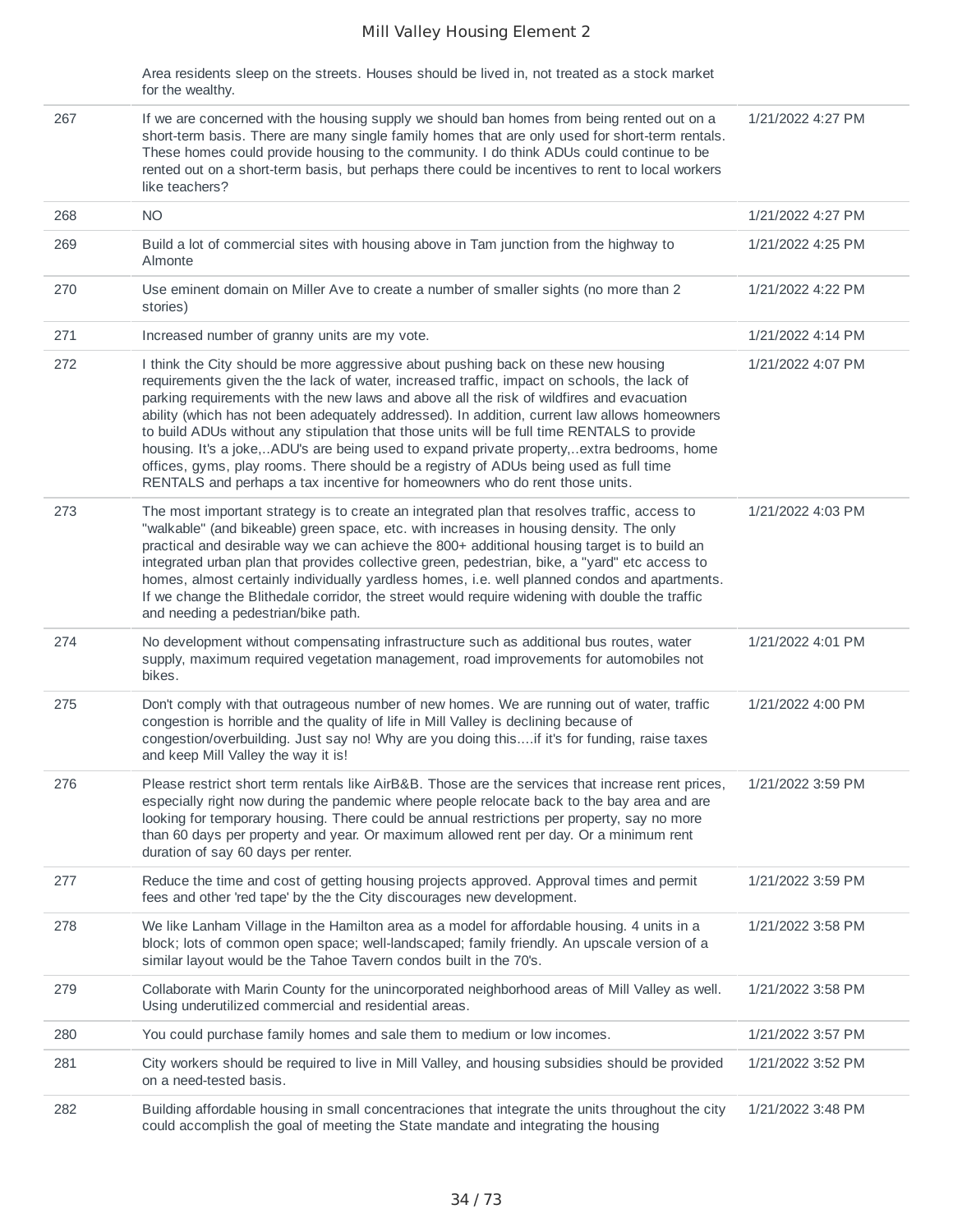| | | |
|---|---|---|
| | Area residents sleep on the streets. Houses should be lived in, not treated as a stock market for the wealthy. | |
| 267 | If we are concerned with the housing supply we should ban homes from being rented out on a short-term basis. There are many single family homes that are only used for short-term rentals. These homes could provide housing to the community. I do think ADUs could continue to be rented out on a short-term basis, but perhaps there could be incentives to rent to local workers like teachers? | 1/21/2022 4:27 PM |
| 268 | NO | 1/21/2022 4:27 PM |
| 269 | Build a lot of commercial sites with housing above in Tam junction from the highway to Almonte | 1/21/2022 4:25 PM |
| 270 | Use eminent domain on Miller Ave to create a number of smaller sights (no more than 2 stories) | 1/21/2022 4:22 PM |
| 271 | Increased number of granny units are my vote. | 1/21/2022 4:14 PM |
| 272 | I think the City should be more aggressive about pushing back on these new housing requirements given the the lack of water, increased traffic, impact on schools, the lack of parking requirements with the new laws and above all the risk of wildfires and evacuation ability (which has not been adequately addressed). In addition, current law allows homeowners to build ADUs without any stipulation that those units will be full time RENTALS to provide housing. It's a joke,..ADU's are being used to expand private property,..extra bedrooms, home offices, gyms, play rooms. There should be a registry of ADUs being used as full time RENTALS and perhaps a tax incentive for homeowners who do rent those units. | 1/21/2022 4:07 PM |
| 273 | The most important strategy is to create an integrated plan that resolves traffic, access to "walkable" (and bikeable) green space, etc. with increases in housing density. The only practical and desirable way we can achieve the 800+ additional housing target is to build an integrated urban plan that provides collective green, pedestrian, bike, a "yard" etc access to homes, almost certainly individually yardless homes, i.e. well planned condos and apartments. If we change the Blithedale corridor, the street would require widening with double the traffic and needing a pedestrian/bike path. | 1/21/2022 4:03 PM |
| 274 | No development without compensating infrastructure such as additional bus routes, water supply, maximum required vegetation management, road improvements for automobiles not bikes. | 1/21/2022 4:01 PM |
| 275 | Don't comply with that outrageous number of new homes. We are running out of water, traffic congestion is horrible and the quality of life in Mill Valley is declining because of congestion/overbuilding. Just say no! Why are you doing this....if it's for funding, raise taxes and keep Mill Valley the way it is! | 1/21/2022 4:00 PM |
| 276 | Please restrict short term rentals like AirB&B. Those are the services that increase rent prices, especially right now during the pandemic where people relocate back to the bay area and are looking for temporary housing. There could be annual restrictions per property, say no more than 60 days per property and year. Or maximum allowed rent per day. Or a minimum rent duration of say 60 days per renter. | 1/21/2022 3:59 PM |
| 277 | Reduce the time and cost of getting housing projects approved. Approval times and permit fees and other 'red tape' by the the City discourages new development. | 1/21/2022 3:59 PM |
| 278 | We like Lanham Village in the Hamilton area as a model for affordable housing. 4 units in a block; lots of common open space; well-landscaped; family friendly. An upscale version of a similar layout would be the Tahoe Tavern condos built in the 70's. | 1/21/2022 3:58 PM |
| 279 | Collaborate with Marin County for the unincorporated neighborhood areas of Mill Valley as well. Using underutilized commercial and residential areas. | 1/21/2022 3:58 PM |
| 280 | You could purchase family homes and sale them to medium or low incomes. | 1/21/2022 3:57 PM |
| 281 | City workers should be required to live in Mill Valley, and housing subsidies should be provided on a need-tested basis. | 1/21/2022 3:52 PM |
| 282 | Building affordable housing in small concentraciones that integrate the units throughout the city could accomplish the goal of meeting the State mandate and integrating the housing | 1/21/2022 3:48 PM |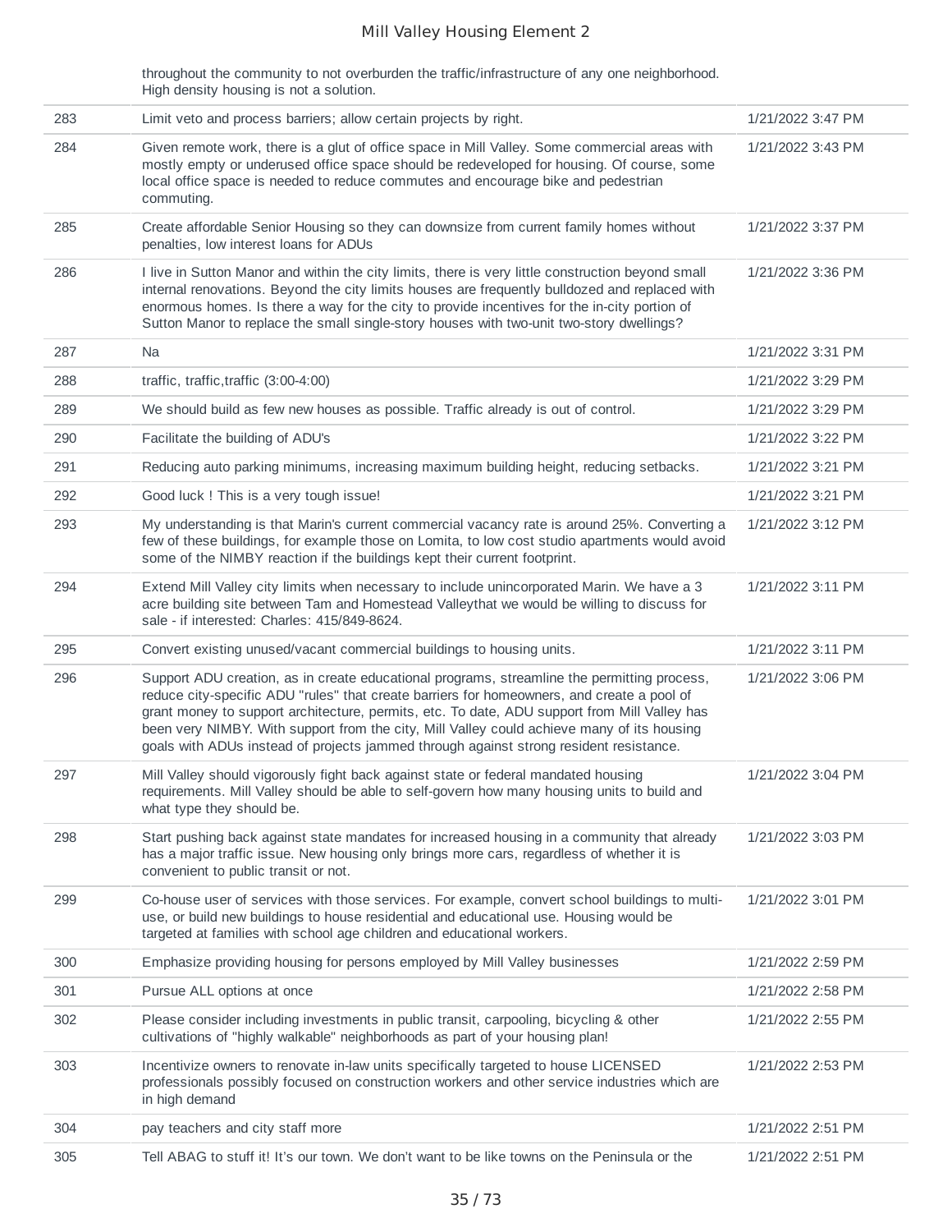| | | |
|---|---|---|
| | throughout the community to not overburden the traffic/infrastructure of any one neighborhood. High density housing is not a solution. | |
| 283 | Limit veto and process barriers; allow certain projects by right. | 1/21/2022 3:47 PM |
| 284 | Given remote work, there is a glut of office space in Mill Valley. Some commercial areas with mostly empty or underused office space should be redeveloped for housing. Of course, some local office space is needed to reduce commutes and encourage bike and pedestrian commuting. | 1/21/2022 3:43 PM |
| 285 | Create affordable Senior Housing so they can downsize from current family homes without penalties, low interest loans for ADUs | 1/21/2022 3:37 PM |
| 286 | I live in Sutton Manor and within the city limits, there is very little construction beyond small internal renovations. Beyond the city limits houses are frequently bulldozed and replaced with enormous homes. Is there a way for the city to provide incentives for the in-city portion of Sutton Manor to replace the small single-story houses with two-unit two-story dwellings? | 1/21/2022 3:36 PM |
| 287 | Na | 1/21/2022 3:31 PM |
| 288 | traffic, traffic,traffic (3:00-4:00) | 1/21/2022 3:29 PM |
| 289 | We should build as few new houses as possible. Traffic already is out of control. | 1/21/2022 3:29 PM |
| 290 | Facilitate the building of ADU's | 1/21/2022 3:22 PM |
| 291 | Reducing auto parking minimums, increasing maximum building height, reducing setbacks. | 1/21/2022 3:21 PM |
| 292 | Good luck ! This is a very tough issue! | 1/21/2022 3:21 PM |
| 293 | My understanding is that Marin's current commercial vacancy rate is around 25%. Converting a few of these buildings, for example those on Lomita, to low cost studio apartments would avoid some of the NIMBY reaction if the buildings kept their current footprint. | 1/21/2022 3:12 PM |
| 294 | Extend Mill Valley city limits when necessary to include unincorporated Marin. We have a 3 acre building site between Tam and Homestead Valleythat we would be willing to discuss for sale - if interested: Charles: 415/849-8624. | 1/21/2022 3:11 PM |
| 295 | Convert existing unused/vacant commercial buildings to housing units. | 1/21/2022 3:11 PM |
| 296 | Support ADU creation, as in create educational programs, streamline the permitting process, reduce city-specific ADU "rules" that create barriers for homeowners, and create a pool of grant money to support architecture, permits, etc. To date, ADU support from Mill Valley has been very NIMBY. With support from the city, Mill Valley could achieve many of its housing goals with ADUs instead of projects jammed through against strong resident resistance. | 1/21/2022 3:06 PM |
| 297 | Mill Valley should vigorously fight back against state or federal mandated housing requirements. Mill Valley should be able to self-govern how many housing units to build and what type they should be. | 1/21/2022 3:04 PM |
| 298 | Start pushing back against state mandates for increased housing in a community that already has a major traffic issue. New housing only brings more cars, regardless of whether it is convenient to public transit or not. | 1/21/2022 3:03 PM |
| 299 | Co-house user of services with those services. For example, convert school buildings to multi-use, or build new buildings to house residential and educational use. Housing would be targeted at families with school age children and educational workers. | 1/21/2022 3:01 PM |
| 300 | Emphasize providing housing for persons employed by Mill Valley businesses | 1/21/2022 2:59 PM |
| 301 | Pursue ALL options at once | 1/21/2022 2:58 PM |
| 302 | Please consider including investments in public transit, carpooling, bicycling & other cultivations of "highly walkable" neighborhoods as part of your housing plan! | 1/21/2022 2:55 PM |
| 303 | Incentivize owners to renovate in-law units specifically targeted to house LICENSED professionals possibly focused on construction workers and other service industries which are in high demand | 1/21/2022 2:53 PM |
| 304 | pay teachers and city staff more | 1/21/2022 2:51 PM |
| 305 | Tell ABAG to stuff it! It's our town. We don't want to be like towns on the Peninsula or the | 1/21/2022 2:51 PM |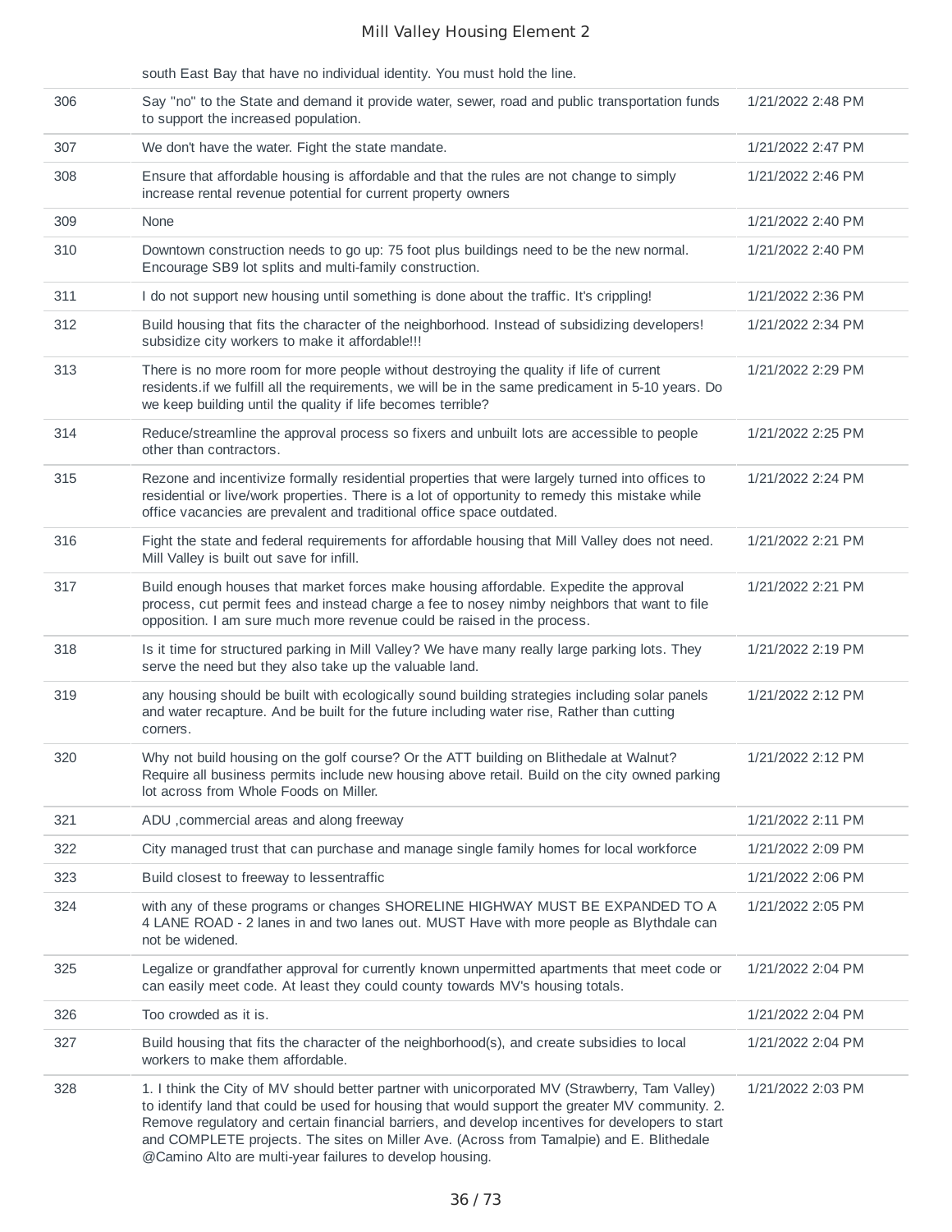| | | |
|---|---|---|
| | south East Bay that have no individual identity. You must hold the line. | |
| 306 | Say "no" to the State and demand it provide water, sewer, road and public transportation funds to support the increased population. | 1/21/2022 2:48 PM |
| 307 | We don't have the water. Fight the state mandate. | 1/21/2022 2:47 PM |
| 308 | Ensure that affordable housing is affordable and that the rules are not change to simply increase rental revenue potential for current property owners | 1/21/2022 2:46 PM |
| 309 | None | 1/21/2022 2:40 PM |
| 310 | Downtown construction needs to go up: 75 foot plus buildings need to be the new normal. Encourage SB9 lot splits and multi-family construction. | 1/21/2022 2:40 PM |
| 311 | I do not support new housing until something is done about the traffic. It's crippling! | 1/21/2022 2:36 PM |
| 312 | Build housing that fits the character of the neighborhood. Instead of subsidizing developers! subsidize city workers to make it affordable!!! | 1/21/2022 2:34 PM |
| 313 | There is no more room for more people without destroying the quality if life of current residents.if we fulfill all the requirements, we will be in the same predicament in 5-10 years. Do we keep building until the quality if life becomes terrible? | 1/21/2022 2:29 PM |
| 314 | Reduce/streamline the approval process so fixers and unbuilt lots are accessible to people other than contractors. | 1/21/2022 2:25 PM |
| 315 | Rezone and incentivize formally residential properties that were largely turned into offices to residential or live/work properties. There is a lot of opportunity to remedy this mistake while office vacancies are prevalent and traditional office space outdated. | 1/21/2022 2:24 PM |
| 316 | Fight the state and federal requirements for affordable housing that Mill Valley does not need. Mill Valley is built out save for infill. | 1/21/2022 2:21 PM |
| 317 | Build enough houses that market forces make housing affordable. Expedite the approval process, cut permit fees and instead charge a fee to nosey nimby neighbors that want to file opposition. I am sure much more revenue could be raised in the process. | 1/21/2022 2:21 PM |
| 318 | Is it time for structured parking in Mill Valley? We have many really large parking lots. They serve the need but they also take up the valuable land. | 1/21/2022 2:19 PM |
| 319 | any housing should be built with ecologically sound building strategies including solar panels and water recapture. And be built for the future including water rise, Rather than cutting corners. | 1/21/2022 2:12 PM |
| 320 | Why not build housing on the golf course? Or the ATT building on Blithedale at Walnut? Require all business permits include new housing above retail. Build on the city owned parking lot across from Whole Foods on Miller. | 1/21/2022 2:12 PM |
| 321 | ADU ,commercial areas and along freeway | 1/21/2022 2:11 PM |
| 322 | City managed trust that can purchase and manage single family homes for local workforce | 1/21/2022 2:09 PM |
| 323 | Build closest to freeway to lessentraffic | 1/21/2022 2:06 PM |
| 324 | with any of these programs or changes SHORELINE HIGHWAY MUST BE EXPANDED TO A 4 LANE ROAD - 2 lanes in and two lanes out. MUST Have with more people as Blythdale can not be widened. | 1/21/2022 2:05 PM |
| 325 | Legalize or grandfather approval for currently known unpermitted apartments that meet code or can easily meet code. At least they could county towards MV's housing totals. | 1/21/2022 2:04 PM |
| 326 | Too crowded as it is. | 1/21/2022 2:04 PM |
| 327 | Build housing that fits the character of the neighborhood(s), and create subsidies to local workers to make them affordable. | 1/21/2022 2:04 PM |
| 328 | 1. I think the City of MV should better partner with unicorporated MV (Strawberry, Tam Valley) to identify land that could be used for housing that would support the greater MV community. 2. Remove regulatory and certain financial barriers, and develop incentives for developers to start and COMPLETE projects. The sites on Miller Ave. (Across from Tamalpie) and E. Blithedale @Camino Alto are multi-year failures to develop housing. | 1/21/2022 2:03 PM |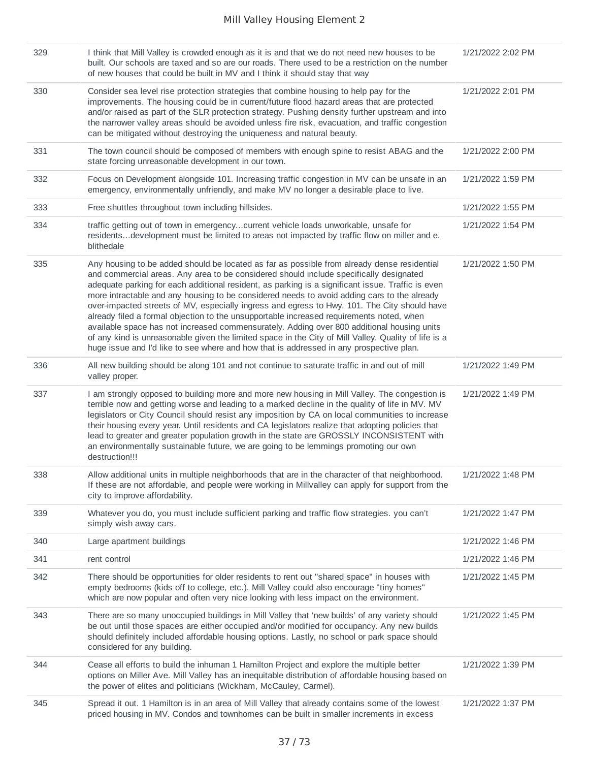| | | |
|---|---|---|
| 329 | I think that Mill Valley is crowded enough as it is and that we do not need new houses to be built. Our schools are taxed and so are our roads. There used to be a restriction on the number of new houses that could be built in MV and I think it should stay that way | 1/21/2022 2:02 PM |
| 330 | Consider sea level rise protection strategies that combine housing to help pay for the improvements. The housing could be in current/future flood hazard areas that are protected and/or raised as part of the SLR protection strategy. Pushing density further upstream and into the narrower valley areas should be avoided unless fire risk, evacuation, and traffic congestion can be mitigated without destroying the uniqueness and natural beauty. | 1/21/2022 2:01 PM |
| 331 | The town council should be composed of members with enough spine to resist ABAG and the state forcing unreasonable development in our town. | 1/21/2022 2:00 PM |
| 332 | Focus on Development alongside 101. Increasing traffic congestion in MV can be unsafe in an emergency, environmentally unfriendly, and make MV no longer a desirable place to live. | 1/21/2022 1:59 PM |
| 333 | Free shuttles throughout town including hillsides. | 1/21/2022 1:55 PM |
| 334 | traffic getting out of town in emergency…current vehicle loads unworkable, unsafe for residents…development must be limited to areas not impacted by traffic flow on miller and e. blithedale | 1/21/2022 1:54 PM |
| 335 | Any housing to be added should be located as far as possible from already dense residential and commercial areas. Any area to be considered should include specifically designated adequate parking for each additional resident, as parking is a significant issue. Traffic is even more intractable and any housing to be considered needs to avoid adding cars to the already over-impacted streets of MV, especially ingress and egress to Hwy. 101. The City should have already filed a formal objection to the unsupportable increased requirements noted, when available space has not increased commensurately. Adding over 800 additional housing units of any kind is unreasonable given the limited space in the City of Mill Valley. Quality of life is a huge issue and I'd like to see where and how that is addressed in any prospective plan. | 1/21/2022 1:50 PM |
| 336 | All new building should be along 101 and not continue to saturate traffic in and out of mill valley proper. | 1/21/2022 1:49 PM |
| 337 | I am strongly opposed to building more and more new housing in Mill Valley. The congestion is terrible now and getting worse and leading to a marked decline in the quality of life in MV. MV legislators or City Council should resist any imposition by CA on local communities to increase their housing every year. Until residents and CA legislators realize that adopting policies that lead to greater and greater population growth in the state are GROSSLY INCONSISTENT with an environmentally sustainable future, we are going to be lemmings promoting our own destruction!!! | 1/21/2022 1:49 PM |
| 338 | Allow additional units in multiple neighborhoods that are in the character of that neighborhood. If these are not affordable, and people were working in Millvalley can apply for support from the city to improve affordability. | 1/21/2022 1:48 PM |
| 339 | Whatever you do, you must include sufficient parking and traffic flow strategies. you can't simply wish away cars. | 1/21/2022 1:47 PM |
| 340 | Large apartment buildings | 1/21/2022 1:46 PM |
| 341 | rent control | 1/21/2022 1:46 PM |
| 342 | There should be opportunities for older residents to rent out "shared space" in houses with empty bedrooms (kids off to college, etc.). Mill Valley could also encourage "tiny homes" which are now popular and often very nice looking with less impact on the environment. | 1/21/2022 1:45 PM |
| 343 | There are so many unoccupied buildings in Mill Valley that 'new builds' of any variety should be out until those spaces are either occupied and/or modified for occupancy. Any new builds should definitely included affordable housing options. Lastly, no school or park space should considered for any building. | 1/21/2022 1:45 PM |
| 344 | Cease all efforts to build the inhuman 1 Hamilton Project and explore the multiple better options on Miller Ave. Mill Valley has an inequitable distribution of affordable housing based on the power of elites and politicians (Wickham, McCauley, Carmel). | 1/21/2022 1:39 PM |
| 345 | Spread it out. 1 Hamilton is in an area of Mill Valley that already contains some of the lowest priced housing in MV. Condos and townhomes can be built in smaller increments in excess | 1/21/2022 1:37 PM |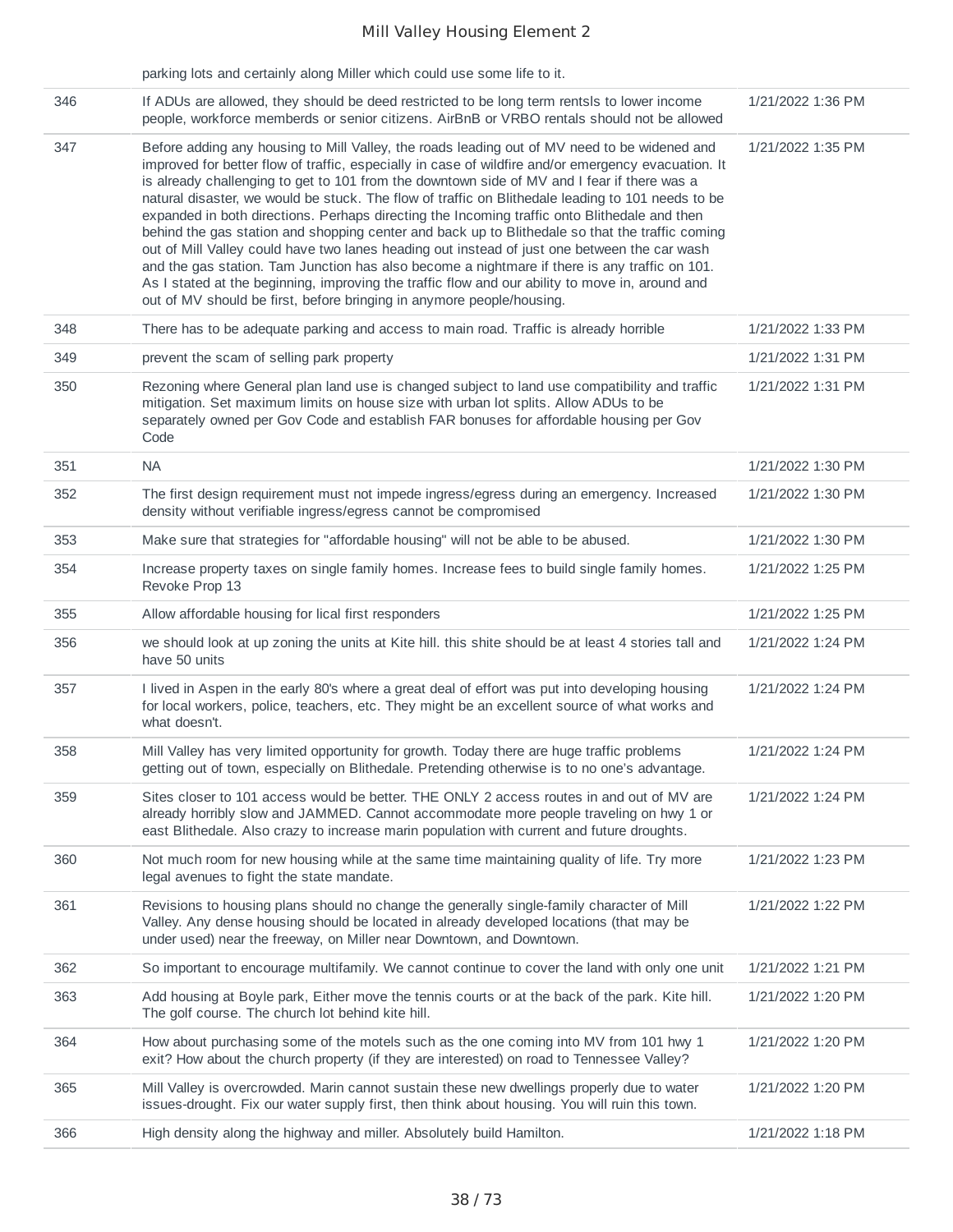| | | |
|---|---|---|
| | parking lots and certainly along Miller which could use some life to it. | |
| 346 | If ADUs are allowed, they should be deed restricted to be long term rentsls to lower income people, workforce memberds or senior citizens. AirBnB or VRBO rentals should not be allowed | 1/21/2022 1:36 PM |
| 347 | Before adding any housing to Mill Valley, the roads leading out of MV need to be widened and improved for better flow of traffic, especially in case of wildfire and/or emergency evacuation. It is already challenging to get to 101 from the downtown side of MV and I fear if there was a natural disaster, we would be stuck. The flow of traffic on Blithedale leading to 101 needs to be expanded in both directions. Perhaps directing the Incoming traffic onto Blithedale and then behind the gas station and shopping center and back up to Blithedale so that the traffic coming out of Mill Valley could have two lanes heading out instead of just one between the car wash and the gas station. Tam Junction has also become a nightmare if there is any traffic on 101. As I stated at the beginning, improving the traffic flow and our ability to move in, around and out of MV should be first, before bringing in anymore people/housing. | 1/21/2022 1:35 PM |
| 348 | There has to be adequate parking and access to main road. Traffic is already horrible | 1/21/2022 1:33 PM |
| 349 | prevent the scam of selling park property | 1/21/2022 1:31 PM |
| 350 | Rezoning where General plan land use is changed subject to land use compatibility and traffic mitigation. Set maximum limits on house size with urban lot splits. Allow ADUs to be separately owned per Gov Code and establish FAR bonuses for affordable housing per Gov Code | 1/21/2022 1:31 PM |
| 351 | NA | 1/21/2022 1:30 PM |
| 352 | The first design requirement must not impede ingress/egress during an emergency. Increased density without verifiable ingress/egress cannot be compromised | 1/21/2022 1:30 PM |
| 353 | Make sure that strategies for "affordable housing" will not be able to be abused. | 1/21/2022 1:30 PM |
| 354 | Increase property taxes on single family homes. Increase fees to build single family homes. Revoke Prop 13 | 1/21/2022 1:25 PM |
| 355 | Allow affordable housing for lical first responders | 1/21/2022 1:25 PM |
| 356 | we should look at up zoning the units at Kite hill. this shite should be at least 4 stories tall and have 50 units | 1/21/2022 1:24 PM |
| 357 | I lived in Aspen in the early 80's where a great deal of effort was put into developing housing for local workers, police, teachers, etc. They might be an excellent source of what works and what doesn't. | 1/21/2022 1:24 PM |
| 358 | Mill Valley has very limited opportunity for growth. Today there are huge traffic problems getting out of town, especially on Blithedale. Pretending otherwise is to no one's advantage. | 1/21/2022 1:24 PM |
| 359 | Sites closer to 101 access would be better. THE ONLY 2 access routes in and out of MV are already horribly slow and JAMMED. Cannot accommodate more people traveling on hwy 1 or east Blithedale. Also crazy to increase marin population with current and future droughts. | 1/21/2022 1:24 PM |
| 360 | Not much room for new housing while at the same time maintaining quality of life. Try more legal avenues to fight the state mandate. | 1/21/2022 1:23 PM |
| 361 | Revisions to housing plans should no change the generally single-family character of Mill Valley. Any dense housing should be located in already developed locations (that may be under used) near the freeway, on Miller near Downtown, and Downtown. | 1/21/2022 1:22 PM |
| 362 | So important to encourage multifamily. We cannot continue to cover the land with only one unit | 1/21/2022 1:21 PM |
| 363 | Add housing at Boyle park, Either move the tennis courts or at the back of the park. Kite hill. The golf course. The church lot behind kite hill. | 1/21/2022 1:20 PM |
| 364 | How about purchasing some of the motels such as the one coming into MV from 101 hwy 1 exit? How about the church property (if they are interested) on road to Tennessee Valley? | 1/21/2022 1:20 PM |
| 365 | Mill Valley is overcrowded. Marin cannot sustain these new dwellings properly due to water issues-drought. Fix our water supply first, then think about housing. You will ruin this town. | 1/21/2022 1:20 PM |
| 366 | High density along the highway and miller. Absolutely build Hamilton. | 1/21/2022 1:18 PM |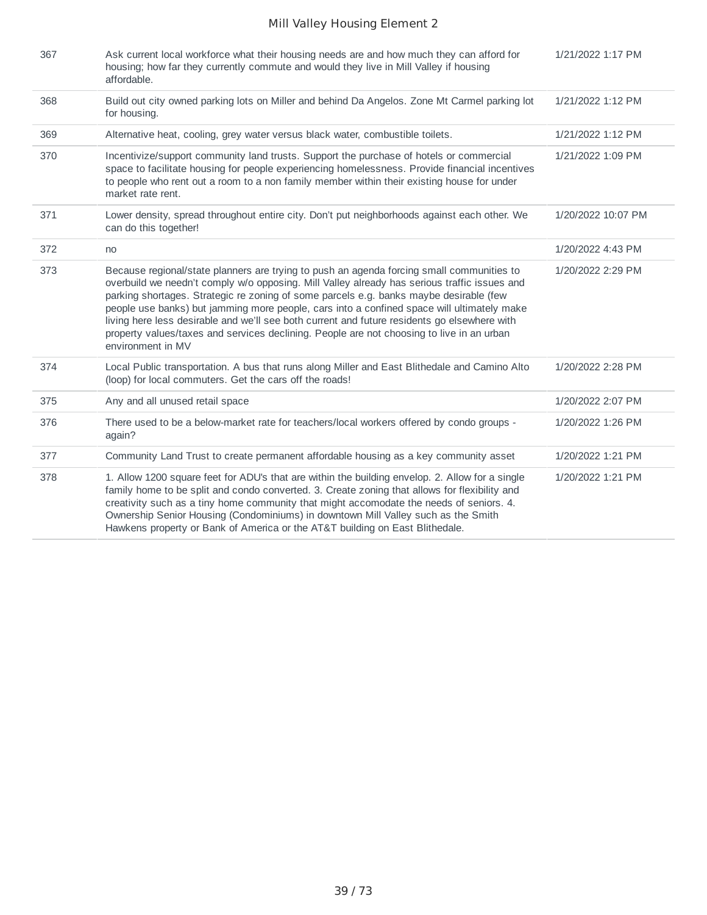| | | |
|---|---|---|
| 367 | Ask current local workforce what their housing needs are and how much they can afford for housing; how far they currently commute and would they live in Mill Valley if housing affordable. | 1/21/2022 1:17 PM |
| 368 | Build out city owned parking lots on Miller and behind Da Angelos. Zone Mt Carmel parking lot for housing. | 1/21/2022 1:12 PM |
| 369 | Alternative heat, cooling, grey water versus black water, combustible toilets. | 1/21/2022 1:12 PM |
| 370 | Incentivize/support community land trusts. Support the purchase of hotels or commercial space to facilitate housing for people experiencing homelessness. Provide financial incentives to people who rent out a room to a non family member within their existing house for under market rate rent. | 1/21/2022 1:09 PM |
| 371 | Lower density, spread throughout entire city. Don't put neighborhoods against each other. We can do this together! | 1/20/2022 10:07 PM |
| 372 | no | 1/20/2022 4:43 PM |
| 373 | Because regional/state planners are trying to push an agenda forcing small communities to overbuild we needn't comply w/o opposing. Mill Valley already has serious traffic issues and parking shortages. Strategic re zoning of some parcels e.g. banks maybe desirable (few people use banks) but jamming more people, cars into a confined space will ultimately make living here less desirable and we'll see both current and future residents go elsewhere with property values/taxes and services declining. People are not choosing to live in an urban environment in MV | 1/20/2022 2:29 PM |
| 374 | Local Public transportation. A bus that runs along Miller and East Blithedale and Camino Alto (loop) for local commuters. Get the cars off the roads! | 1/20/2022 2:28 PM |
| 375 | Any and all unused retail space | 1/20/2022 2:07 PM |
| 376 | There used to be a below-market rate for teachers/local workers offered by condo groups - again? | 1/20/2022 1:26 PM |
| 377 | Community Land Trust to create permanent affordable housing as a key community asset | 1/20/2022 1:21 PM |
| 378 | 1. Allow 1200 square feet for ADU's that are within the building envelop. 2. Allow for a single family home to be split and condo converted. 3. Create zoning that allows for flexibility and creativity such as a tiny home community that might accomodate the needs of seniors. 4. Ownership Senior Housing (Condominiums) in downtown Mill Valley such as the Smith Hawkens property or Bank of America or the AT&T building on East Blithedale. | 1/20/2022 1:21 PM |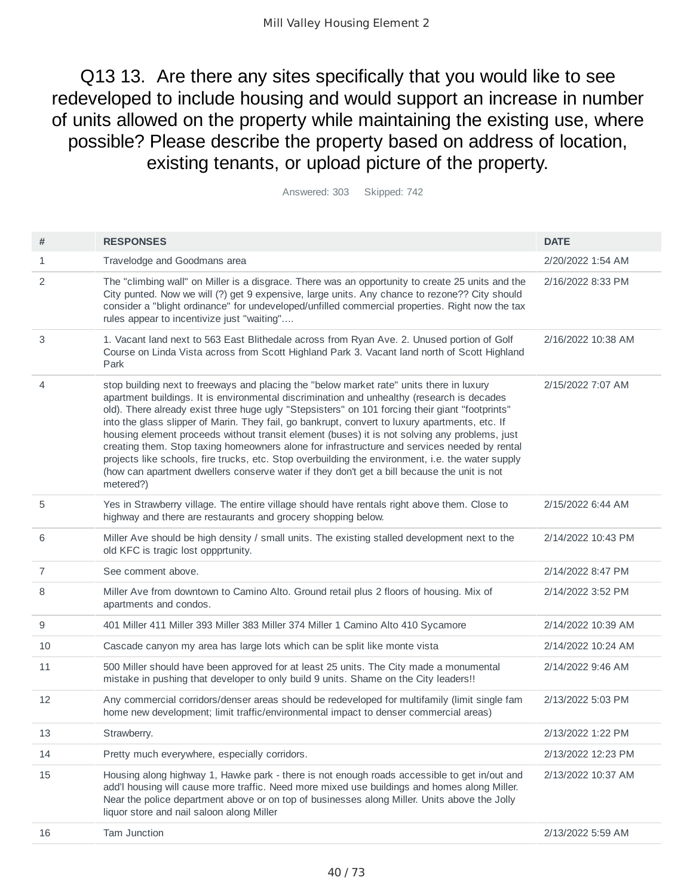# Q13 13. Are there any sites specifically that you would like to see redeveloped to include housing and would support an increase in number of units allowed on the property while maintaining the existing use, where possible? Please describe the property based on address of location, existing tenants, or upload picture of the property.

Answered: 303 Skipped: 742

| # | RESPONSES | DATE |
|---|---|---|
| 1 | Travelodge and Goodmans area | 2/20/2022 1:54 AM |
| 2 | The "climbing wall" on Miller is a disgrace. There was an opportunity to create 25 units and the City punted. Now we will (?) get 9 expensive, large units. Any chance to rezone?? City should consider a "blight ordinance" for undeveloped/unfilled commercial properties. Right now the tax rules appear to incentivize just "waiting".... | 2/16/2022 8:33 PM |
| 3 | 1. Vacant land next to 563 East Blithedale across from Ryan Ave. 2. Unused portion of Golf Course on Linda Vista across from Scott Highland Park 3. Vacant land north of Scott Highland Park | 2/16/2022 10:38 AM |
| 4 | stop building next to freeways and placing the "below market rate" units there in luxury apartment buildings. It is environmental discrimination and unhealthy (research is decades old). There already exist three huge ugly "Stepsisters" on 101 forcing their giant "footprints" into the glass slipper of Marin. They fail, go bankrupt, convert to luxury apartments, etc. If housing element proceeds without transit element (buses) it is not solving any problems, just creating them. Stop taxing homeowners alone for infrastructure and services needed by rental projects like schools, fire trucks, etc. Stop overbuilding the environment, i.e. the water supply (how can apartment dwellers conserve water if they don't get a bill because the unit is not metered?) | 2/15/2022 7:07 AM |
| 5 | Yes in Strawberry village. The entire village should have rentals right above them. Close to highway and there are restaurants and grocery shopping below. | 2/15/2022 6:44 AM |
| 6 | Miller Ave should be high density / small units. The existing stalled development next to the old KFC is tragic lost oppprtunity. | 2/14/2022 10:43 PM |
| 7 | See comment above. | 2/14/2022 8:47 PM |
| 8 | Miller Ave from downtown to Camino Alto. Ground retail plus 2 floors of housing. Mix of apartments and condos. | 2/14/2022 3:52 PM |
| 9 | 401 Miller 411 Miller 393 Miller 383 Miller 374 Miller 1 Camino Alto 410 Sycamore | 2/14/2022 10:39 AM |
| 10 | Cascade canyon my area has large lots which can be split like monte vista | 2/14/2022 10:24 AM |
| 11 | 500 Miller should have been approved for at least 25 units. The City made a monumental mistake in pushing that developer to only build 9 units. Shame on the City leaders!! | 2/14/2022 9:46 AM |
| 12 | Any commercial corridors/denser areas should be redeveloped for multifamily (limit single fam home new development; limit traffic/environmental impact to denser commercial areas) | 2/13/2022 5:03 PM |
| 13 | Strawberry. | 2/13/2022 1:22 PM |
| 14 | Pretty much everywhere, especially corridors. | 2/13/2022 12:23 PM |
| 15 | Housing along highway 1, Hawke park - there is not enough roads accessible to get in/out and add'l housing will cause more traffic. Need more mixed use buildings and homes along Miller. Near the police department above or on top of businesses along Miller. Units above the Jolly liquor store and nail saloon along Miller | 2/13/2022 10:37 AM |
| 16 | Tam Junction | 2/13/2022 5:59 AM |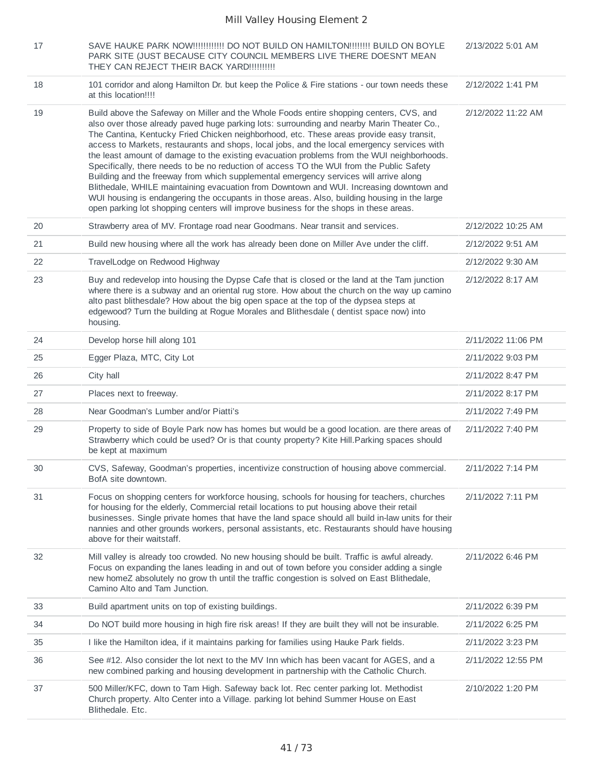| | | |
|---|---|---|
| 17 | SAVE HAUKE PARK NOW!!!!!!!!!!!! DO NOT BUILD ON HAMILTON!!!!!!!! BUILD ON BOYLE PARK SITE (JUST BECAUSE CITY COUNCIL MEMBERS LIVE THERE DOESN'T MEAN THEY CAN REJECT THEIR BACK YARD!!!!!!!!!! | 2/13/2022 5:01 AM |
| 18 | 101 corridor and along Hamilton Dr. but keep the Police & Fire stations - our town needs these at this location!!!! | 2/12/2022 1:41 PM |
| 19 | Build above the Safeway on Miller and the Whole Foods entire shopping centers, CVS, and also over those already paved huge parking lots: surrounding and nearby Marin Theater Co., The Cantina, Kentucky Fried Chicken neighborhood, etc. These areas provide easy transit, access to Markets, restaurants and shops, local jobs, and the local emergency services with the least amount of damage to the existing evacuation problems from the WUI neighborhoods. Specifically, there needs to be no reduction of access TO the WUI from the Public Safety Building and the freeway from which supplemental emergency services will arrive along Blithedale, WHILE maintaining evacuation from Downtown and WUI. Increasing downtown and WUI housing is endangering the occupants in those areas. Also, building housing in the large open parking lot shopping centers will improve business for the shops in these areas. | 2/12/2022 11:22 AM |
| 20 | Strawberry area of MV. Frontage road near Goodmans. Near transit and services. | 2/12/2022 10:25 AM |
| 21 | Build new housing where all the work has already been done on Miller Ave under the cliff. | 2/12/2022 9:51 AM |
| 22 | TravelLodge on Redwood Highway | 2/12/2022 9:30 AM |
| 23 | Buy and redevelop into housing the Dypse Cafe that is closed or the land at the Tam junction where there is a subway and an oriental rug store. How about the church on the way up camino alto past blithesdale? How about the big open space at the top of the dypsea steps at edgewood? Turn the building at Rogue Morales and Blithesdale ( dentist space now) into housing. | 2/12/2022 8:17 AM |
| 24 | Develop horse hill along 101 | 2/11/2022 11:06 PM |
| 25 | Egger Plaza, MTC, City Lot | 2/11/2022 9:03 PM |
| 26 | City hall | 2/11/2022 8:47 PM |
| 27 | Places next to freeway. | 2/11/2022 8:17 PM |
| 28 | Near Goodman's Lumber and/or Piatti's | 2/11/2022 7:49 PM |
| 29 | Property to side of Boyle Park now has homes but would be a good location. are there areas of Strawberry which could be used? Or is that county property? Kite Hill.Parking spaces should be kept at maximum | 2/11/2022 7:40 PM |
| 30 | CVS, Safeway, Goodman's properties, incentivize construction of housing above commercial. BofA site downtown. | 2/11/2022 7:14 PM |
| 31 | Focus on shopping centers for workforce housing, schools for housing for teachers, churches for housing for the elderly, Commercial retail locations to put housing above their retail businesses. Single private homes that have the land space should all build in-law units for their nannies and other grounds workers, personal assistants, etc. Restaurants should have housing above for their waitstaff. | 2/11/2022 7:11 PM |
| 32 | Mill valley is already too crowded. No new housing should be built. Traffic is awful already. Focus on expanding the lanes leading in and out of town before you consider adding a single new homeZ absolutely no grow th until the traffic congestion is solved on East Blithedale, Camino Alto and Tam Junction. | 2/11/2022 6:46 PM |
| 33 | Build apartment units on top of existing buildings. | 2/11/2022 6:39 PM |
| 34 | Do NOT build more housing in high fire risk areas! If they are built they will not be insurable. | 2/11/2022 6:25 PM |
| 35 | I like the Hamilton idea, if it maintains parking for families using Hauke Park fields. | 2/11/2022 3:23 PM |
| 36 | See #12. Also consider the lot next to the MV Inn which has been vacant for AGES, and a new combined parking and housing development in partnership with the Catholic Church. | 2/11/2022 12:55 PM |
| 37 | 500 Miller/KFC, down to Tam High. Safeway back lot. Rec center parking lot. Methodist Church property. Alto Center into a Village. parking lot behind Summer House on East Blithedale. Etc. | 2/10/2022 1:20 PM |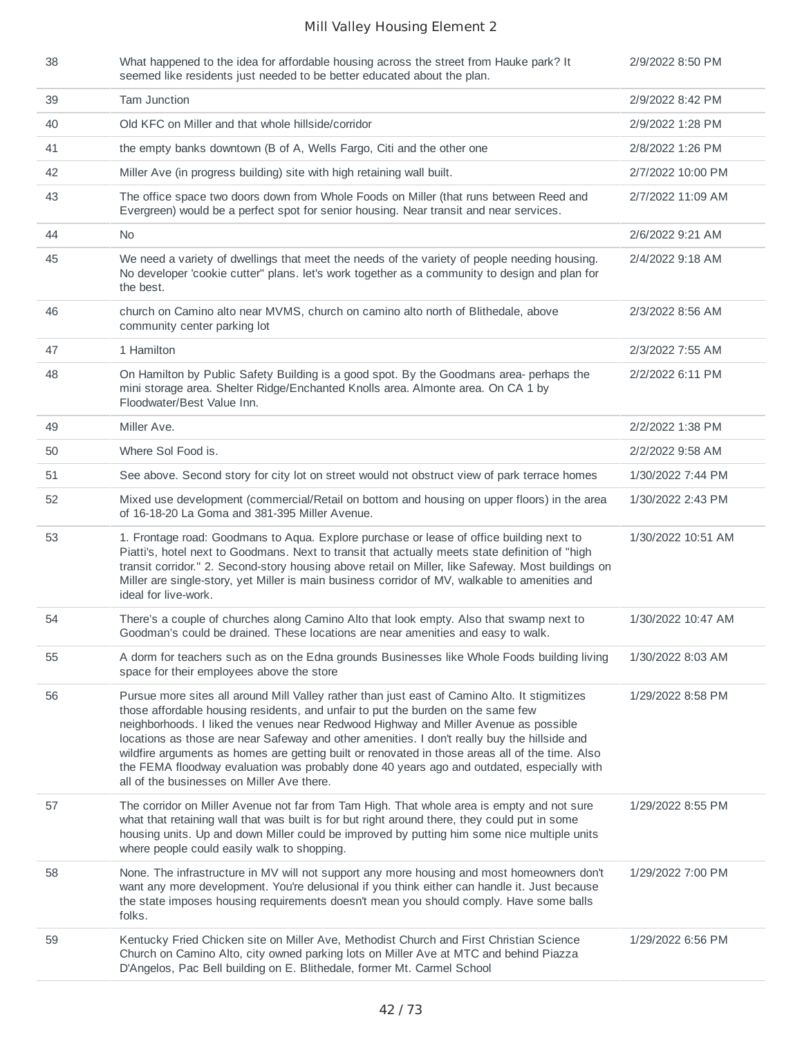| | | |
|---|---|---|
| 38 | What happened to the idea for affordable housing across the street from Hauke park? It seemed like residents just needed to be better educated about the plan. | 2/9/2022 8:50 PM |
| 39 | Tam Junction | 2/9/2022 8:42 PM |
| 40 | Old KFC on Miller and that whole hillside/corridor | 2/9/2022 1:28 PM |
| 41 | the empty banks downtown (B of A, Wells Fargo, Citi and the other one | 2/8/2022 1:26 PM |
| 42 | Miller Ave (in progress building) site with high retaining wall built. | 2/7/2022 10:00 PM |
| 43 | The office space two doors down from Whole Foods on Miller (that runs between Reed and Evergreen) would be a perfect spot for senior housing. Near transit and near services. | 2/7/2022 11:09 AM |
| 44 | No | 2/6/2022 9:21 AM |
| 45 | We need a variety of dwellings that meet the needs of the variety of people needing housing. No developer 'cookie cutter" plans. let's work together as a community to design and plan for the best. | 2/4/2022 9:18 AM |
| 46 | church on Camino alto near MVMS, church on camino alto north of Blithedale, above community center parking lot | 2/3/2022 8:56 AM |
| 47 | 1 Hamilton | 2/3/2022 7:55 AM |
| 48 | On Hamilton by Public Safety Building is a good spot. By the Goodmans area- perhaps the mini storage area. Shelter Ridge/Enchanted Knolls area. Almonte area. On CA 1 by Floodwater/Best Value Inn. | 2/2/2022 6:11 PM |
| 49 | Miller Ave. | 2/2/2022 1:38 PM |
| 50 | Where Sol Food is. | 2/2/2022 9:58 AM |
| 51 | See above. Second story for city lot on street would not obstruct view of park terrace homes | 1/30/2022 7:44 PM |
| 52 | Mixed use development (commercial/Retail on bottom and housing on upper floors) in the area of 16-18-20 La Goma and 381-395 Miller Avenue. | 1/30/2022 2:43 PM |
| 53 | 1. Frontage road: Goodmans to Aqua. Explore purchase or lease of office building next to Piatti's, hotel next to Goodmans. Next to transit that actually meets state definition of "high transit corridor." 2. Second-story housing above retail on Miller, like Safeway. Most buildings on Miller are single-story, yet Miller is main business corridor of MV, walkable to amenities and ideal for live-work. | 1/30/2022 10:51 AM |
| 54 | There's a couple of churches along Camino Alto that look empty. Also that swamp next to Goodman's could be drained. These locations are near amenities and easy to walk. | 1/30/2022 10:47 AM |
| 55 | A dorm for teachers such as on the Edna grounds Businesses like Whole Foods building living space for their employees above the store | 1/30/2022 8:03 AM |
| 56 | Pursue more sites all around Mill Valley rather than just east of Camino Alto. It stigmitizes those affordable housing residents, and unfair to put the burden on the same few neighborhoods. I liked the venues near Redwood Highway and Miller Avenue as possible locations as those are near Safeway and other amenities. I don't really buy the hillside and wildfire arguments as homes are getting built or renovated in those areas all of the time. Also the FEMA floodway evaluation was probably done 40 years ago and outdated, especially with all of the businesses on Miller Ave there. | 1/29/2022 8:58 PM |
| 57 | The corridor on Miller Avenue not far from Tam High. That whole area is empty and not sure what that retaining wall that was built is for but right around there, they could put in some housing units. Up and down Miller could be improved by putting him some nice multiple units where people could easily walk to shopping. | 1/29/2022 8:55 PM |
| 58 | None. The infrastructure in MV will not support any more housing and most homeowners don't want any more development. You're delusional if you think either can handle it. Just because the state imposes housing requirements doesn't mean you should comply. Have some balls folks. | 1/29/2022 7:00 PM |
| 59 | Kentucky Fried Chicken site on Miller Ave, Methodist Church and First Christian Science Church on Camino Alto, city owned parking lots on Miller Ave at MTC and behind Piazza D'Angelos, Pac Bell building on E. Blithedale, former Mt. Carmel School | 1/29/2022 6:56 PM |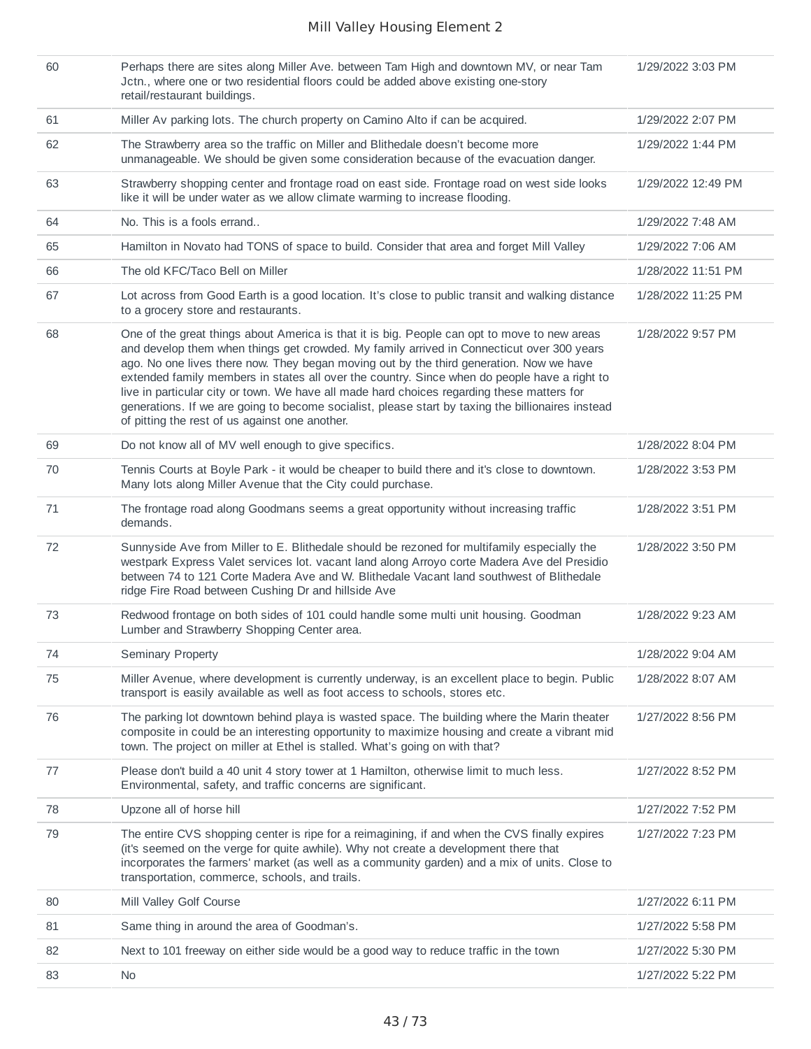| | | |
|---|---|---|
| 60 | Perhaps there are sites along Miller Ave. between Tam High and downtown MV, or near Tam Jctn., where one or two residential floors could be added above existing one-story retail/restaurant buildings. | 1/29/2022 3:03 PM |
| 61 | Miller Av parking lots. The church property on Camino Alto if can be acquired. | 1/29/2022 2:07 PM |
| 62 | The Strawberry area so the traffic on Miller and Blithedale doesn't become more unmanageable. We should be given some consideration because of the evacuation danger. | 1/29/2022 1:44 PM |
| 63 | Strawberry shopping center and frontage road on east side. Frontage road on west side looks like it will be under water as we allow climate warming to increase flooding. | 1/29/2022 12:49 PM |
| 64 | No. This is a fools errand.. | 1/29/2022 7:48 AM |
| 65 | Hamilton in Novato had TONS of space to build. Consider that area and forget Mill Valley | 1/29/2022 7:06 AM |
| 66 | The old KFC/Taco Bell on Miller | 1/28/2022 11:51 PM |
| 67 | Lot across from Good Earth is a good location. It's close to public transit and walking distance to a grocery store and restaurants. | 1/28/2022 11:25 PM |
| 68 | One of the great things about America is that it is big. People can opt to move to new areas and develop them when things get crowded. My family arrived in Connecticut over 300 years ago. No one lives there now. They began moving out by the third generation. Now we have extended family members in states all over the country. Since when do people have a right to live in particular city or town. We have all made hard choices regarding these matters for generations. If we are going to become socialist, please start by taxing the billionaires instead of pitting the rest of us against one another. | 1/28/2022 9:57 PM |
| 69 | Do not know all of MV well enough to give specifics. | 1/28/2022 8:04 PM |
| 70 | Tennis Courts at Boyle Park - it would be cheaper to build there and it's close to downtown. Many lots along Miller Avenue that the City could purchase. | 1/28/2022 3:53 PM |
| 71 | The frontage road along Goodmans seems a great opportunity without increasing traffic demands. | 1/28/2022 3:51 PM |
| 72 | Sunnyside Ave from Miller to E. Blithedale should be rezoned for multifamily especially the westpark Express Valet services lot. vacant land along Arroyo corte Madera Ave del Presidio between 74 to 121 Corte Madera Ave and W. Blithedale Vacant land southwest of Blithedale ridge Fire Road between Cushing Dr and hillside Ave | 1/28/2022 3:50 PM |
| 73 | Redwood frontage on both sides of 101 could handle some multi unit housing. Goodman Lumber and Strawberry Shopping Center area. | 1/28/2022 9:23 AM |
| 74 | Seminary Property | 1/28/2022 9:04 AM |
| 75 | Miller Avenue, where development is currently underway, is an excellent place to begin. Public transport is easily available as well as foot access to schools, stores etc. | 1/28/2022 8:07 AM |
| 76 | The parking lot downtown behind playa is wasted space. The building where the Marin theater composite in could be an interesting opportunity to maximize housing and create a vibrant mid town. The project on miller at Ethel is stalled. What's going on with that? | 1/27/2022 8:56 PM |
| 77 | Please don't build a 40 unit 4 story tower at 1 Hamilton, otherwise limit to much less. Environmental, safety, and traffic concerns are significant. | 1/27/2022 8:52 PM |
| 78 | Upzone all of horse hill | 1/27/2022 7:52 PM |
| 79 | The entire CVS shopping center is ripe for a reimagining, if and when the CVS finally expires (it's seemed on the verge for quite awhile). Why not create a development there that incorporates the farmers' market (as well as a community garden) and a mix of units. Close to transportation, commerce, schools, and trails. | 1/27/2022 7:23 PM |
| 80 | Mill Valley Golf Course | 1/27/2022 6:11 PM |
| 81 | Same thing in around the area of Goodman's. | 1/27/2022 5:58 PM |
| 82 | Next to 101 freeway on either side would be a good way to reduce traffic in the town | 1/27/2022 5:30 PM |
| 83 | No | 1/27/2022 5:22 PM |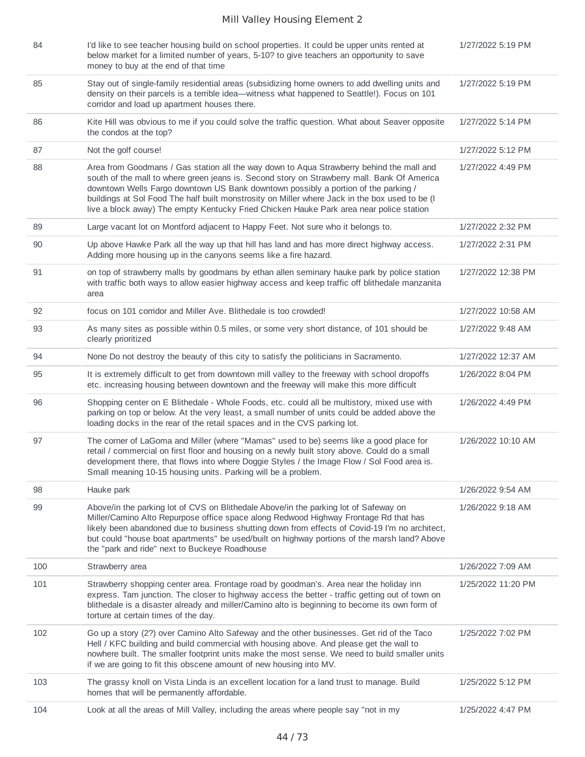| | | |
|---|---|---|
| 84 | I'd like to see teacher housing build on school properties. It could be upper units rented at below market for a limited number of years, 5-10? to give teachers an opportunity to save money to buy at the end of that time | 1/27/2022 5:19 PM |
| 85 | Stay out of single-family residential areas (subsidizing home owners to add dwelling units and density on their parcels is a terrible idea—witness what happened to Seattle!). Focus on 101 corridor and load up apartment houses there. | 1/27/2022 5:19 PM |
| 86 | Kite Hill was obvious to me if you could solve the traffic question. What about Seaver opposite the condos at the top? | 1/27/2022 5:14 PM |
| 87 | Not the golf course! | 1/27/2022 5:12 PM |
| 88 | Area from Goodmans / Gas station all the way down to Aqua Strawberry behind the mall and south of the mall to where green jeans is. Second story on Strawberry mall. Bank Of America downtown Wells Fargo downtown US Bank downtown possibly a portion of the parking / buildings at Sol Food The half built monstrosity on Miller where Jack in the box used to be (I live a block away) The empty Kentucky Fried Chicken Hauke Park area near police station | 1/27/2022 4:49 PM |
| 89 | Large vacant lot on Montford adjacent to Happy Feet. Not sure who it belongs to. | 1/27/2022 2:32 PM |
| 90 | Up above Hawke Park all the way up that hill has land and has more direct highway access. Adding more housing up in the canyons seems like a fire hazard. | 1/27/2022 2:31 PM |
| 91 | on top of strawberry malls by goodmans by ethan allen seminary hauke park by police station with traffic both ways to allow easier highway access and keep traffic off blithedale manzanita area | 1/27/2022 12:38 PM |
| 92 | focus on 101 corridor and Miller Ave. Blithedale is too crowded! | 1/27/2022 10:58 AM |
| 93 | As many sites as possible within 0.5 miles, or some very short distance, of 101 should be clearly prioritized | 1/27/2022 9:48 AM |
| 94 | None Do not destroy the beauty of this city to satisfy the politicians in Sacramento. | 1/27/2022 12:37 AM |
| 95 | It is extremely difficult to get from downtown mill valley to the freeway with school dropoffs etc. increasing housing between downtown and the freeway will make this more difficult | 1/26/2022 8:04 PM |
| 96 | Shopping center on E Blithedale - Whole Foods, etc. could all be multistory, mixed use with parking on top or below. At the very least, a small number of units could be added above the loading docks in the rear of the retail spaces and in the CVS parking lot. | 1/26/2022 4:49 PM |
| 97 | The corner of LaGoma and Miller (where "Mamas" used to be) seems like a good place for retail / commercial on first floor and housing on a newly built story above. Could do a small development there, that flows into where Doggie Styles / the Image Flow / Sol Food area is. Small meaning 10-15 housing units. Parking will be a problem. | 1/26/2022 10:10 AM |
| 98 | Hauke park | 1/26/2022 9:54 AM |
| 99 | Above/in the parking lot of CVS on Blithedale Above/in the parking lot of Safeway on Miller/Camino Alto Repurpose office space along Redwood Highway Frontage Rd that has likely been abandoned due to business shutting down from effects of Covid-19 I'm no architect, but could "house boat apartments" be used/built on highway portions of the marsh land? Above the "park and ride" next to Buckeye Roadhouse | 1/26/2022 9:18 AM |
| 100 | Strawberry area | 1/26/2022 7:09 AM |
| 101 | Strawberry shopping center area. Frontage road by goodman's. Area near the holiday inn express. Tam junction. The closer to highway access the better - traffic getting out of town on blithedale is a disaster already and miller/Camino alto is beginning to become its own form of torture at certain times of the day. | 1/25/2022 11:20 PM |
| 102 | Go up a story (2?) over Camino Alto Safeway and the other businesses. Get rid of the Taco Hell / KFC building and build commercial with housing above. And please get the wall to nowhere built. The smaller footprint units make the most sense. We need to build smaller units if we are going to fit this obscene amount of new housing into MV. | 1/25/2022 7:02 PM |
| 103 | The grassy knoll on Vista Linda is an excellent location for a land trust to manage. Build homes that will be permanently affordable. | 1/25/2022 5:12 PM |
| 104 | Look at all the areas of Mill Valley, including the areas where people say "not in my | 1/25/2022 4:47 PM |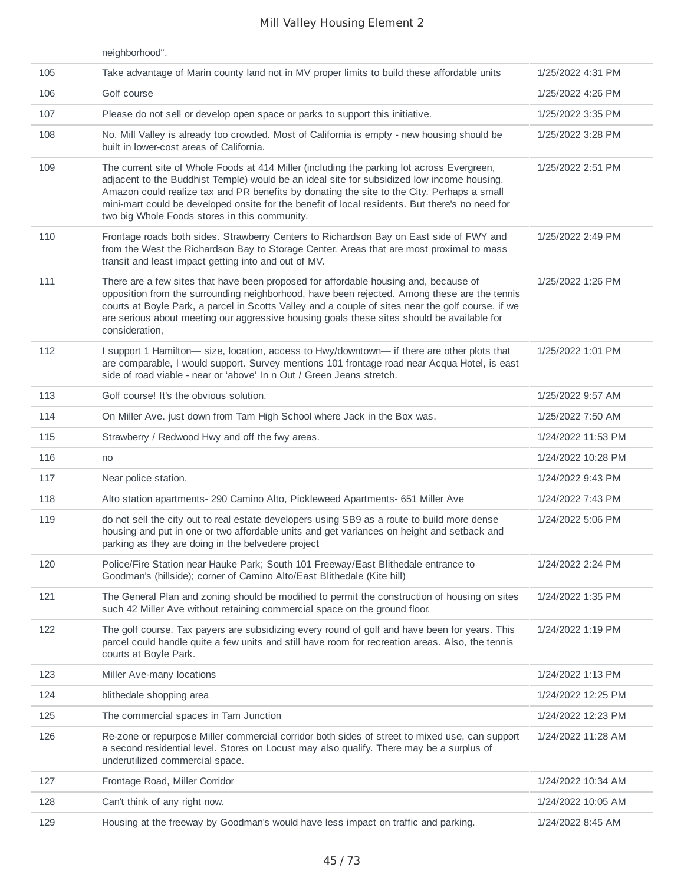| | neighborhood". | |
|---|---|---|
| 105 | Take advantage of Marin county land not in MV proper limits to build these affordable units | 1/25/2022 4:31 PM |
| 106 | Golf course | 1/25/2022 4:26 PM |
| 107 | Please do not sell or develop open space or parks to support this initiative. | 1/25/2022 3:35 PM |
| 108 | No. Mill Valley is already too crowded. Most of California is empty - new housing should be built in lower-cost areas of California. | 1/25/2022 3:28 PM |
| 109 | The current site of Whole Foods at 414 Miller (including the parking lot across Evergreen, adjacent to the Buddhist Temple) would be an ideal site for subsidized low income housing. Amazon could realize tax and PR benefits by donating the site to the City. Perhaps a small mini-mart could be developed onsite for the benefit of local residents. But there's no need for two big Whole Foods stores in this community. | 1/25/2022 2:51 PM |
| 110 | Frontage roads both sides. Strawberry Centers to Richardson Bay on East side of FWY and from the West the Richardson Bay to Storage Center. Areas that are most proximal to mass transit and least impact getting into and out of MV. | 1/25/2022 2:49 PM |
| 111 | There are a few sites that have been proposed for affordable housing and, because of opposition from the surrounding neighborhood, have been rejected. Among these are the tennis courts at Boyle Park, a parcel in Scotts Valley and a couple of sites near the golf course. if we are serious about meeting our aggressive housing goals these sites should be available for consideration, | 1/25/2022 1:26 PM |
| 112 | I support 1 Hamilton— size, location, access to Hwy/downtown— if there are other plots that are comparable, I would support. Survey mentions 101 frontage road near Acqua Hotel, is east side of road viable - near or 'above' In n Out / Green Jeans stretch. | 1/25/2022 1:01 PM |
| 113 | Golf course! It's the obvious solution. | 1/25/2022 9:57 AM |
| 114 | On Miller Ave. just down from Tam High School where Jack in the Box was. | 1/25/2022 7:50 AM |
| 115 | Strawberry / Redwood Hwy and off the fwy areas. | 1/24/2022 11:53 PM |
| 116 | no | 1/24/2022 10:28 PM |
| 117 | Near police station. | 1/24/2022 9:43 PM |
| 118 | Alto station apartments- 290 Camino Alto, Pickleweed Apartments- 651 Miller Ave | 1/24/2022 7:43 PM |
| 119 | do not sell the city out to real estate developers using SB9 as a route to build more dense housing and put in one or two affordable units and get variances on height and setback and parking as they are doing in the belvedere project | 1/24/2022 5:06 PM |
| 120 | Police/Fire Station near Hauke Park; South 101 Freeway/East Blithedale entrance to Goodman's (hillside); corner of Camino Alto/East Blithedale (Kite hill) | 1/24/2022 2:24 PM |
| 121 | The General Plan and zoning should be modified to permit the construction of housing on sites such 42 Miller Ave without retaining commercial space on the ground floor. | 1/24/2022 1:35 PM |
| 122 | The golf course. Tax payers are subsidizing every round of golf and have been for years. This parcel could handle quite a few units and still have room for recreation areas. Also, the tennis courts at Boyle Park. | 1/24/2022 1:19 PM |
| 123 | Miller Ave-many locations | 1/24/2022 1:13 PM |
| 124 | blithedale shopping area | 1/24/2022 12:25 PM |
| 125 | The commercial spaces in Tam Junction | 1/24/2022 12:23 PM |
| 126 | Re-zone or repurpose Miller commercial corridor both sides of street to mixed use, can support a second residential level. Stores on Locust may also qualify. There may be a surplus of underutilized commercial space. | 1/24/2022 11:28 AM |
| 127 | Frontage Road, Miller Corridor | 1/24/2022 10:34 AM |
| 128 | Can't think of any right now. | 1/24/2022 10:05 AM |
| 129 | Housing at the freeway by Goodman's would have less impact on traffic and parking. | 1/24/2022 8:45 AM |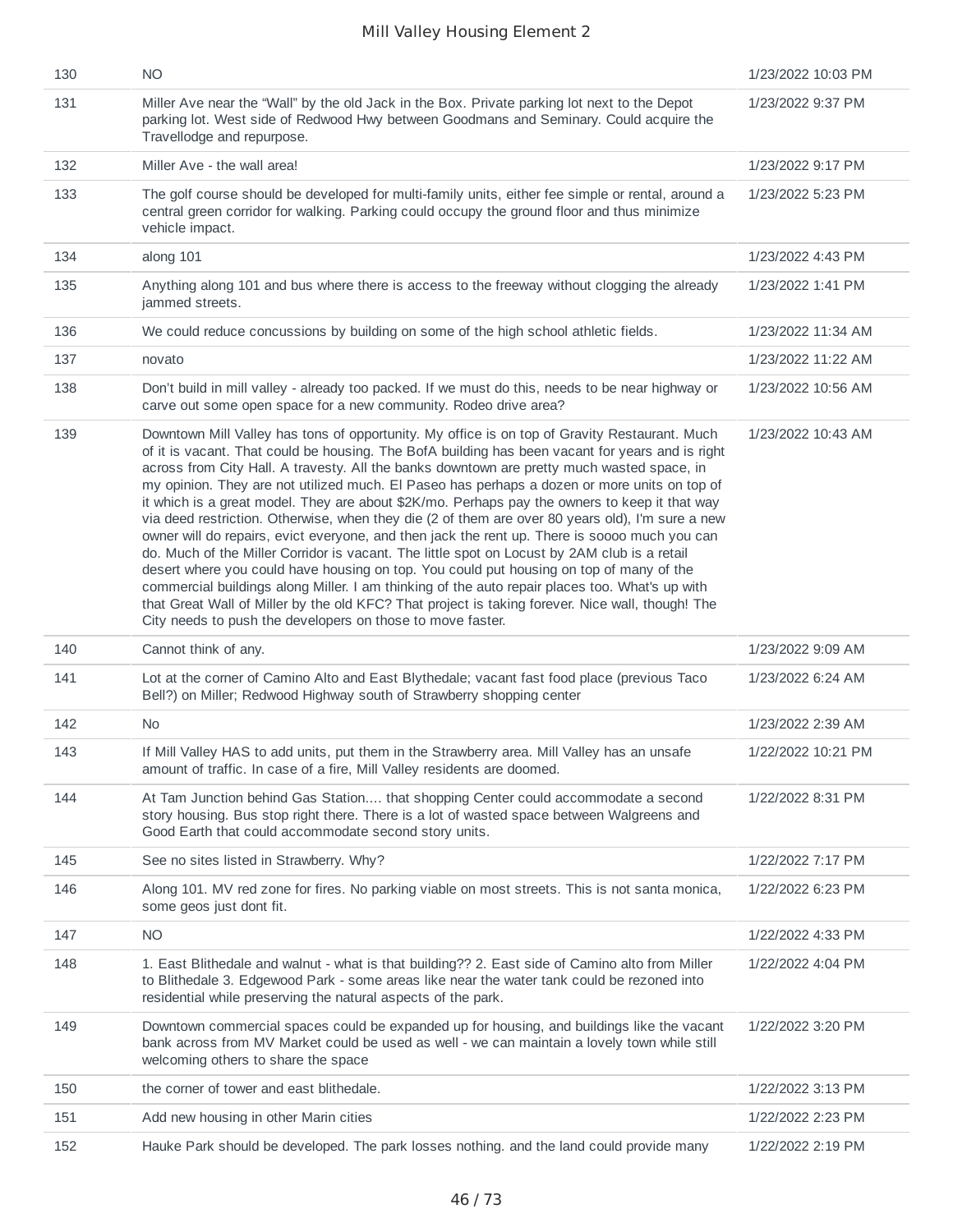| | | |
|---|---|---|
| 130 | NO | 1/23/2022 10:03 PM |
| 131 | Miller Ave near the "Wall" by the old Jack in the Box. Private parking lot next to the Depot parking lot. West side of Redwood Hwy between Goodmans and Seminary. Could acquire the Travellodge and repurpose. | 1/23/2022 9:37 PM |
| 132 | Miller Ave - the wall area! | 1/23/2022 9:17 PM |
| 133 | The golf course should be developed for multi-family units, either fee simple or rental, around a central green corridor for walking. Parking could occupy the ground floor and thus minimize vehicle impact. | 1/23/2022 5:23 PM |
| 134 | along 101 | 1/23/2022 4:43 PM |
| 135 | Anything along 101 and bus where there is access to the freeway without clogging the already jammed streets. | 1/23/2022 1:41 PM |
| 136 | We could reduce concussions by building on some of the high school athletic fields. | 1/23/2022 11:34 AM |
| 137 | novato | 1/23/2022 11:22 AM |
| 138 | Don't build in mill valley - already too packed. If we must do this, needs to be near highway or carve out some open space for a new community. Rodeo drive area? | 1/23/2022 10:56 AM |
| 139 | Downtown Mill Valley has tons of opportunity. My office is on top of Gravity Restaurant. Much of it is vacant. That could be housing. The BofA building has been vacant for years and is right across from City Hall. A travesty. All the banks downtown are pretty much wasted space, in my opinion. They are not utilized much. El Paseo has perhaps a dozen or more units on top of it which is a great model. They are about $2K/mo. Perhaps pay the owners to keep it that way via deed restriction. Otherwise, when they die (2 of them are over 80 years old), I'm sure a new owner will do repairs, evict everyone, and then jack the rent up. There is soooo much you can do. Much of the Miller Corridor is vacant. The little spot on Locust by 2AM club is a retail desert where you could have housing on top. You could put housing on top of many of the commercial buildings along Miller. I am thinking of the auto repair places too. What's up with that Great Wall of Miller by the old KFC? That project is taking forever. Nice wall, though! The City needs to push the developers on those to move faster. | 1/23/2022 10:43 AM |
| 140 | Cannot think of any. | 1/23/2022 9:09 AM |
| 141 | Lot at the corner of Camino Alto and East Blythedale; vacant fast food place (previous Taco Bell?) on Miller; Redwood Highway south of Strawberry shopping center | 1/23/2022 6:24 AM |
| 142 | No | 1/23/2022 2:39 AM |
| 143 | If Mill Valley HAS to add units, put them in the Strawberry area. Mill Valley has an unsafe amount of traffic. In case of a fire, Mill Valley residents are doomed. | 1/22/2022 10:21 PM |
| 144 | At Tam Junction behind Gas Station.... that shopping Center could accommodate a second story housing. Bus stop right there. There is a lot of wasted space between Walgreens and Good Earth that could accommodate second story units. | 1/22/2022 8:31 PM |
| 145 | See no sites listed in Strawberry. Why? | 1/22/2022 7:17 PM |
| 146 | Along 101. MV red zone for fires. No parking viable on most streets. This is not santa monica, some geos just dont fit. | 1/22/2022 6:23 PM |
| 147 | NO | 1/22/2022 4:33 PM |
| 148 | 1. East Blithedale and walnut - what is that building?? 2. East side of Camino alto from Miller to Blithedale 3. Edgewood Park - some areas like near the water tank could be rezoned into residential while preserving the natural aspects of the park. | 1/22/2022 4:04 PM |
| 149 | Downtown commercial spaces could be expanded up for housing, and buildings like the vacant bank across from MV Market could be used as well - we can maintain a lovely town while still welcoming others to share the space | 1/22/2022 3:20 PM |
| 150 | the corner of tower and east blithedale. | 1/22/2022 3:13 PM |
| 151 | Add new housing in other Marin cities | 1/22/2022 2:23 PM |
| 152 | Hauke Park should be developed. The park losses nothing. and the land could provide many | 1/22/2022 2:19 PM |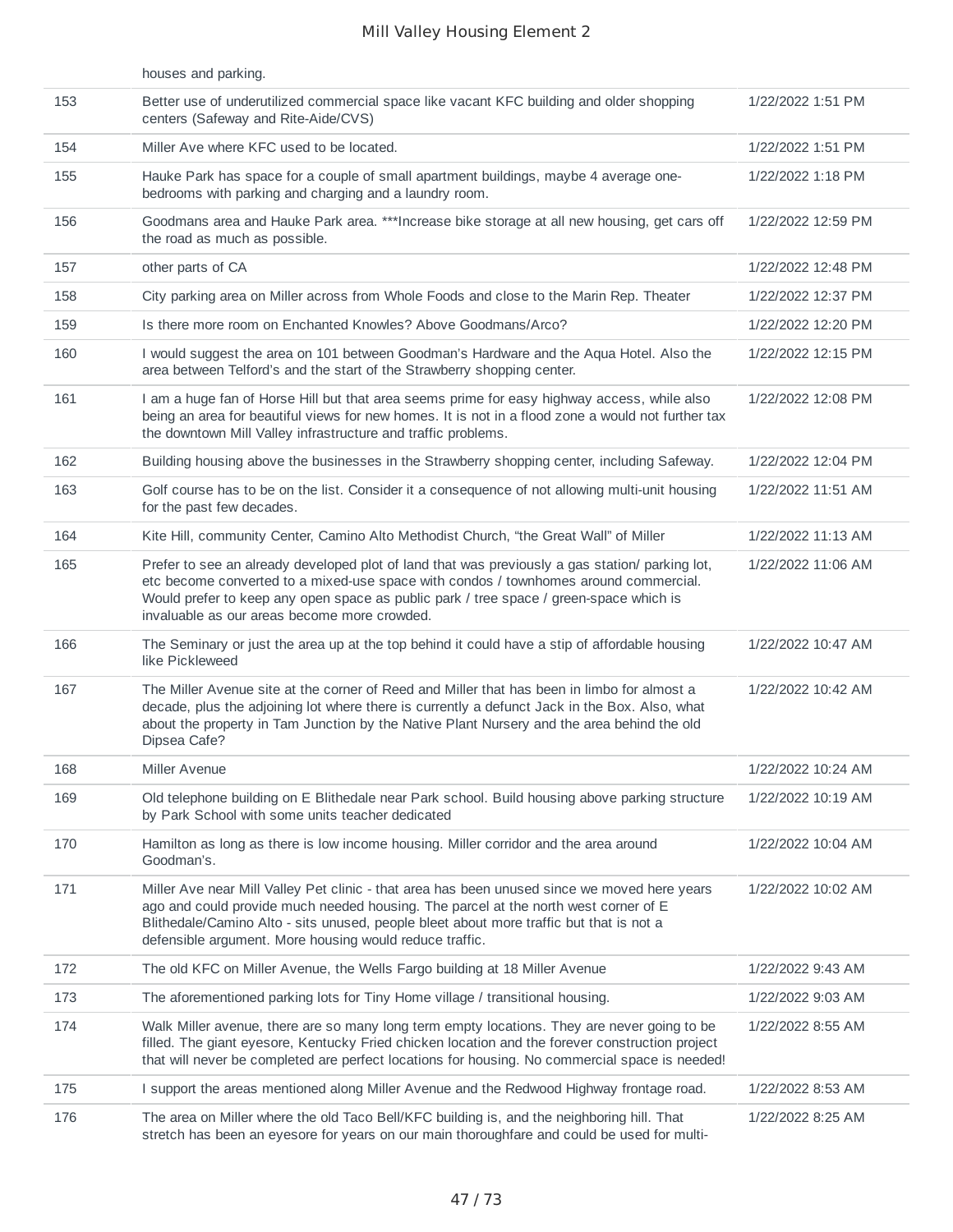| | | |
|---|---|---|
| | houses and parking. | |
| 153 | Better use of underutilized commercial space like vacant KFC building and older shopping centers (Safeway and Rite-Aide/CVS) | 1/22/2022 1:51 PM |
| 154 | Miller Ave where KFC used to be located. | 1/22/2022 1:51 PM |
| 155 | Hauke Park has space for a couple of small apartment buildings, maybe 4 average one-bedrooms with parking and charging and a laundry room. | 1/22/2022 1:18 PM |
| 156 | Goodmans area and Hauke Park area. ***Increase bike storage at all new housing, get cars off the road as much as possible. | 1/22/2022 12:59 PM |
| 157 | other parts of CA | 1/22/2022 12:48 PM |
| 158 | City parking area on Miller across from Whole Foods and close to the Marin Rep. Theater | 1/22/2022 12:37 PM |
| 159 | Is there more room on Enchanted Knowles? Above Goodmans/Arco? | 1/22/2022 12:20 PM |
| 160 | I would suggest the area on 101 between Goodman's Hardware and the Aqua Hotel. Also the area between Telford's and the start of the Strawberry shopping center. | 1/22/2022 12:15 PM |
| 161 | I am a huge fan of Horse Hill but that area seems prime for easy highway access, while also being an area for beautiful views for new homes. It is not in a flood zone a would not further tax the downtown Mill Valley infrastructure and traffic problems. | 1/22/2022 12:08 PM |
| 162 | Building housing above the businesses in the Strawberry shopping center, including Safeway. | 1/22/2022 12:04 PM |
| 163 | Golf course has to be on the list. Consider it a consequence of not allowing multi-unit housing for the past few decades. | 1/22/2022 11:51 AM |
| 164 | Kite Hill, community Center, Camino Alto Methodist Church, "the Great Wall" of Miller | 1/22/2022 11:13 AM |
| 165 | Prefer to see an already developed plot of land that was previously a gas station/ parking lot, etc become converted to a mixed-use space with condos / townhomes around commercial. Would prefer to keep any open space as public park / tree space / green-space which is invaluable as our areas become more crowded. | 1/22/2022 11:06 AM |
| 166 | The Seminary or just the area up at the top behind it could have a stip of affordable housing like Pickleweed | 1/22/2022 10:47 AM |
| 167 | The Miller Avenue site at the corner of Reed and Miller that has been in limbo for almost a decade, plus the adjoining lot where there is currently a defunct Jack in the Box. Also, what about the property in Tam Junction by the Native Plant Nursery and the area behind the old Dipsea Cafe? | 1/22/2022 10:42 AM |
| 168 | Miller Avenue | 1/22/2022 10:24 AM |
| 169 | Old telephone building on E Blithedale near Park school. Build housing above parking structure by Park School with some units teacher dedicated | 1/22/2022 10:19 AM |
| 170 | Hamilton as long as there is low income housing. Miller corridor and the area around Goodman's. | 1/22/2022 10:04 AM |
| 171 | Miller Ave near Mill Valley Pet clinic - that area has been unused since we moved here years ago and could provide much needed housing. The parcel at the north west corner of E Blithedale/Camino Alto - sits unused, people bleet about more traffic but that is not a defensible argument. More housing would reduce traffic. | 1/22/2022 10:02 AM |
| 172 | The old KFC on Miller Avenue, the Wells Fargo building at 18 Miller Avenue | 1/22/2022 9:43 AM |
| 173 | The aforementioned parking lots for Tiny Home village / transitional housing. | 1/22/2022 9:03 AM |
| 174 | Walk Miller avenue, there are so many long term empty locations. They are never going to be filled. The giant eyesore, Kentucky Fried chicken location and the forever construction project that will never be completed are perfect locations for housing. No commercial space is needed! | 1/22/2022 8:55 AM |
| 175 | I support the areas mentioned along Miller Avenue and the Redwood Highway frontage road. | 1/22/2022 8:53 AM |
| 176 | The area on Miller where the old Taco Bell/KFC building is, and the neighboring hill. That stretch has been an eyesore for years on our main thoroughfare and could be used for multi- | 1/22/2022 8:25 AM |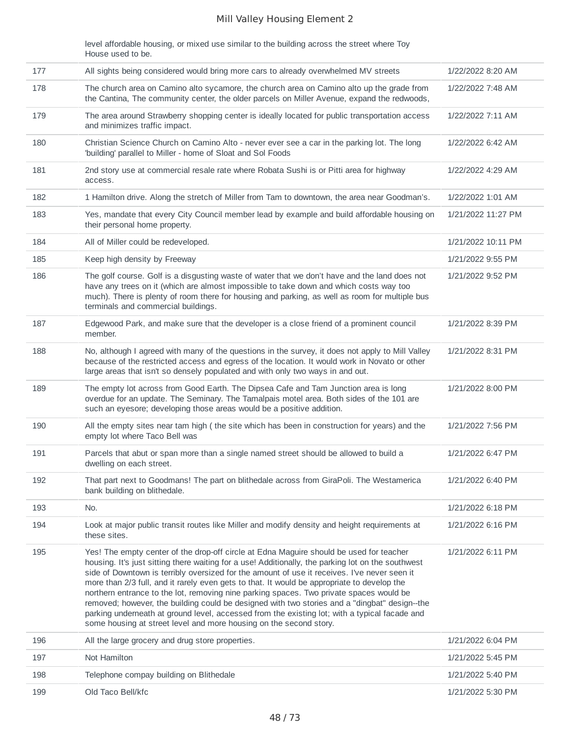| | | |
|---|---|---|
| | level affordable housing, or mixed use similar to the building across the street where Toy House used to be. | |
| 177 | All sights being considered would bring more cars to already overwhelmed MV streets | 1/22/2022 8:20 AM |
| 178 | The church area on Camino alto sycamore, the church area on Camino alto up the grade from the Cantina, The community center, the older parcels on Miller Avenue, expand the redwoods, | 1/22/2022 7:48 AM |
| 179 | The area around Strawberry shopping center is ideally located for public transportation access and minimizes traffic impact. | 1/22/2022 7:11 AM |
| 180 | Christian Science Church on Camino Alto - never ever see a car in the parking lot. The long 'building' parallel to Miller - home of Sloat and Sol Foods | 1/22/2022 6:42 AM |
| 181 | 2nd story use at commercial resale rate where Robata Sushi is or Pitti area for highway access. | 1/22/2022 4:29 AM |
| 182 | 1 Hamilton drive. Along the stretch of Miller from Tam to downtown, the area near Goodman's. | 1/22/2022 1:01 AM |
| 183 | Yes, mandate that every City Council member lead by example and build affordable housing on their personal home property. | 1/21/2022 11:27 PM |
| 184 | All of Miller could be redeveloped. | 1/21/2022 10:11 PM |
| 185 | Keep high density by Freeway | 1/21/2022 9:55 PM |
| 186 | The golf course. Golf is a disgusting waste of water that we don't have and the land does not have any trees on it (which are almost impossible to take down and which costs way too much). There is plenty of room there for housing and parking, as well as room for multiple bus terminals and commercial buildings. | 1/21/2022 9:52 PM |
| 187 | Edgewood Park, and make sure that the developer is a close friend of a prominent council member. | 1/21/2022 8:39 PM |
| 188 | No, although I agreed with many of the questions in the survey, it does not apply to Mill Valley because of the restricted access and egress of the location. It would work in Novato or other large areas that isn't so densely populated and with only two ways in and out. | 1/21/2022 8:31 PM |
| 189 | The empty lot across from Good Earth. The Dipsea Cafe and Tam Junction area is long overdue for an update. The Seminary. The Tamalpais motel area. Both sides of the 101 are such an eyesore; developing those areas would be a positive addition. | 1/21/2022 8:00 PM |
| 190 | All the empty sites near tam high ( the site which has been in construction for years) and the empty lot where Taco Bell was | 1/21/2022 7:56 PM |
| 191 | Parcels that abut or span more than a single named street should be allowed to build a dwelling on each street. | 1/21/2022 6:47 PM |
| 192 | That part next to Goodmans! The part on blithedale across from GiraPoli. The Westamerica bank building on blithedale. | 1/21/2022 6:40 PM |
| 193 | No. | 1/21/2022 6:18 PM |
| 194 | Look at major public transit routes like Miller and modify density and height requirements at these sites. | 1/21/2022 6:16 PM |
| 195 | Yes! The empty center of the drop-off circle at Edna Maguire should be used for teacher housing. It's just sitting there waiting for a use! Additionally, the parking lot on the southwest side of Downtown is terribly oversized for the amount of use it receives. I've never seen it more than 2/3 full, and it rarely even gets to that. It would be appropriate to develop the northern entrance to the lot, removing nine parking spaces. Two private spaces would be removed; however, the building could be designed with two stories and a "dingbat" design--the parking underneath at ground level, accessed from the existing lot; with a typical facade and some housing at street level and more housing on the second story. | 1/21/2022 6:11 PM |
| 196 | All the large grocery and drug store properties. | 1/21/2022 6:04 PM |
| 197 | Not Hamilton | 1/21/2022 5:45 PM |
| 198 | Telephone compay building on Blithedale | 1/21/2022 5:40 PM |
| 199 | Old Taco Bell/kfc | 1/21/2022 5:30 PM |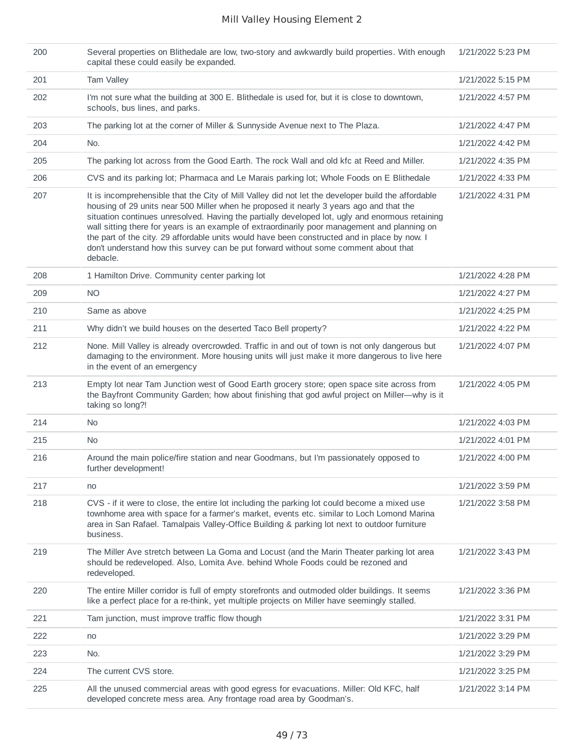| | | |
|---|---|---|
| 200 | Several properties on Blithedale are low, two-story and awkwardly build properties. With enough capital these could easily be expanded. | 1/21/2022 5:23 PM |
| 201 | Tam Valley | 1/21/2022 5:15 PM |
| 202 | I'm not sure what the building at 300 E. Blithedale is used for, but it is close to downtown, schools, bus lines, and parks. | 1/21/2022 4:57 PM |
| 203 | The parking lot at the corner of Miller & Sunnyside Avenue next to The Plaza. | 1/21/2022 4:47 PM |
| 204 | No. | 1/21/2022 4:42 PM |
| 205 | The parking lot across from the Good Earth. The rock Wall and old kfc at Reed and Miller. | 1/21/2022 4:35 PM |
| 206 | CVS and its parking lot; Pharmaca and Le Marais parking lot; Whole Foods on E Blithedale | 1/21/2022 4:33 PM |
| 207 | It is incomprehensible that the City of Mill Valley did not let the developer build the affordable housing of 29 units near 500 Miller when he proposed it nearly 3 years ago and that the situation continues unresolved. Having the partially developed lot, ugly and enormous retaining wall sitting there for years is an example of extraordinarily poor management and planning on the part of the city. 29 affordable units would have been constructed and in place by now. I don't understand how this survey can be put forward without some comment about that debacle. | 1/21/2022 4:31 PM |
| 208 | 1 Hamilton Drive. Community center parking lot | 1/21/2022 4:28 PM |
| 209 | NO | 1/21/2022 4:27 PM |
| 210 | Same as above | 1/21/2022 4:25 PM |
| 211 | Why didn't we build houses on the deserted Taco Bell property? | 1/21/2022 4:22 PM |
| 212 | None. Mill Valley is already overcrowded. Traffic in and out of town is not only dangerous but damaging to the environment. More housing units will just make it more dangerous to live here in the event of an emergency | 1/21/2022 4:07 PM |
| 213 | Empty lot near Tam Junction west of Good Earth grocery store; open space site across from the Bayfront Community Garden; how about finishing that god awful project on Miller—why is it taking so long?! | 1/21/2022 4:05 PM |
| 214 | No | 1/21/2022 4:03 PM |
| 215 | No | 1/21/2022 4:01 PM |
| 216 | Around the main police/fire station and near Goodmans, but I'm passionately opposed to further development! | 1/21/2022 4:00 PM |
| 217 | no | 1/21/2022 3:59 PM |
| 218 | CVS - if it were to close, the entire lot including the parking lot could become a mixed use townhome area with space for a farmer's market, events etc. similar to Loch Lomond Marina area in San Rafael. Tamalpais Valley-Office Building & parking lot next to outdoor furniture business. | 1/21/2022 3:58 PM |
| 219 | The Miller Ave stretch between La Goma and Locust (and the Marin Theater parking lot area should be redeveloped. Also, Lomita Ave. behind Whole Foods could be rezoned and redeveloped. | 1/21/2022 3:43 PM |
| 220 | The entire Miller corridor is full of empty storefronts and outmoded older buildings. It seems like a perfect place for a re-think, yet multiple projects on Miller have seemingly stalled. | 1/21/2022 3:36 PM |
| 221 | Tam junction, must improve traffic flow though | 1/21/2022 3:31 PM |
| 222 | no | 1/21/2022 3:29 PM |
| 223 | No. | 1/21/2022 3:29 PM |
| 224 | The current CVS store. | 1/21/2022 3:25 PM |
| 225 | All the unused commercial areas with good egress for evacuations. Miller: Old KFC, half developed concrete mess area. Any frontage road area by Goodman's. | 1/21/2022 3:14 PM |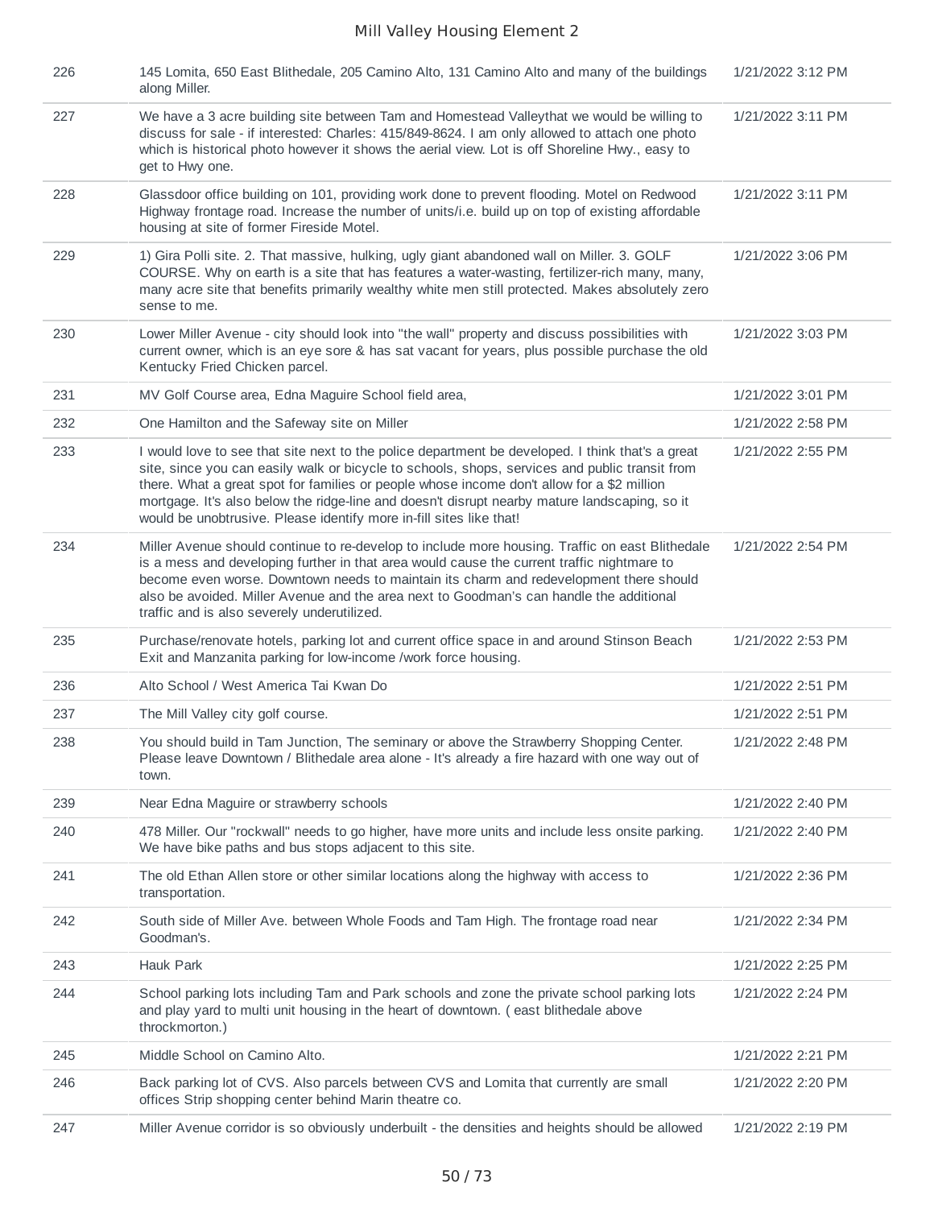| | | |
|---|---|---|
| 226 | 145 Lomita, 650 East Blithedale, 205 Camino Alto, 131 Camino Alto and many of the buildings along Miller. | 1/21/2022 3:12 PM |
| 227 | We have a 3 acre building site between Tam and Homestead Valleythat we would be willing to discuss for sale - if interested: Charles: 415/849-8624. I am only allowed to attach one photo which is historical photo however it shows the aerial view. Lot is off Shoreline Hwy., easy to get to Hwy one. | 1/21/2022 3:11 PM |
| 228 | Glassdoor office building on 101, providing work done to prevent flooding. Motel on Redwood Highway frontage road. Increase the number of units/i.e. build up on top of existing affordable housing at site of former Fireside Motel. | 1/21/2022 3:11 PM |
| 229 | 1) Gira Polli site. 2. That massive, hulking, ugly giant abandoned wall on Miller. 3. GOLF COURSE. Why on earth is a site that has features a water-wasting, fertilizer-rich many, many, many acre site that benefits primarily wealthy white men still protected. Makes absolutely zero sense to me. | 1/21/2022 3:06 PM |
| 230 | Lower Miller Avenue - city should look into "the wall" property and discuss possibilities with current owner, which is an eye sore & has sat vacant for years, plus possible purchase the old Kentucky Fried Chicken parcel. | 1/21/2022 3:03 PM |
| 231 | MV Golf Course area, Edna Maguire School field area, | 1/21/2022 3:01 PM |
| 232 | One Hamilton and the Safeway site on Miller | 1/21/2022 2:58 PM |
| 233 | I would love to see that site next to the police department be developed. I think that's a great site, since you can easily walk or bicycle to schools, shops, services and public transit from there. What a great spot for families or people whose income don't allow for a $2 million mortgage. It's also below the ridge-line and doesn't disrupt nearby mature landscaping, so it would be unobtrusive. Please identify more in-fill sites like that! | 1/21/2022 2:55 PM |
| 234 | Miller Avenue should continue to re-develop to include more housing. Traffic on east Blithedale is a mess and developing further in that area would cause the current traffic nightmare to become even worse. Downtown needs to maintain its charm and redevelopment there should also be avoided. Miller Avenue and the area next to Goodman's can handle the additional traffic and is also severely underutilized. | 1/21/2022 2:54 PM |
| 235 | Purchase/renovate hotels, parking lot and current office space in and around Stinson Beach Exit and Manzanita parking for low-income /work force housing. | 1/21/2022 2:53 PM |
| 236 | Alto School / West America Tai Kwan Do | 1/21/2022 2:51 PM |
| 237 | The Mill Valley city golf course. | 1/21/2022 2:51 PM |
| 238 | You should build in Tam Junction, The seminary or above the Strawberry Shopping Center. Please leave Downtown / Blithedale area alone - It's already a fire hazard with one way out of town. | 1/21/2022 2:48 PM |
| 239 | Near Edna Maguire or strawberry schools | 1/21/2022 2:40 PM |
| 240 | 478 Miller. Our "rockwall" needs to go higher, have more units and include less onsite parking. We have bike paths and bus stops adjacent to this site. | 1/21/2022 2:40 PM |
| 241 | The old Ethan Allen store or other similar locations along the highway with access to transportation. | 1/21/2022 2:36 PM |
| 242 | South side of Miller Ave. between Whole Foods and Tam High. The frontage road near Goodman's. | 1/21/2022 2:34 PM |
| 243 | Hauk Park | 1/21/2022 2:25 PM |
| 244 | School parking lots including Tam and Park schools and zone the private school parking lots and play yard to multi unit housing in the heart of downtown. ( east blithedale above throckmorton.) | 1/21/2022 2:24 PM |
| 245 | Middle School on Camino Alto. | 1/21/2022 2:21 PM |
| 246 | Back parking lot of CVS. Also parcels between CVS and Lomita that currently are small offices Strip shopping center behind Marin theatre co. | 1/21/2022 2:20 PM |
| 247 | Miller Avenue corridor is so obviously underbuilt - the densities and heights should be allowed | 1/21/2022 2:19 PM |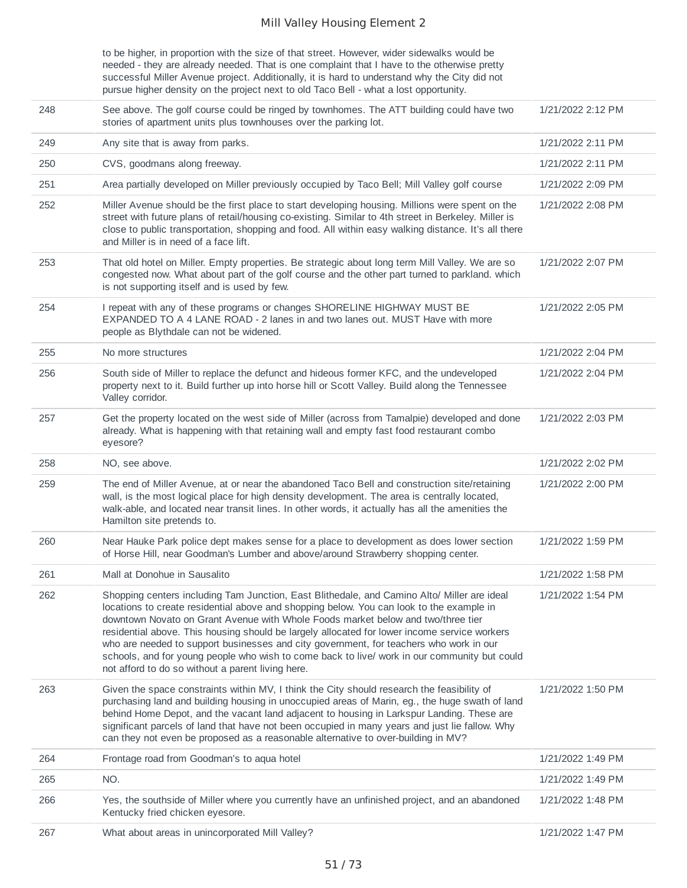| | | |
|---|---|---|
| | to be higher, in proportion with the size of that street. However, wider sidewalks would be needed - they are already needed. That is one complaint that I have to the otherwise pretty successful Miller Avenue project. Additionally, it is hard to understand why the City did not pursue higher density on the project next to old Taco Bell - what a lost opportunity. | |
| 248 | See above. The golf course could be ringed by townhomes. The ATT building could have two stories of apartment units plus townhouses over the parking lot. | 1/21/2022 2:12 PM |
| 249 | Any site that is away from parks. | 1/21/2022 2:11 PM |
| 250 | CVS, goodmans along freeway. | 1/21/2022 2:11 PM |
| 251 | Area partially developed on Miller previously occupied by Taco Bell; Mill Valley golf course | 1/21/2022 2:09 PM |
| 252 | Miller Avenue should be the first place to start developing housing. Millions were spent on the street with future plans of retail/housing co-existing. Similar to 4th street in Berkeley. Miller is close to public transportation, shopping and food. All within easy walking distance. It's all there and Miller is in need of a face lift. | 1/21/2022 2:08 PM |
| 253 | That old hotel on Miller. Empty properties. Be strategic about long term Mill Valley. We are so congested now. What about part of the golf course and the other part turned to parkland. which is not supporting itself and is used by few. | 1/21/2022 2:07 PM |
| 254 | I repeat with any of these programs or changes SHORELINE HIGHWAY MUST BE EXPANDED TO A 4 LANE ROAD - 2 lanes in and two lanes out. MUST Have with more people as Blythdale can not be widened. | 1/21/2022 2:05 PM |
| 255 | No more structures | 1/21/2022 2:04 PM |
| 256 | South side of Miller to replace the defunct and hideous former KFC, and the undeveloped property next to it. Build further up into horse hill or Scott Valley. Build along the Tennessee Valley corridor. | 1/21/2022 2:04 PM |
| 257 | Get the property located on the west side of Miller (across from Tamalpie) developed and done already. What is happening with that retaining wall and empty fast food restaurant combo eyesore? | 1/21/2022 2:03 PM |
| 258 | NO, see above. | 1/21/2022 2:02 PM |
| 259 | The end of Miller Avenue, at or near the abandoned Taco Bell and construction site/retaining wall, is the most logical place for high density development. The area is centrally located, walk-able, and located near transit lines. In other words, it actually has all the amenities the Hamilton site pretends to. | 1/21/2022 2:00 PM |
| 260 | Near Hauke Park police dept makes sense for a place to development as does lower section of Horse Hill, near Goodman's Lumber and above/around Strawberry shopping center. | 1/21/2022 1:59 PM |
| 261 | Mall at Donohue in Sausalito | 1/21/2022 1:58 PM |
| 262 | Shopping centers including Tam Junction, East Blithedale, and Camino Alto/ Miller are ideal locations to create residential above and shopping below. You can look to the example in downtown Novato on Grant Avenue with Whole Foods market below and two/three tier residential above. This housing should be largely allocated for lower income service workers who are needed to support businesses and city government, for teachers who work in our schools, and for young people who wish to come back to live/ work in our community but could not afford to do so without a parent living here. | 1/21/2022 1:54 PM |
| 263 | Given the space constraints within MV, I think the City should research the feasibility of purchasing land and building housing in unoccupied areas of Marin, eg., the huge swath of land behind Home Depot, and the vacant land adjacent to housing in Larkspur Landing. These are significant parcels of land that have not been occupied in many years and just lie fallow. Why can they not even be proposed as a reasonable alternative to over-building in MV? | 1/21/2022 1:50 PM |
| 264 | Frontage road from Goodman's to aqua hotel | 1/21/2022 1:49 PM |
| 265 | NO. | 1/21/2022 1:49 PM |
| 266 | Yes, the southside of Miller where you currently have an unfinished project, and an abandoned Kentucky fried chicken eyesore. | 1/21/2022 1:48 PM |
| 267 | What about areas in unincorporated Mill Valley? | 1/21/2022 1:47 PM |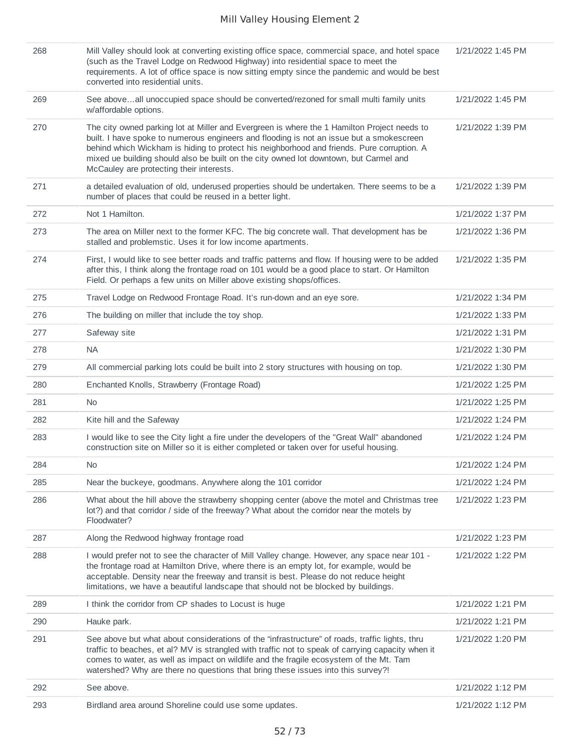| | | |
|---|---|---|
| 268 | Mill Valley should look at converting existing office space, commercial space, and hotel space (such as the Travel Lodge on Redwood Highway) into residential space to meet the requirements. A lot of office space is now sitting empty since the pandemic and would be best converted into residential units. | 1/21/2022 1:45 PM |
| 269 | See above…all unoccupied space should be converted/rezoned for small multi family units w/affordable options. | 1/21/2022 1:45 PM |
| 270 | The city owned parking lot at Miller and Evergreen is where the 1 Hamilton Project needs to built. I have spoke to numerous engineers and flooding is not an issue but a smokescreen behind which Wickham is hiding to protect his neighborhood and friends. Pure corruption. A mixed ue building should also be built on the city owned lot downtown, but Carmel and McCauley are protecting their interests. | 1/21/2022 1:39 PM |
| 271 | a detailed evaluation of old, underused properties should be undertaken. There seems to be a number of places that could be reused in a better light. | 1/21/2022 1:39 PM |
| 272 | Not 1 Hamilton. | 1/21/2022 1:37 PM |
| 273 | The area on Miller next to the former KFC. The big concrete wall. That development has be stalled and problemstic. Uses it for low income apartments. | 1/21/2022 1:36 PM |
| 274 | First, I would like to see better roads and traffic patterns and flow. If housing were to be added after this, I think along the frontage road on 101 would be a good place to start. Or Hamilton Field. Or perhaps a few units on Miller above existing shops/offices. | 1/21/2022 1:35 PM |
| 275 | Travel Lodge on Redwood Frontage Road. It's run-down and an eye sore. | 1/21/2022 1:34 PM |
| 276 | The building on miller that include the toy shop. | 1/21/2022 1:33 PM |
| 277 | Safeway site | 1/21/2022 1:31 PM |
| 278 | NA | 1/21/2022 1:30 PM |
| 279 | All commercial parking lots could be built into 2 story structures with housing on top. | 1/21/2022 1:30 PM |
| 280 | Enchanted Knolls, Strawberry (Frontage Road) | 1/21/2022 1:25 PM |
| 281 | No | 1/21/2022 1:25 PM |
| 282 | Kite hill and the Safeway | 1/21/2022 1:24 PM |
| 283 | I would like to see the City light a fire under the developers of the "Great Wall" abandoned construction site on Miller so it is either completed or taken over for useful housing. | 1/21/2022 1:24 PM |
| 284 | No | 1/21/2022 1:24 PM |
| 285 | Near the buckeye, goodmans. Anywhere along the 101 corridor | 1/21/2022 1:24 PM |
| 286 | What about the hill above the strawberry shopping center (above the motel and Christmas tree lot?) and that corridor / side of the freeway? What about the corridor near the motels by Floodwater? | 1/21/2022 1:23 PM |
| 287 | Along the Redwood highway frontage road | 1/21/2022 1:23 PM |
| 288 | I would prefer not to see the character of Mill Valley change. However, any space near 101 - the frontage road at Hamilton Drive, where there is an empty lot, for example, would be acceptable. Density near the freeway and transit is best. Please do not reduce height limitations, we have a beautiful landscape that should not be blocked by buildings. | 1/21/2022 1:22 PM |
| 289 | I think the corridor from CP shades to Locust is huge | 1/21/2022 1:21 PM |
| 290 | Hauke park. | 1/21/2022 1:21 PM |
| 291 | See above but what about considerations of the "infrastructure" of roads, traffic lights, thru traffic to beaches, et al? MV is strangled with traffic not to speak of carrying capacity when it comes to water, as well as impact on wildlife and the fragile ecosystem of the Mt. Tam watershed? Why are there no questions that bring these issues into this survey?! | 1/21/2022 1:20 PM |
| 292 | See above. | 1/21/2022 1:12 PM |
| 293 | Birdland area around Shoreline could use some updates. | 1/21/2022 1:12 PM |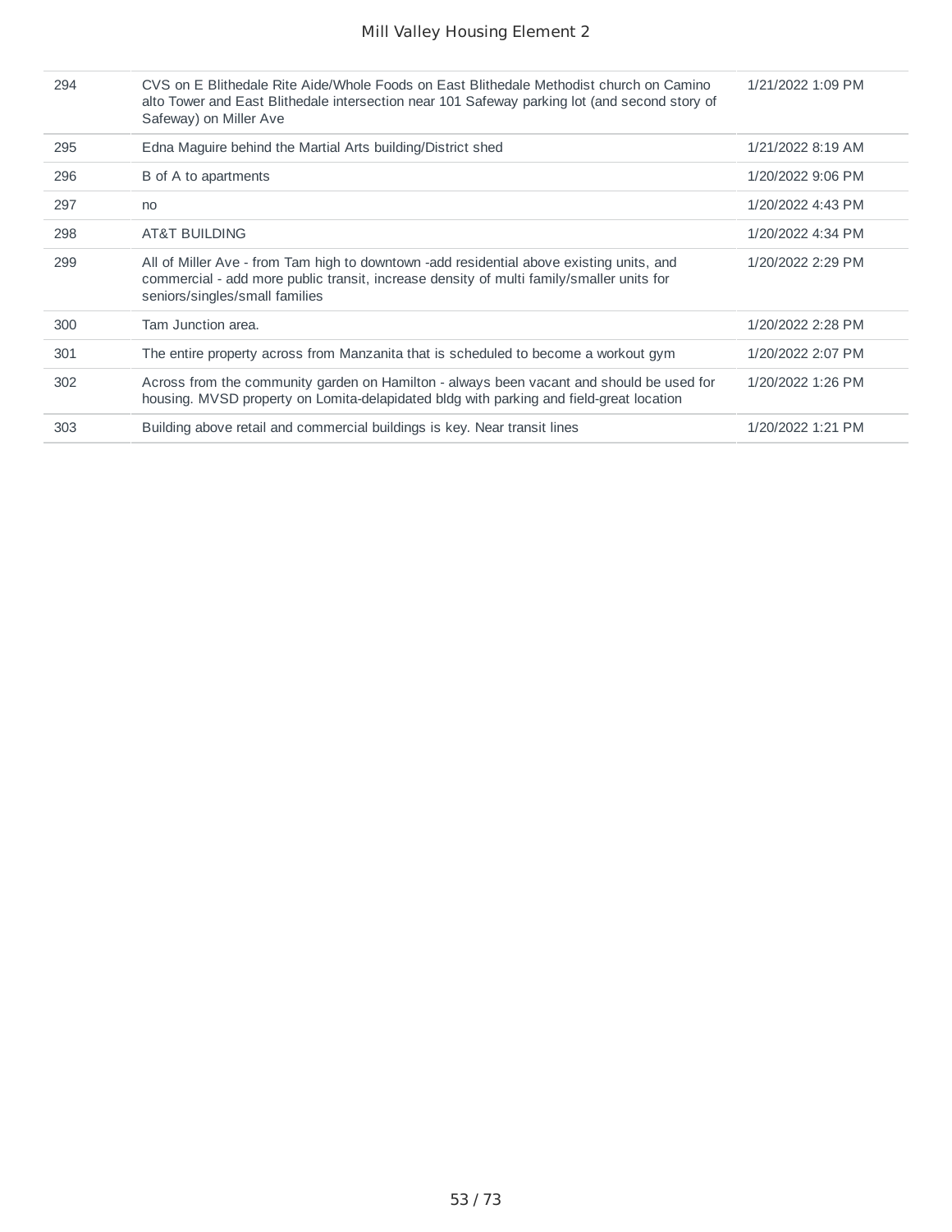| | | |
|---|---|---|
| 294 | CVS on E Blithedale Rite Aide/Whole Foods on East Blithedale Methodist church on Camino alto Tower and East Blithedale intersection near 101 Safeway parking lot (and second story of Safeway) on Miller Ave | 1/21/2022 1:09 PM |
| 295 | Edna Maguire behind the Martial Arts building/District shed | 1/21/2022 8:19 AM |
| 296 | B of A to apartments | 1/20/2022 9:06 PM |
| 297 | no | 1/20/2022 4:43 PM |
| 298 | AT&T BUILDING | 1/20/2022 4:34 PM |
| 299 | All of Miller Ave - from Tam high to downtown -add residential above existing units, and commercial - add more public transit, increase density of multi family/smaller units for seniors/singles/small families | 1/20/2022 2:29 PM |
| 300 | Tam Junction area. | 1/20/2022 2:28 PM |
| 301 | The entire property across from Manzanita that is scheduled to become a workout gym | 1/20/2022 2:07 PM |
| 302 | Across from the community garden on Hamilton - always been vacant and should be used for housing. MVSD property on Lomita-delapidated bldg with parking and field-great location | 1/20/2022 1:26 PM |
| 303 | Building above retail and commercial buildings is key. Near transit lines | 1/20/2022 1:21 PM |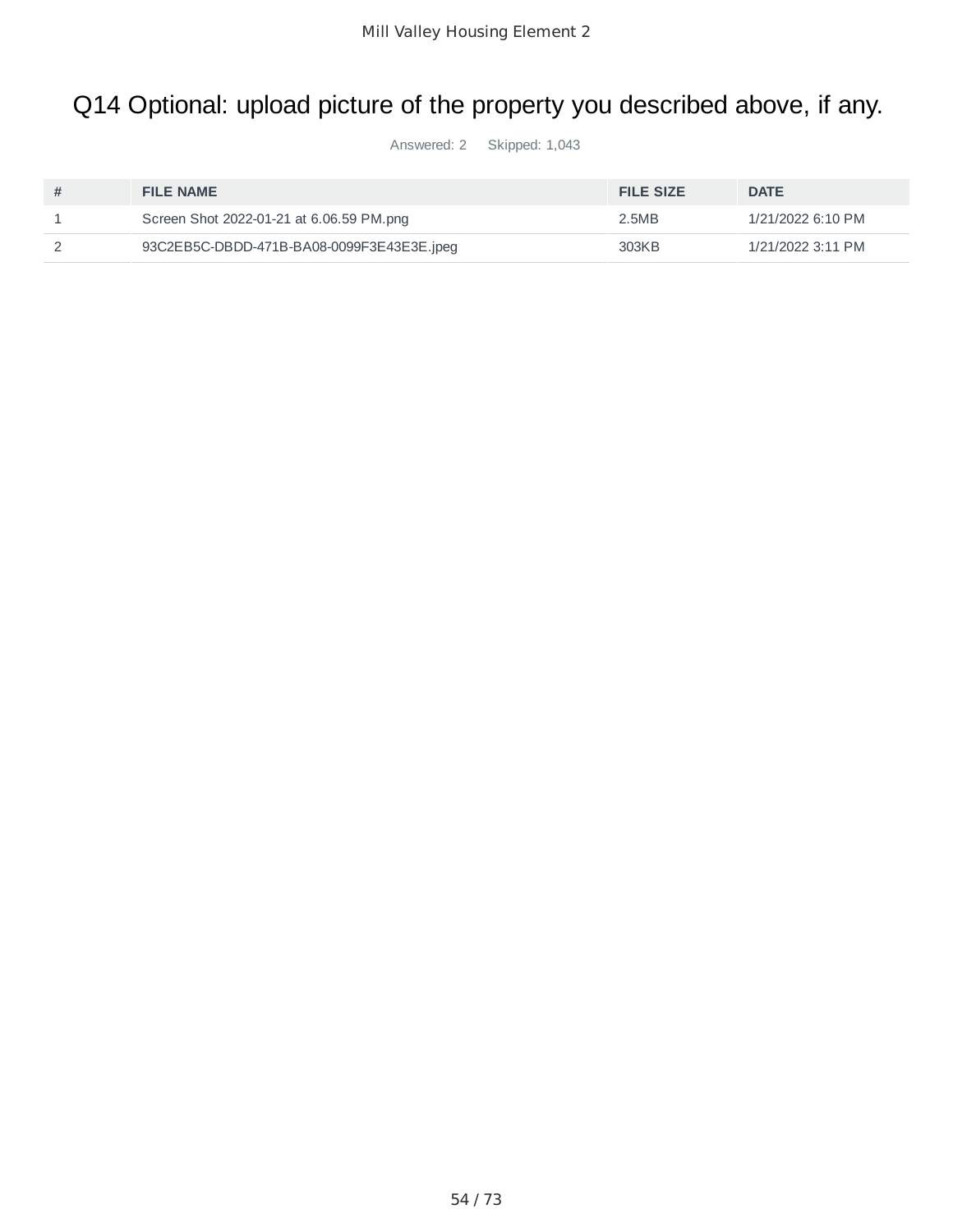## Q14 Optional: upload picture of the property you described above, if any.

Answered: 2 Skipped: 1,043

| # | FILE NAME | FILE SIZE | DATE |
|---|---|---|---|
| 1 | Screen Shot 2022-01-21 at 6.06.59 PM.png | 2.5MB | 1/21/2022 6:10 PM |
| 2 | 93C2EB5C-DBDD-471B-BA08-0099F3E43E3E.jpeg | 303KB | 1/21/2022 3:11 PM |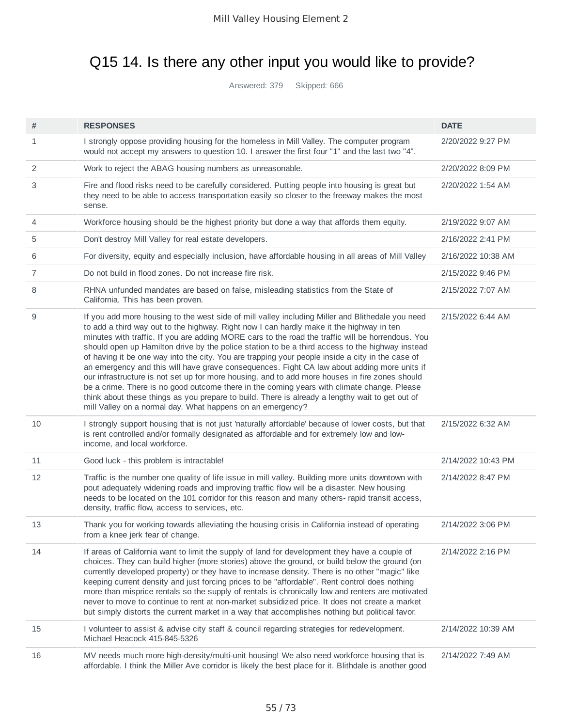# Q15 14. Is there any other input you would like to provide?

Answered: 379 Skipped: 666

| # | RESPONSES | DATE |
|---|---|---|
| 1 | I strongly oppose providing housing for the homeless in Mill Valley. The computer program would not accept my answers to question 10. I answer the first four "1" and the last two "4". | 2/20/2022 9:27 PM |
| 2 | Work to reject the ABAG housing numbers as unreasonable. | 2/20/2022 8:09 PM |
| 3 | Fire and flood risks need to be carefully considered. Putting people into housing is great but they need to be able to access transportation easily so closer to the freeway makes the most sense. | 2/20/2022 1:54 AM |
| 4 | Workforce housing should be the highest priority but done a way that affords them equity. | 2/19/2022 9:07 AM |
| 5 | Don't destroy Mill Valley for real estate developers. | 2/16/2022 2:41 PM |
| 6 | For diversity, equity and especially inclusion, have affordable housing in all areas of Mill Valley | 2/16/2022 10:38 AM |
| 7 | Do not build in flood zones. Do not increase fire risk. | 2/15/2022 9:46 PM |
| 8 | RHNA unfunded mandates are based on false, misleading statistics from the State of California. This has been proven. | 2/15/2022 7:07 AM |
| 9 | If you add more housing to the west side of mill valley including Miller and Blithedale you need to add a third way out to the highway. Right now I can hardly make it the highway in ten minutes with traffic. If you are adding MORE cars to the road the traffic will be horrendous. You should open up Hamilton drive by the police station to be a third access to the highway instead of having it be one way into the city. You are trapping your people inside a city in the case of an emergency and this will have grave consequences. Fight CA law about adding more units if our infrastructure is not set up for more housing. and to add more houses in fire zones should be a crime. There is no good outcome there in the coming years with climate change. Please think about these things as you prepare to build. There is already a lengthy wait to get out of mill Valley on a normal day. What happens on an emergency? | 2/15/2022 6:44 AM |
| 10 | I strongly support housing that is not just 'naturally affordable' because of lower costs, but that is rent controlled and/or formally designated as affordable and for extremely low and low-income, and local workforce. | 2/15/2022 6:32 AM |
| 11 | Good luck - this problem is intractable! | 2/14/2022 10:43 PM |
| 12 | Traffic is the number one quality of life issue in mill valley. Building more units downtown with pout adequately widening roads and improving traffic flow will be a disaster. New housing needs to be located on the 101 corridor for this reason and many others- rapid transit access, density, traffic flow, access to services, etc. | 2/14/2022 8:47 PM |
| 13 | Thank you for working towards alleviating the housing crisis in California instead of operating from a knee jerk fear of change. | 2/14/2022 3:06 PM |
| 14 | If areas of California want to limit the supply of land for development they have a couple of choices. They can build higher (more stories) above the ground, or build below the ground (on currently developed property) or they have to increase density. There is no other "magic" like keeping current density and just forcing prices to be "affordable". Rent control does nothing more than misprice rentals so the supply of rentals is chronically low and renters are motivated never to move to continue to rent at non-market subsidized price. It does not create a market but simply distorts the current market in a way that accomplishes nothing but political favor. | 2/14/2022 2:16 PM |
| 15 | I volunteer to assist & advise city staff & council regarding strategies for redevelopment. Michael Heacock 415-845-5326 | 2/14/2022 10:39 AM |
| 16 | MV needs much more high-density/multi-unit housing! We also need workforce housing that is affordable. I think the Miller Ave corridor is likely the best place for it. Blithdale is another good | 2/14/2022 7:49 AM |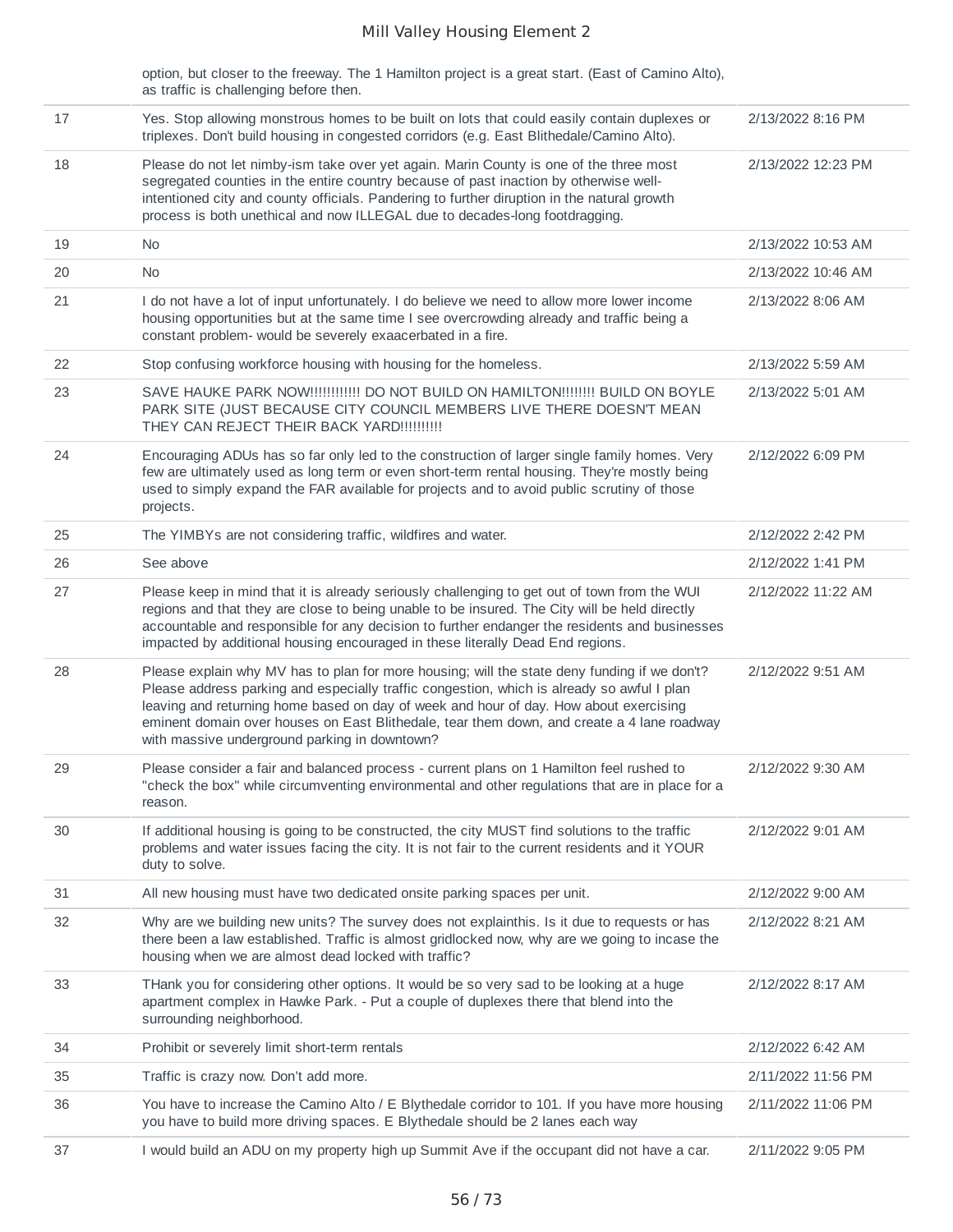| | | |
|---|---|---|
| | option, but closer to the freeway. The 1 Hamilton project is a great start. (East of Camino Alto), as traffic is challenging before then. | |
| 17 | Yes. Stop allowing monstrous homes to be built on lots that could easily contain duplexes or triplexes. Don't build housing in congested corridors (e.g. East Blithedale/Camino Alto). | 2/13/2022 8:16 PM |
| 18 | Please do not let nimby-ism take over yet again. Marin County is one of the three most segregated counties in the entire country because of past inaction by otherwise well-intentioned city and county officials. Pandering to further diruption in the natural growth process is both unethical and now ILLEGAL due to decades-long footdragging. | 2/13/2022 12:23 PM |
| 19 | No | 2/13/2022 10:53 AM |
| 20 | No | 2/13/2022 10:46 AM |
| 21 | I do not have a lot of input unfortunately. I do believe we need to allow more lower income housing opportunities but at the same time I see overcrowding already and traffic being a constant problem- would be severely exaacerbated in a fire. | 2/13/2022 8:06 AM |
| 22 | Stop confusing workforce housing with housing for the homeless. | 2/13/2022 5:59 AM |
| 23 | SAVE HAUKE PARK NOW!!!!!!!!!!!! DO NOT BUILD ON HAMILTON!!!!!!!! BUILD ON BOYLE PARK SITE (JUST BECAUSE CITY COUNCIL MEMBERS LIVE THERE DOESN'T MEAN THEY CAN REJECT THEIR BACK YARD!!!!!!!!!! | 2/13/2022 5:01 AM |
| 24 | Encouraging ADUs has so far only led to the construction of larger single family homes. Very few are ultimately used as long term or even short-term rental housing. They're mostly being used to simply expand the FAR available for projects and to avoid public scrutiny of those projects. | 2/12/2022 6:09 PM |
| 25 | The YIMBYs are not considering traffic, wildfires and water. | 2/12/2022 2:42 PM |
| 26 | See above | 2/12/2022 1:41 PM |
| 27 | Please keep in mind that it is already seriously challenging to get out of town from the WUI regions and that they are close to being unable to be insured. The City will be held directly accountable and responsible for any decision to further endanger the residents and businesses impacted by additional housing encouraged in these literally Dead End regions. | 2/12/2022 11:22 AM |
| 28 | Please explain why MV has to plan for more housing; will the state deny funding if we don't? Please address parking and especially traffic congestion, which is already so awful I plan leaving and returning home based on day of week and hour of day. How about exercising eminent domain over houses on East Blithedale, tear them down, and create a 4 lane roadway with massive underground parking in downtown? | 2/12/2022 9:51 AM |
| 29 | Please consider a fair and balanced process - current plans on 1 Hamilton feel rushed to "check the box" while circumventing environmental and other regulations that are in place for a reason. | 2/12/2022 9:30 AM |
| 30 | If additional housing is going to be constructed, the city MUST find solutions to the traffic problems and water issues facing the city. It is not fair to the current residents and it YOUR duty to solve. | 2/12/2022 9:01 AM |
| 31 | All new housing must have two dedicated onsite parking spaces per unit. | 2/12/2022 9:00 AM |
| 32 | Why are we building new units? The survey does not explainthis. Is it due to requests or has there been a law established. Traffic is almost gridlocked now, why are we going to incase the housing when we are almost dead locked with traffic? | 2/12/2022 8:21 AM |
| 33 | THank you for considering other options. It would be so very sad to be looking at a huge apartment complex in Hawke Park. - Put a couple of duplexes there that blend into the surrounding neighborhood. | 2/12/2022 8:17 AM |
| 34 | Prohibit or severely limit short-term rentals | 2/12/2022 6:42 AM |
| 35 | Traffic is crazy now. Don't add more. | 2/11/2022 11:56 PM |
| 36 | You have to increase the Camino Alto / E Blythedale corridor to 101. If you have more housing you have to build more driving spaces. E Blythedale should be 2 lanes each way | 2/11/2022 11:06 PM |
| 37 | I would build an ADU on my property high up Summit Ave if the occupant did not have a car. | 2/11/2022 9:05 PM |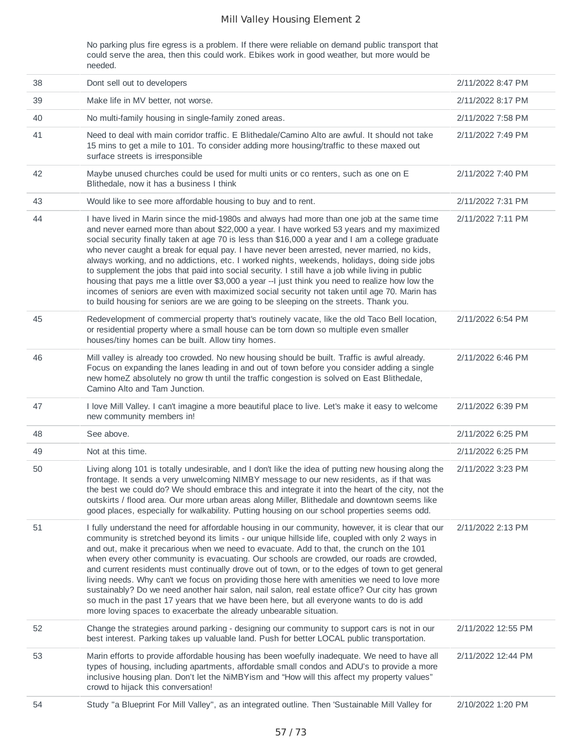| | | |
|---|---|---|
| | No parking plus fire egress is a problem. If there were reliable on demand public transport that could serve the area, then this could work. Ebikes work in good weather, but more would be needed. | |
| 38 | Dont sell out to developers | 2/11/2022 8:47 PM |
| 39 | Make life in MV better, not worse. | 2/11/2022 8:17 PM |
| 40 | No multi-family housing in single-family zoned areas. | 2/11/2022 7:58 PM |
| 41 | Need to deal with main corridor traffic. E Blithedale/Camino Alto are awful. It should not take 15 mins to get a mile to 101. To consider adding more housing/traffic to these maxed out surface streets is irresponsible | 2/11/2022 7:49 PM |
| 42 | Maybe unused churches could be used for multi units or co renters, such as one on E Blithedale, now it has a business I think | 2/11/2022 7:40 PM |
| 43 | Would like to see more affordable housing to buy and to rent. | 2/11/2022 7:31 PM |
| 44 | I have lived in Marin since the mid-1980s and always had more than one job at the same time and never earned more than about $22,000 a year. I have worked 53 years and my maximized social security finally taken at age 70 is less than $16,000 a year and I am a college graduate who never caught a break for equal pay. I have never been arrested, never married, no kids, always working, and no addictions, etc. I worked nights, weekends, holidays, doing side jobs to supplement the jobs that paid into social security. I still have a job while living in public housing that pays me a little over $3,000 a year --I just think you need to realize how low the incomes of seniors are even with maximized social security not taken until age 70. Marin has to build housing for seniors are we are going to be sleeping on the streets. Thank you. | 2/11/2022 7:11 PM |
| 45 | Redevelopment of commercial property that's routinely vacate, like the old Taco Bell location, or residential property where a small house can be torn down so multiple even smaller houses/tiny homes can be built. Allow tiny homes. | 2/11/2022 6:54 PM |
| 46 | Mill valley is already too crowded. No new housing should be built. Traffic is awful already. Focus on expanding the lanes leading in and out of town before you consider adding a single new homeZ absolutely no grow th until the traffic congestion is solved on East Blithedale, Camino Alto and Tam Junction. | 2/11/2022 6:46 PM |
| 47 | I love Mill Valley. I can't imagine a more beautiful place to live. Let's make it easy to welcome new community members in! | 2/11/2022 6:39 PM |
| 48 | See above. | 2/11/2022 6:25 PM |
| 49 | Not at this time. | 2/11/2022 6:25 PM |
| 50 | Living along 101 is totally undesirable, and I don't like the idea of putting new housing along the frontage. It sends a very unwelcoming NIMBY message to our new residents, as if that was the best we could do? We should embrace this and integrate it into the heart of the city, not the outskirts / flood area. Our more urban areas along Miller, Blithedale and downtown seems like good places, especially for walkability. Putting housing on our school properties seems odd. | 2/11/2022 3:23 PM |
| 51 | I fully understand the need for affordable housing in our community, however, it is clear that our community is stretched beyond its limits - our unique hillside life, coupled with only 2 ways in and out, make it precarious when we need to evacuate. Add to that, the crunch on the 101 when every other community is evacuating. Our schools are crowded, our roads are crowded, and current residents must continually drove out of town, or to the edges of town to get general living needs. Why can't we focus on providing those here with amenities we need to love more sustainably? Do we need another hair salon, nail salon, real estate office? Our city has grown so much in the past 17 years that we have been here, but all everyone wants to do is add more loving spaces to exacerbate the already unbearable situation. | 2/11/2022 2:13 PM |
| 52 | Change the strategies around parking - designing our community to support cars is not in our best interest. Parking takes up valuable land. Push for better LOCAL public transportation. | 2/11/2022 12:55 PM |
| 53 | Marin efforts to provide affordable housing has been woefully inadequate. We need to have all types of housing, including apartments, affordable small condos and ADU's to provide a more inclusive housing plan. Don't let the NiMBYism and "How will this affect my property values" crowd to hijack this conversation! | 2/11/2022 12:44 PM |
| 54 | Study "a Blueprint For Mill Valley", as an integrated outline. Then 'Sustainable Mill Valley for | 2/10/2022 1:20 PM |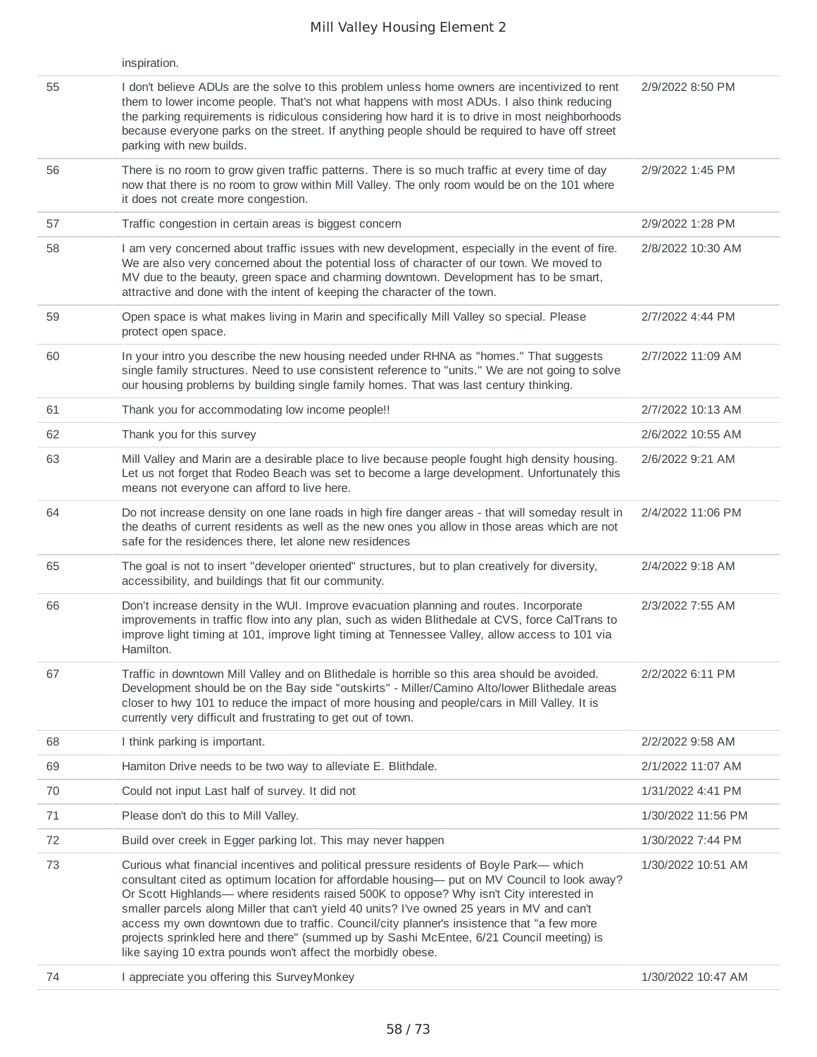| | | |
|---|---|---|
| | inspiration. | |
| 55 | I don't believe ADUs are the solve to this problem unless home owners are incentivized to rent them to lower income people. That's not what happens with most ADUs. I also think reducing the parking requirements is ridiculous considering how hard it is to drive in most neighborhoods because everyone parks on the street. If anything people should be required to have off street parking with new builds. | 2/9/2022 8:50 PM |
| 56 | There is no room to grow given traffic patterns. There is so much traffic at every time of day now that there is no room to grow within Mill Valley. The only room would be on the 101 where it does not create more congestion. | 2/9/2022 1:45 PM |
| 57 | Traffic congestion in certain areas is biggest concern | 2/9/2022 1:28 PM |
| 58 | I am very concerned about traffic issues with new development, especially in the event of fire. We are also very concerned about the potential loss of character of our town. We moved to MV due to the beauty, green space and charming downtown. Development has to be smart, attractive and done with the intent of keeping the character of the town. | 2/8/2022 10:30 AM |
| 59 | Open space is what makes living in Marin and specifically Mill Valley so special. Please protect open space. | 2/7/2022 4:44 PM |
| 60 | In your intro you describe the new housing needed under RHNA as "homes." That suggests single family structures. Need to use consistent reference to "units." We are not going to solve our housing problems by building single family homes. That was last century thinking. | 2/7/2022 11:09 AM |
| 61 | Thank you for accommodating low income people!! | 2/7/2022 10:13 AM |
| 62 | Thank you for this survey | 2/6/2022 10:55 AM |
| 63 | Mill Valley and Marin are a desirable place to live because people fought high density housing. Let us not forget that Rodeo Beach was set to become a large development. Unfortunately this means not everyone can afford to live here. | 2/6/2022 9:21 AM |
| 64 | Do not increase density on one lane roads in high fire danger areas - that will someday result in the deaths of current residents as well as the new ones you allow in those areas which are not safe for the residences there, let alone new residences | 2/4/2022 11:06 PM |
| 65 | The goal is not to insert "developer oriented" structures, but to plan creatively for diversity, accessibility, and buildings that fit our community. | 2/4/2022 9:18 AM |
| 66 | Don't increase density in the WUI. Improve evacuation planning and routes. Incorporate improvements in traffic flow into any plan, such as widen Blithedale at CVS, force CalTrans to improve light timing at 101, improve light timing at Tennessee Valley, allow access to 101 via Hamilton. | 2/3/2022 7:55 AM |
| 67 | Traffic in downtown Mill Valley and on Blithedale is horrible so this area should be avoided. Development should be on the Bay side "outskirts" - Miller/Camino Alto/lower Blithedale areas closer to hwy 101 to reduce the impact of more housing and people/cars in Mill Valley. It is currently very difficult and frustrating to get out of town. | 2/2/2022 6:11 PM |
| 68 | I think parking is important. | 2/2/2022 9:58 AM |
| 69 | Hamiton Drive needs to be two way to alleviate E. Blithdale. | 2/1/2022 11:07 AM |
| 70 | Could not input Last half of survey. It did not | 1/31/2022 4:41 PM |
| 71 | Please don't do this to Mill Valley. | 1/30/2022 11:56 PM |
| 72 | Build over creek in Egger parking lot. This may never happen | 1/30/2022 7:44 PM |
| 73 | Curious what financial incentives and political pressure residents of Boyle Park— which consultant cited as optimum location for affordable housing— put on MV Council to look away? Or Scott Highlands— where residents raised 500K to oppose? Why isn't City interested in smaller parcels along Miller that can't yield 40 units? I've owned 25 years in MV and can't access my own downtown due to traffic. Council/city planner's insistence that "a few more projects sprinkled here and there" (summed up by Sashi McEntee, 6/21 Council meeting) is like saying 10 extra pounds won't affect the morbidly obese. | 1/30/2022 10:51 AM |
| 74 | I appreciate you offering this SurveyMonkey | 1/30/2022 10:47 AM |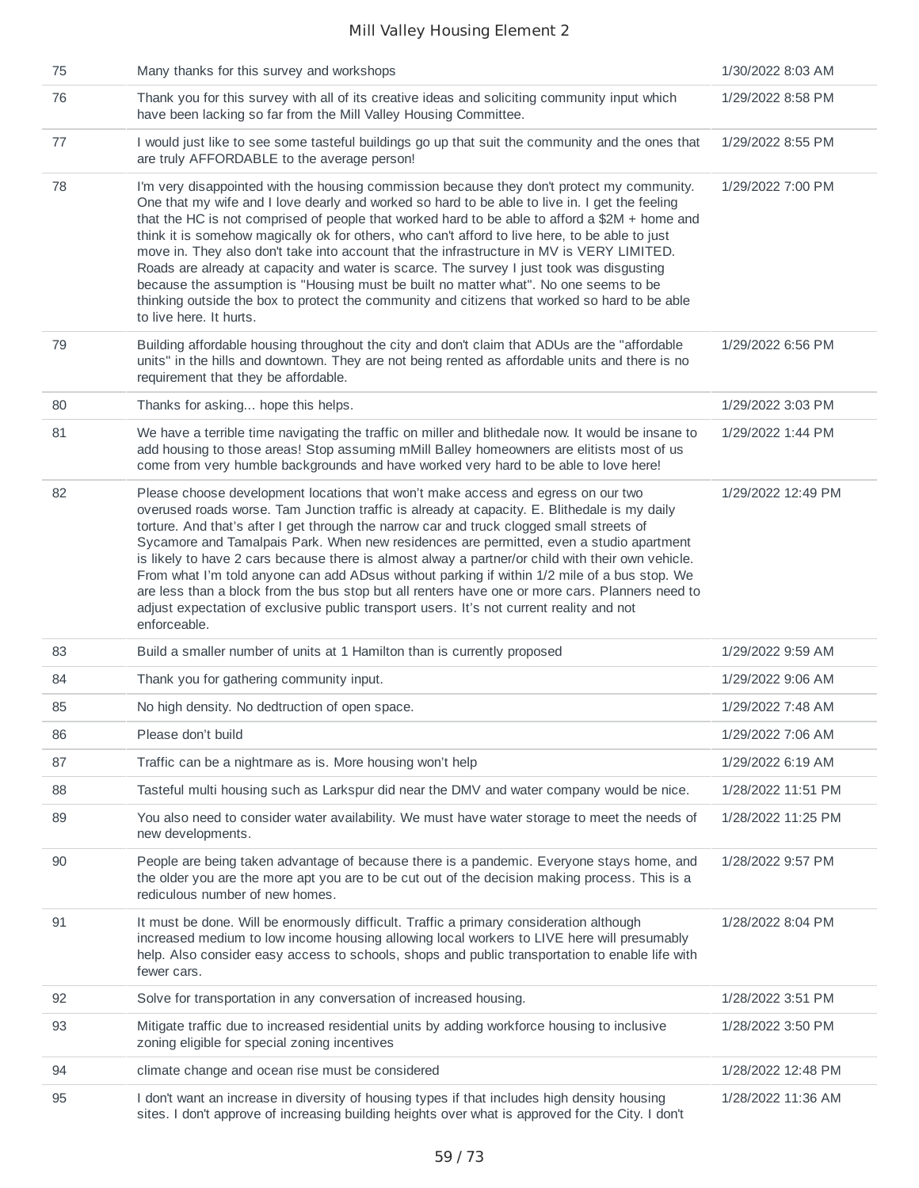| | | |
|---|---|---|
| 75 | Many thanks for this survey and workshops | 1/30/2022 8:03 AM |
| 76 | Thank you for this survey with all of its creative ideas and soliciting community input which have been lacking so far from the Mill Valley Housing Committee. | 1/29/2022 8:58 PM |
| 77 | I would just like to see some tasteful buildings go up that suit the community and the ones that are truly AFFORDABLE to the average person! | 1/29/2022 8:55 PM |
| 78 | I'm very disappointed with the housing commission because they don't protect my community. One that my wife and I love dearly and worked so hard to be able to live in. I get the feeling that the HC is not comprised of people that worked hard to be able to afford a $2M + home and think it is somehow magically ok for others, who can't afford to live here, to be able to just move in. They also don't take into account that the infrastructure in MV is VERY LIMITED. Roads are already at capacity and water is scarce. The survey I just took was disgusting because the assumption is "Housing must be built no matter what". No one seems to be thinking outside the box to protect the community and citizens that worked so hard to be able to live here. It hurts. | 1/29/2022 7:00 PM |
| 79 | Building affordable housing throughout the city and don't claim that ADUs are the "affordable units" in the hills and downtown. They are not being rented as affordable units and there is no requirement that they be affordable. | 1/29/2022 6:56 PM |
| 80 | Thanks for asking... hope this helps. | 1/29/2022 3:03 PM |
| 81 | We have a terrible time navigating the traffic on miller and blithedale now. It would be insane to add housing to those areas! Stop assuming mMill Balley homeowners are elitists most of us come from very humble backgrounds and have worked very hard to be able to love here! | 1/29/2022 1:44 PM |
| 82 | Please choose development locations that won't make access and egress on our two overused roads worse. Tam Junction traffic is already at capacity. E. Blithedale is my daily torture. And that's after I get through the narrow car and truck clogged small streets of Sycamore and Tamalpais Park. When new residences are permitted, even a studio apartment is likely to have 2 cars because there is almost alway a partner/or child with their own vehicle. From what I'm told anyone can add ADsus without parking if within 1/2 mile of a bus stop. We are less than a block from the bus stop but all renters have one or more cars. Planners need to adjust expectation of exclusive public transport users. It's not current reality and not enforceable. | 1/29/2022 12:49 PM |
| 83 | Build a smaller number of units at 1 Hamilton than is currently proposed | 1/29/2022 9:59 AM |
| 84 | Thank you for gathering community input. | 1/29/2022 9:06 AM |
| 85 | No high density. No dedtruction of open space. | 1/29/2022 7:48 AM |
| 86 | Please don't build | 1/29/2022 7:06 AM |
| 87 | Traffic can be a nightmare as is. More housing won't help | 1/29/2022 6:19 AM |
| 88 | Tasteful multi housing such as Larkspur did near the DMV and water company would be nice. | 1/28/2022 11:51 PM |
| 89 | You also need to consider water availability. We must have water storage to meet the needs of new developments. | 1/28/2022 11:25 PM |
| 90 | People are being taken advantage of because there is a pandemic. Everyone stays home, and the older you are the more apt you are to be cut out of the decision making process. This is a rediculous number of new homes. | 1/28/2022 9:57 PM |
| 91 | It must be done. Will be enormously difficult. Traffic a primary consideration although increased medium to low income housing allowing local workers to LIVE here will presumably help. Also consider easy access to schools, shops and public transportation to enable life with fewer cars. | 1/28/2022 8:04 PM |
| 92 | Solve for transportation in any conversation of increased housing. | 1/28/2022 3:51 PM |
| 93 | Mitigate traffic due to increased residential units by adding workforce housing to inclusive zoning eligible for special zoning incentives | 1/28/2022 3:50 PM |
| 94 | climate change and ocean rise must be considered | 1/28/2022 12:48 PM |
| 95 | I don't want an increase in diversity of housing types if that includes high density housing sites. I don't approve of increasing building heights over what is approved for the City. I don't | 1/28/2022 11:36 AM |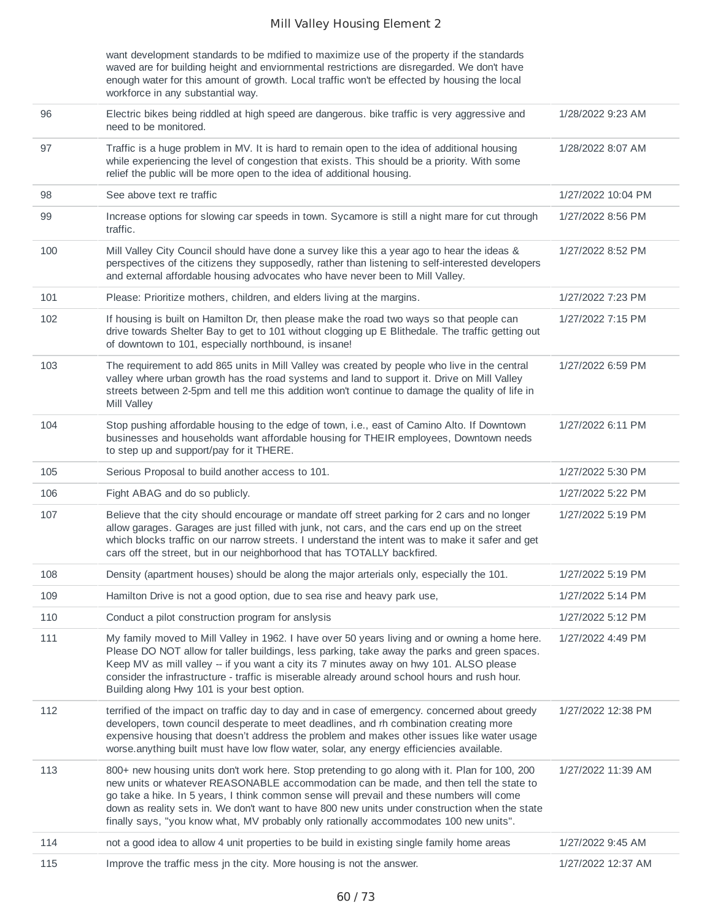| | | |
|---|---|---|
| | want development standards to be mdified to maximize use of the property if the standards waved are for building height and enviornmental restrictions are disregarded. We don't have enough water for this amount of growth. Local traffic won't be effected by housing the local workforce in any substantial way. | |
| 96 | Electric bikes being riddled at high speed are dangerous. bike traffic is very aggressive and need to be monitored. | 1/28/2022 9:23 AM |
| 97 | Traffic is a huge problem in MV. It is hard to remain open to the idea of additional housing while experiencing the level of congestion that exists. This should be a priority. With some relief the public will be more open to the idea of additional housing. | 1/28/2022 8:07 AM |
| 98 | See above text re traffic | 1/27/2022 10:04 PM |
| 99 | Increase options for slowing car speeds in town. Sycamore is still a night mare for cut through traffic. | 1/27/2022 8:56 PM |
| 100 | Mill Valley City Council should have done a survey like this a year ago to hear the ideas & perspectives of the citizens they supposedly, rather than listening to self-interested developers and external affordable housing advocates who have never been to Mill Valley. | 1/27/2022 8:52 PM |
| 101 | Please: Prioritize mothers, children, and elders living at the margins. | 1/27/2022 7:23 PM |
| 102 | If housing is built on Hamilton Dr, then please make the road two ways so that people can drive towards Shelter Bay to get to 101 without clogging up E Blithedale. The traffic getting out of downtown to 101, especially northbound, is insane! | 1/27/2022 7:15 PM |
| 103 | The requirement to add 865 units in Mill Valley was created by people who live in the central valley where urban growth has the road systems and land to support it. Drive on Mill Valley streets between 2-5pm and tell me this addition won't continue to damage the quality of life in Mill Valley | 1/27/2022 6:59 PM |
| 104 | Stop pushing affordable housing to the edge of town, i.e., east of Camino Alto. If Downtown businesses and households want affordable housing for THEIR employees, Downtown needs to step up and support/pay for it THERE. | 1/27/2022 6:11 PM |
| 105 | Serious Proposal to build another access to 101. | 1/27/2022 5:30 PM |
| 106 | Fight ABAG and do so publicly. | 1/27/2022 5:22 PM |
| 107 | Believe that the city should encourage or mandate off street parking for 2 cars and no longer allow garages. Garages are just filled with junk, not cars, and the cars end up on the street which blocks traffic on our narrow streets. I understand the intent was to make it safer and get cars off the street, but in our neighborhood that has TOTALLY backfired. | 1/27/2022 5:19 PM |
| 108 | Density (apartment houses) should be along the major arterials only, especially the 101. | 1/27/2022 5:19 PM |
| 109 | Hamilton Drive is not a good option, due to sea rise and heavy park use, | 1/27/2022 5:14 PM |
| 110 | Conduct a pilot construction program for anslysis | 1/27/2022 5:12 PM |
| 111 | My family moved to Mill Valley in 1962. I have over 50 years living and or owning a home here. Please DO NOT allow for taller buildings, less parking, take away the parks and green spaces. Keep MV as mill valley -- if you want a city its 7 minutes away on hwy 101. ALSO please consider the infrastructure - traffic is miserable already around school hours and rush hour. Building along Hwy 101 is your best option. | 1/27/2022 4:49 PM |
| 112 | terrified of the impact on traffic day to day and in case of emergency. concerned about greedy developers, town council desperate to meet deadlines, and rh combination creating more expensive housing that doesn't address the problem and makes other issues like water usage worse.anything built must have low flow water, solar, any energy efficiencies available. | 1/27/2022 12:38 PM |
| 113 | 800+ new housing units don't work here. Stop pretending to go along with it. Plan for 100, 200 new units or whatever REASONABLE accommodation can be made, and then tell the state to go take a hike. In 5 years, I think common sense will prevail and these numbers will come down as reality sets in. We don't want to have 800 new units under construction when the state finally says, "you know what, MV probably only rationally accommodates 100 new units". | 1/27/2022 11:39 AM |
| 114 | not a good idea to allow 4 unit properties to be build in existing single family home areas | 1/27/2022 9:45 AM |
| 115 | Improve the traffic mess jn the city. More housing is not the answer. | 1/27/2022 12:37 AM |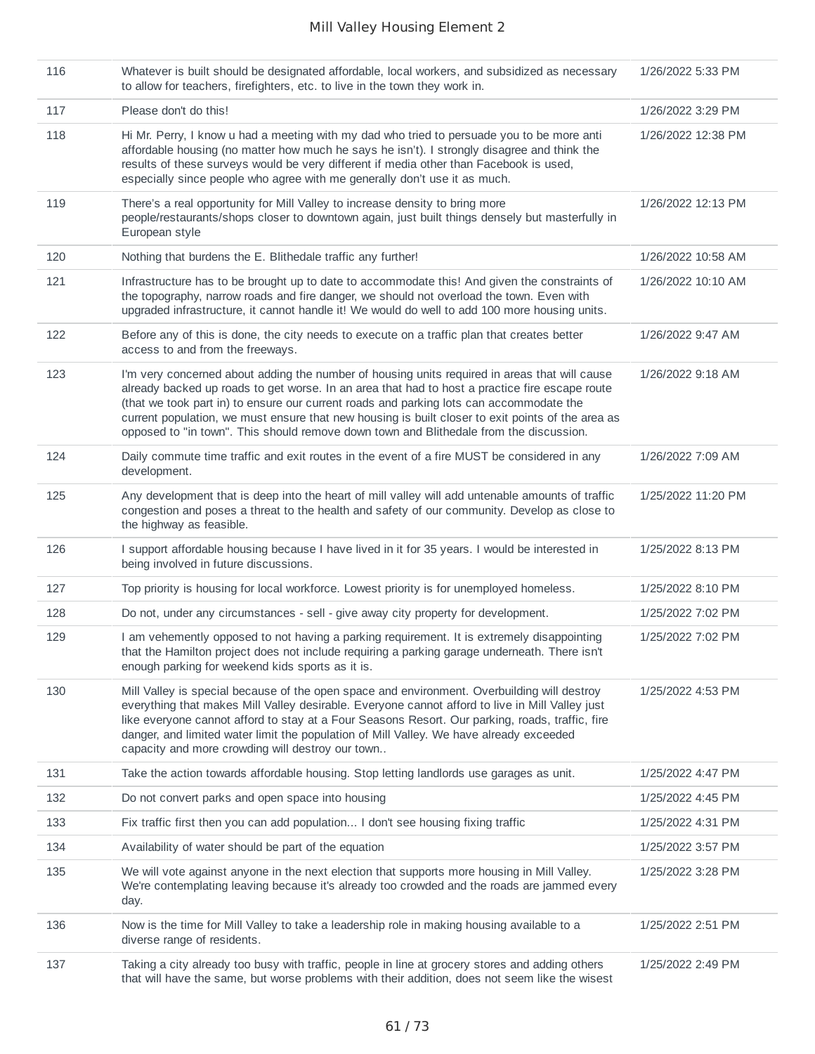| | | |
|---|---|---|
| 116 | Whatever is built should be designated affordable, local workers, and subsidized as necessary to allow for teachers, firefighters, etc. to live in the town they work in. | 1/26/2022 5:33 PM |
| 117 | Please don't do this! | 1/26/2022 3:29 PM |
| 118 | Hi Mr. Perry, I know u had a meeting with my dad who tried to persuade you to be more anti affordable housing (no matter how much he says he isn't). I strongly disagree and think the results of these surveys would be very different if media other than Facebook is used, especially since people who agree with me generally don't use it as much. | 1/26/2022 12:38 PM |
| 119 | There's a real opportunity for Mill Valley to increase density to bring more people/restaurants/shops closer to downtown again, just built things densely but masterfully in European style | 1/26/2022 12:13 PM |
| 120 | Nothing that burdens the E. Blithedale traffic any further! | 1/26/2022 10:58 AM |
| 121 | Infrastructure has to be brought up to date to accommodate this! And given the constraints of the topography, narrow roads and fire danger, we should not overload the town. Even with upgraded infrastructure, it cannot handle it! We would do well to add 100 more housing units. | 1/26/2022 10:10 AM |
| 122 | Before any of this is done, the city needs to execute on a traffic plan that creates better access to and from the freeways. | 1/26/2022 9:47 AM |
| 123 | I'm very concerned about adding the number of housing units required in areas that will cause already backed up roads to get worse. In an area that had to host a practice fire escape route (that we took part in) to ensure our current roads and parking lots can accommodate the current population, we must ensure that new housing is built closer to exit points of the area as opposed to "in town". This should remove down town and Blithedale from the discussion. | 1/26/2022 9:18 AM |
| 124 | Daily commute time traffic and exit routes in the event of a fire MUST be considered in any development. | 1/26/2022 7:09 AM |
| 125 | Any development that is deep into the heart of mill valley will add untenable amounts of traffic congestion and poses a threat to the health and safety of our community. Develop as close to the highway as feasible. | 1/25/2022 11:20 PM |
| 126 | I support affordable housing because I have lived in it for 35 years. I would be interested in being involved in future discussions. | 1/25/2022 8:13 PM |
| 127 | Top priority is housing for local workforce. Lowest priority is for unemployed homeless. | 1/25/2022 8:10 PM |
| 128 | Do not, under any circumstances - sell - give away city property for development. | 1/25/2022 7:02 PM |
| 129 | I am vehemently opposed to not having a parking requirement. It is extremely disappointing that the Hamilton project does not include requiring a parking garage underneath. There isn't enough parking for weekend kids sports as it is. | 1/25/2022 7:02 PM |
| 130 | Mill Valley is special because of the open space and environment. Overbuilding will destroy everything that makes Mill Valley desirable. Everyone cannot afford to live in Mill Valley just like everyone cannot afford to stay at a Four Seasons Resort. Our parking, roads, traffic, fire danger, and limited water limit the population of Mill Valley. We have already exceeded capacity and more crowding will destroy our town.. | 1/25/2022 4:53 PM |
| 131 | Take the action towards affordable housing. Stop letting landlords use garages as unit. | 1/25/2022 4:47 PM |
| 132 | Do not convert parks and open space into housing | 1/25/2022 4:45 PM |
| 133 | Fix traffic first then you can add population... I don't see housing fixing traffic | 1/25/2022 4:31 PM |
| 134 | Availability of water should be part of the equation | 1/25/2022 3:57 PM |
| 135 | We will vote against anyone in the next election that supports more housing in Mill Valley. We're contemplating leaving because it's already too crowded and the roads are jammed every day. | 1/25/2022 3:28 PM |
| 136 | Now is the time for Mill Valley to take a leadership role in making housing available to a diverse range of residents. | 1/25/2022 2:51 PM |
| 137 | Taking a city already too busy with traffic, people in line at grocery stores and adding others that will have the same, but worse problems with their addition, does not seem like the wisest | 1/25/2022 2:49 PM |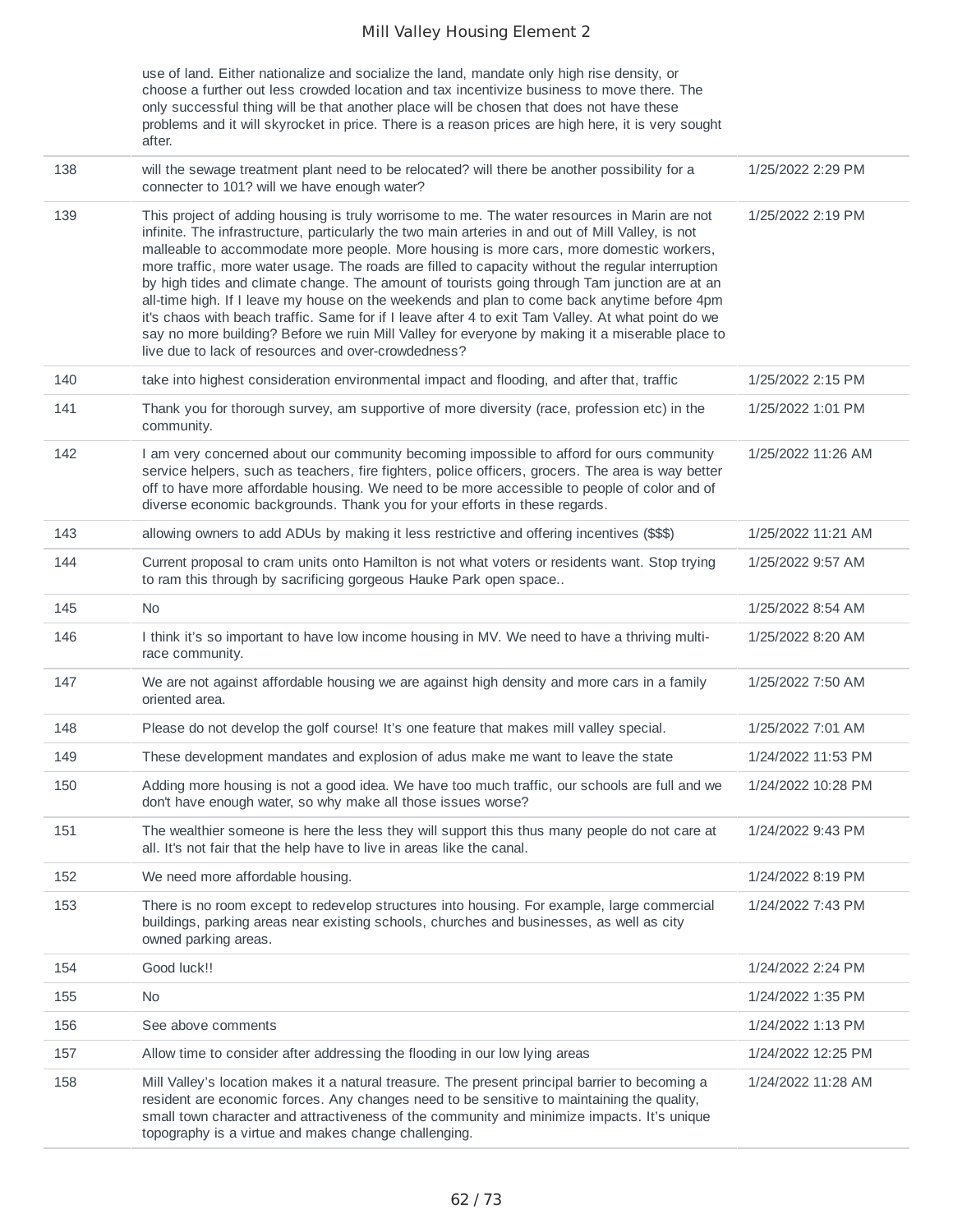| | | |
|---|---|---|
| | use of land. Either nationalize and socialize the land, mandate only high rise density, or choose a further out less crowded location and tax incentivize business to move there. The only successful thing will be that another place will be chosen that does not have these problems and it will skyrocket in price. There is a reason prices are high here, it is very sought after. | |
| 138 | will the sewage treatment plant need to be relocated? will there be another possibility for a connecter to 101? will we have enough water? | 1/25/2022 2:29 PM |
| 139 | This project of adding housing is truly worrisome to me. The water resources in Marin are not infinite. The infrastructure, particularly the two main arteries in and out of Mill Valley, is not malleable to accommodate more people. More housing is more cars, more domestic workers, more traffic, more water usage. The roads are filled to capacity without the regular interruption by high tides and climate change. The amount of tourists going through Tam junction are at an all-time high. If I leave my house on the weekends and plan to come back anytime before 4pm it's chaos with beach traffic. Same for if I leave after 4 to exit Tam Valley. At what point do we say no more building? Before we ruin Mill Valley for everyone by making it a miserable place to live due to lack of resources and over-crowdedness? | 1/25/2022 2:19 PM |
| 140 | take into highest consideration environmental impact and flooding, and after that, traffic | 1/25/2022 2:15 PM |
| 141 | Thank you for thorough survey, am supportive of more diversity (race, profession etc) in the community. | 1/25/2022 1:01 PM |
| 142 | I am very concerned about our community becoming impossible to afford for ours community service helpers, such as teachers, fire fighters, police officers, grocers. The area is way better off to have more affordable housing. We need to be more accessible to people of color and of diverse economic backgrounds. Thank you for your efforts in these regards. | 1/25/2022 11:26 AM |
| 143 | allowing owners to add ADUs by making it less restrictive and offering incentives ($$$) | 1/25/2022 11:21 AM |
| 144 | Current proposal to cram units onto Hamilton is not what voters or residents want. Stop trying to ram this through by sacrificing gorgeous Hauke Park open space.. | 1/25/2022 9:57 AM |
| 145 | No | 1/25/2022 8:54 AM |
| 146 | I think it's so important to have low income housing in MV. We need to have a thriving multi-race community. | 1/25/2022 8:20 AM |
| 147 | We are not against affordable housing we are against high density and more cars in a family oriented area. | 1/25/2022 7:50 AM |
| 148 | Please do not develop the golf course! It's one feature that makes mill valley special. | 1/25/2022 7:01 AM |
| 149 | These development mandates and explosion of adus make me want to leave the state | 1/24/2022 11:53 PM |
| 150 | Adding more housing is not a good idea. We have too much traffic, our schools are full and we don't have enough water, so why make all those issues worse? | 1/24/2022 10:28 PM |
| 151 | The wealthier someone is here the less they will support this thus many people do not care at all. It's not fair that the help have to live in areas like the canal. | 1/24/2022 9:43 PM |
| 152 | We need more affordable housing. | 1/24/2022 8:19 PM |
| 153 | There is no room except to redevelop structures into housing. For example, large commercial buildings, parking areas near existing schools, churches and businesses, as well as city owned parking areas. | 1/24/2022 7:43 PM |
| 154 | Good luck!! | 1/24/2022 2:24 PM |
| 155 | No | 1/24/2022 1:35 PM |
| 156 | See above comments | 1/24/2022 1:13 PM |
| 157 | Allow time to consider after addressing the flooding in our low lying areas | 1/24/2022 12:25 PM |
| 158 | Mill Valley's location makes it a natural treasure. The present principal barrier to becoming a resident are economic forces. Any changes need to be sensitive to maintaining the quality, small town character and attractiveness of the community and minimize impacts. It's unique topography is a virtue and makes change challenging. | 1/24/2022 11:28 AM |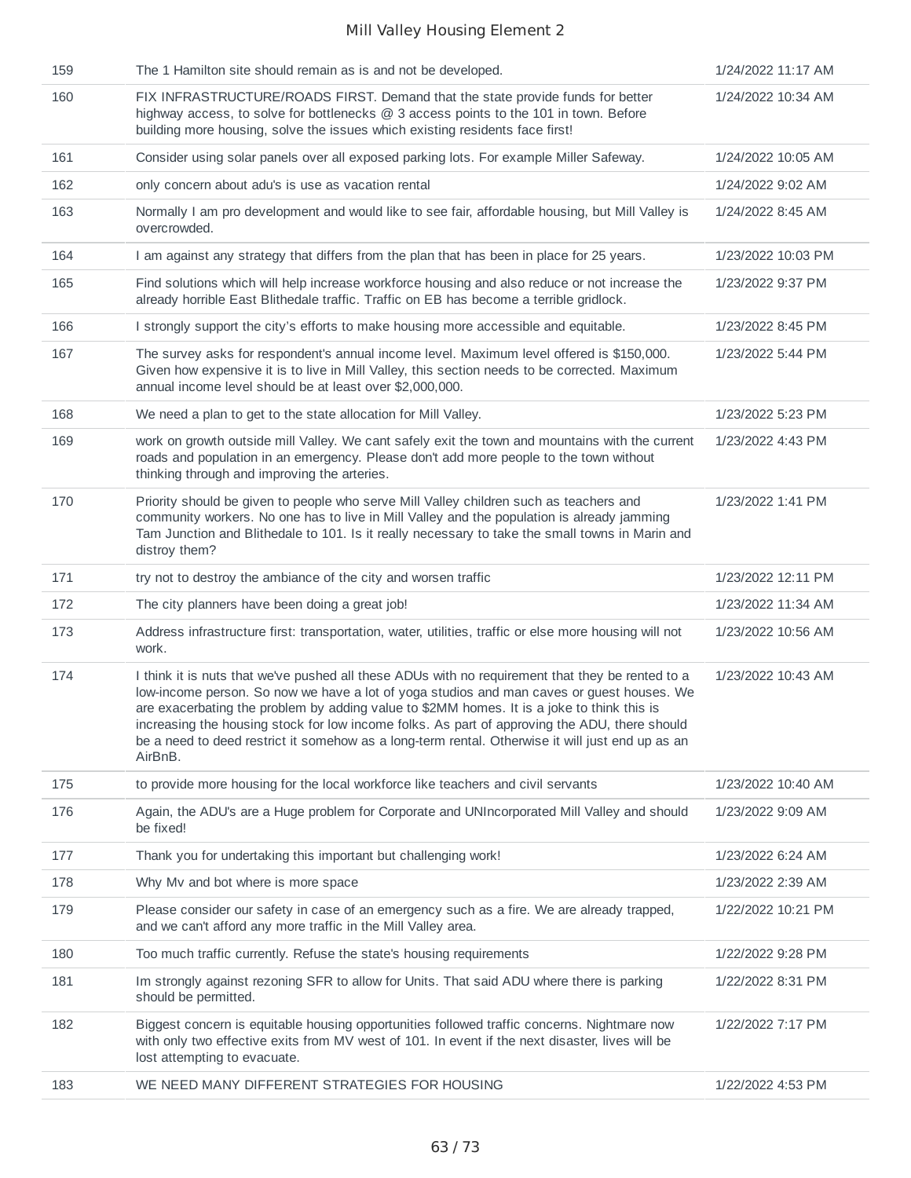| | | |
|---|---|---|
| 159 | The 1 Hamilton site should remain as is and not be developed. | 1/24/2022 11:17 AM |
| 160 | FIX INFRASTRUCTURE/ROADS FIRST. Demand that the state provide funds for better highway access, to solve for bottlenecks @ 3 access points to the 101 in town. Before building more housing, solve the issues which existing residents face first! | 1/24/2022 10:34 AM |
| 161 | Consider using solar panels over all exposed parking lots. For example Miller Safeway. | 1/24/2022 10:05 AM |
| 162 | only concern about adu's is use as vacation rental | 1/24/2022 9:02 AM |
| 163 | Normally I am pro development and would like to see fair, affordable housing, but Mill Valley is overcrowded. | 1/24/2022 8:45 AM |
| 164 | I am against any strategy that differs from the plan that has been in place for 25 years. | 1/23/2022 10:03 PM |
| 165 | Find solutions which will help increase workforce housing and also reduce or not increase the already horrible East Blithedale traffic. Traffic on EB has become a terrible gridlock. | 1/23/2022 9:37 PM |
| 166 | I strongly support the city's efforts to make housing more accessible and equitable. | 1/23/2022 8:45 PM |
| 167 | The survey asks for respondent's annual income level. Maximum level offered is $150,000. Given how expensive it is to live in Mill Valley, this section needs to be corrected. Maximum annual income level should be at least over $2,000,000. | 1/23/2022 5:44 PM |
| 168 | We need a plan to get to the state allocation for Mill Valley. | 1/23/2022 5:23 PM |
| 169 | work on growth outside mill Valley. We cant safely exit the town and mountains with the current roads and population in an emergency. Please don't add more people to the town without thinking through and improving the arteries. | 1/23/2022 4:43 PM |
| 170 | Priority should be given to people who serve Mill Valley children such as teachers and community workers. No one has to live in Mill Valley and the population is already jamming Tam Junction and Blithedale to 101. Is it really necessary to take the small towns in Marin and distroy them? | 1/23/2022 1:41 PM |
| 171 | try not to destroy the ambiance of the city and worsen traffic | 1/23/2022 12:11 PM |
| 172 | The city planners have been doing a great job! | 1/23/2022 11:34 AM |
| 173 | Address infrastructure first: transportation, water, utilities, traffic or else more housing will not work. | 1/23/2022 10:56 AM |
| 174 | I think it is nuts that we've pushed all these ADUs with no requirement that they be rented to a low-income person. So now we have a lot of yoga studios and man caves or guest houses. We are exacerbating the problem by adding value to $2MM homes. It is a joke to think this is increasing the housing stock for low income folks. As part of approving the ADU, there should be a need to deed restrict it somehow as a long-term rental. Otherwise it will just end up as an AirBnB. | 1/23/2022 10:43 AM |
| 175 | to provide more housing for the local workforce like teachers and civil servants | 1/23/2022 10:40 AM |
| 176 | Again, the ADU's are a Huge problem for Corporate and UNIncorporated Mill Valley and should be fixed! | 1/23/2022 9:09 AM |
| 177 | Thank you for undertaking this important but challenging work! | 1/23/2022 6:24 AM |
| 178 | Why Mv and bot where is more space | 1/23/2022 2:39 AM |
| 179 | Please consider our safety in case of an emergency such as a fire. We are already trapped, and we can't afford any more traffic in the Mill Valley area. | 1/22/2022 10:21 PM |
| 180 | Too much traffic currently. Refuse the state's housing requirements | 1/22/2022 9:28 PM |
| 181 | Im strongly against rezoning SFR to allow for Units. That said ADU where there is parking should be permitted. | 1/22/2022 8:31 PM |
| 182 | Biggest concern is equitable housing opportunities followed traffic concerns. Nightmare now with only two effective exits from MV west of 101. In event if the next disaster, lives will be lost attempting to evacuate. | 1/22/2022 7:17 PM |
| 183 | WE NEED MANY DIFFERENT STRATEGIES FOR HOUSING | 1/22/2022 4:53 PM |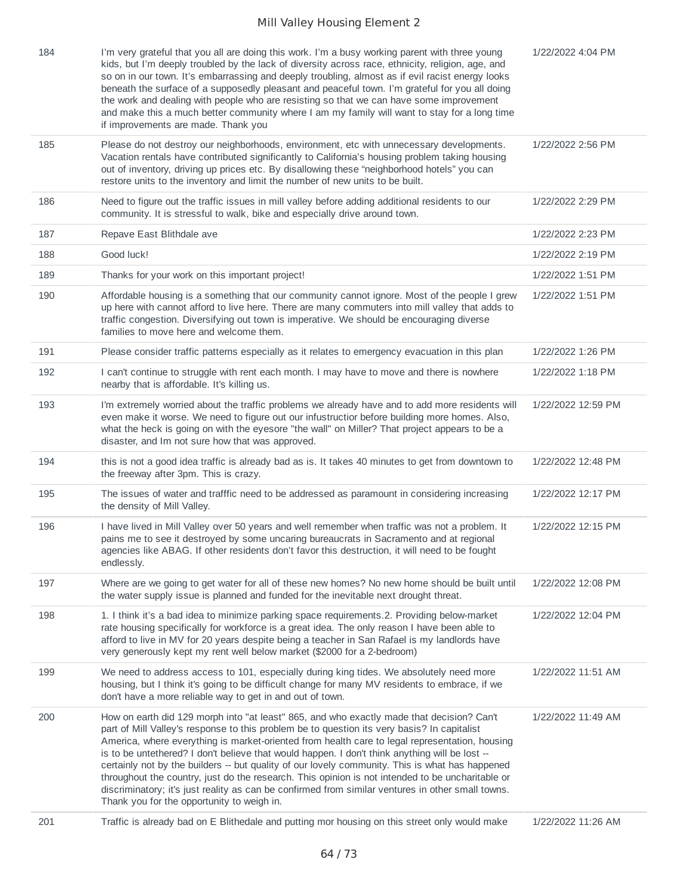| | | |
|---|---|---|
| 184 | I'm very grateful that you all are doing this work. I'm a busy working parent with three young kids, but I'm deeply troubled by the lack of diversity across race, ethnicity, religion, age, and so on in our town. It's embarrassing and deeply troubling, almost as if evil racist energy looks beneath the surface of a supposedly pleasant and peaceful town. I'm grateful for you all doing the work and dealing with people who are resisting so that we can have some improvement and make this a much better community where I am my family will want to stay for a long time if improvements are made. Thank you | 1/22/2022 4:04 PM |
| 185 | Please do not destroy our neighborhoods, environment, etc with unnecessary developments. Vacation rentals have contributed significantly to California's housing problem taking housing out of inventory, driving up prices etc. By disallowing these "neighborhood hotels" you can restore units to the inventory and limit the number of new units to be built. | 1/22/2022 2:56 PM |
| 186 | Need to figure out the traffic issues in mill valley before adding additional residents to our community. It is stressful to walk, bike and especially drive around town. | 1/22/2022 2:29 PM |
| 187 | Repave East Blithdale ave | 1/22/2022 2:23 PM |
| 188 | Good luck! | 1/22/2022 2:19 PM |
| 189 | Thanks for your work on this important project! | 1/22/2022 1:51 PM |
| 190 | Affordable housing is a something that our community cannot ignore. Most of the people I grew up here with cannot afford to live here. There are many commuters into mill valley that adds to traffic congestion. Diversifying out town is imperative. We should be encouraging diverse families to move here and welcome them. | 1/22/2022 1:51 PM |
| 191 | Please consider traffic patterns especially as it relates to emergency evacuation in this plan | 1/22/2022 1:26 PM |
| 192 | I can't continue to struggle with rent each month. I may have to move and there is nowhere nearby that is affordable. It's killing us. | 1/22/2022 1:18 PM |
| 193 | I'm extremely worried about the traffic problems we already have and to add more residents will even make it worse. We need to figure out our infustructior before building more homes. Also, what the heck is going on with the eyesore "the wall" on Miller? That project appears to be a disaster, and Im not sure how that was approved. | 1/22/2022 12:59 PM |
| 194 | this is not a good idea traffic is already bad as is. It takes 40 minutes to get from downtown to the freeway after 3pm. This is crazy. | 1/22/2022 12:48 PM |
| 195 | The issues of water and trafffic need to be addressed as paramount in considering increasing the density of Mill Valley. | 1/22/2022 12:17 PM |
| 196 | I have lived in Mill Valley over 50 years and well remember when traffic was not a problem. It pains me to see it destroyed by some uncaring bureaucrats in Sacramento and at regional agencies like ABAG. If other residents don't favor this destruction, it will need to be fought endlessly. | 1/22/2022 12:15 PM |
| 197 | Where are we going to get water for all of these new homes? No new home should be built until the water supply issue is planned and funded for the inevitable next drought threat. | 1/22/2022 12:08 PM |
| 198 | 1. I think it's a bad idea to minimize parking space requirements.2. Providing below-market rate housing specifically for workforce is a great idea. The only reason I have been able to afford to live in MV for 20 years despite being a teacher in San Rafael is my landlords have very generously kept my rent well below market ($2000 for a 2-bedroom) | 1/22/2022 12:04 PM |
| 199 | We need to address access to 101, especially during king tides. We absolutely need more housing, but I think it's going to be difficult change for many MV residents to embrace, if we don't have a more reliable way to get in and out of town. | 1/22/2022 11:51 AM |
| 200 | How on earth did 129 morph into "at least" 865, and who exactly made that decision? Can't part of Mill Valley's response to this problem be to question its very basis? In capitalist America, where everything is market-oriented from health care to legal representation, housing is to be untethered? I don't believe that would happen. I don't think anything will be lost -- certainly not by the builders -- but quality of our lovely community. This is what has happened throughout the country, just do the research. This opinion is not intended to be uncharitable or discriminatory; it's just reality as can be confirmed from similar ventures in other small towns. Thank you for the opportunity to weigh in. | 1/22/2022 11:49 AM |
| 201 | Traffic is already bad on E Blithedale and putting mor housing on this street only would make | 1/22/2022 11:26 AM |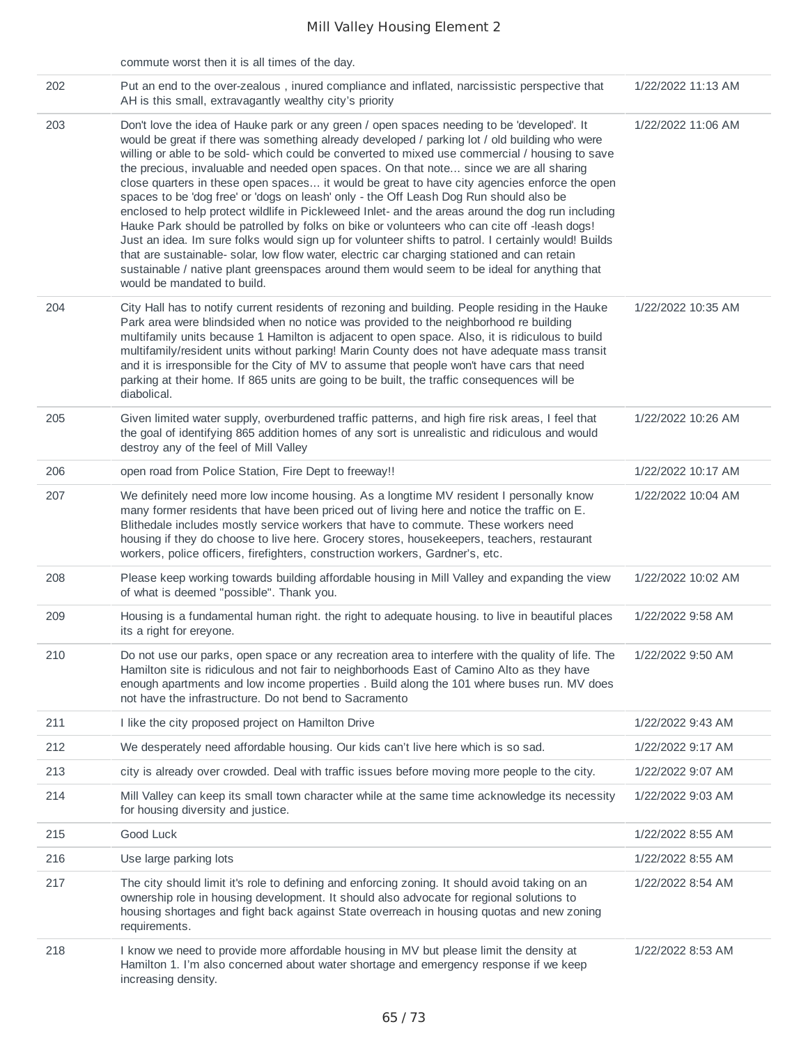| | commute worst then it is all times of the day. | |
|---|---|---|
| 202 | Put an end to the over-zealous , inured compliance and inflated, narcissistic perspective that AH is this small, extravagantly wealthy city's priority | 1/22/2022 11:13 AM |
| 203 | Don't love the idea of Hauke park or any green / open spaces needing to be 'developed'. It would be great if there was something already developed / parking lot / old building who were willing or able to be sold- which could be converted to mixed use commercial / housing to save the precious, invaluable and needed open spaces. On that note... since we are all sharing close quarters in these open spaces... it would be great to have city agencies enforce the open spaces to be 'dog free' or 'dogs on leash' only - the Off Leash Dog Run should also be enclosed to help protect wildlife in Pickleweed Inlet- and the areas around the dog run including Hauke Park should be patrolled by folks on bike or volunteers who can cite off -leash dogs! Just an idea. Im sure folks would sign up for volunteer shifts to patrol. I certainly would! Builds that are sustainable- solar, low flow water, electric car charging stationed and can retain sustainable / native plant greenspaces around them would seem to be ideal for anything that would be mandated to build. | 1/22/2022 11:06 AM |
| 204 | City Hall has to notify current residents of rezoning and building. People residing in the Hauke Park area were blindsided when no notice was provided to the neighborhood re building multifamily units because 1 Hamilton is adjacent to open space. Also, it is ridiculous to build multifamily/resident units without parking! Marin County does not have adequate mass transit and it is irresponsible for the City of MV to assume that people won't have cars that need parking at their home. If 865 units are going to be built, the traffic consequences will be diabolical. | 1/22/2022 10:35 AM |
| 205 | Given limited water supply, overburdened traffic patterns, and high fire risk areas, I feel that the goal of identifying 865 addition homes of any sort is unrealistic and ridiculous and would destroy any of the feel of Mill Valley | 1/22/2022 10:26 AM |
| 206 | open road from Police Station, Fire Dept to freeway!! | 1/22/2022 10:17 AM |
| 207 | We definitely need more low income housing. As a longtime MV resident I personally know many former residents that have been priced out of living here and notice the traffic on E. Blithedale includes mostly service workers that have to commute. These workers need housing if they do choose to live here. Grocery stores, housekeepers, teachers, restaurant workers, police officers, firefighters, construction workers, Gardner's, etc. | 1/22/2022 10:04 AM |
| 208 | Please keep working towards building affordable housing in Mill Valley and expanding the view of what is deemed "possible". Thank you. | 1/22/2022 10:02 AM |
| 209 | Housing is a fundamental human right. the right to adequate housing. to live in beautiful places its a right for ereyone. | 1/22/2022 9:58 AM |
| 210 | Do not use our parks, open space or any recreation area to interfere with the quality of life. The Hamilton site is ridiculous and not fair to neighborhoods East of Camino Alto as they have enough apartments and low income properties . Build along the 101 where buses run. MV does not have the infrastructure. Do not bend to Sacramento | 1/22/2022 9:50 AM |
| 211 | I like the city proposed project on Hamilton Drive | 1/22/2022 9:43 AM |
| 212 | We desperately need affordable housing. Our kids can't live here which is so sad. | 1/22/2022 9:17 AM |
| 213 | city is already over crowded. Deal with traffic issues before moving more people to the city. | 1/22/2022 9:07 AM |
| 214 | Mill Valley can keep its small town character while at the same time acknowledge its necessity for housing diversity and justice. | 1/22/2022 9:03 AM |
| 215 | Good Luck | 1/22/2022 8:55 AM |
| 216 | Use large parking lots | 1/22/2022 8:55 AM |
| 217 | The city should limit it's role to defining and enforcing zoning. It should avoid taking on an ownership role in housing development. It should also advocate for regional solutions to housing shortages and fight back against State overreach in housing quotas and new zoning requirements. | 1/22/2022 8:54 AM |
| 218 | I know we need to provide more affordable housing in MV but please limit the density at Hamilton 1. I'm also concerned about water shortage and emergency response if we keep increasing density. | 1/22/2022 8:53 AM |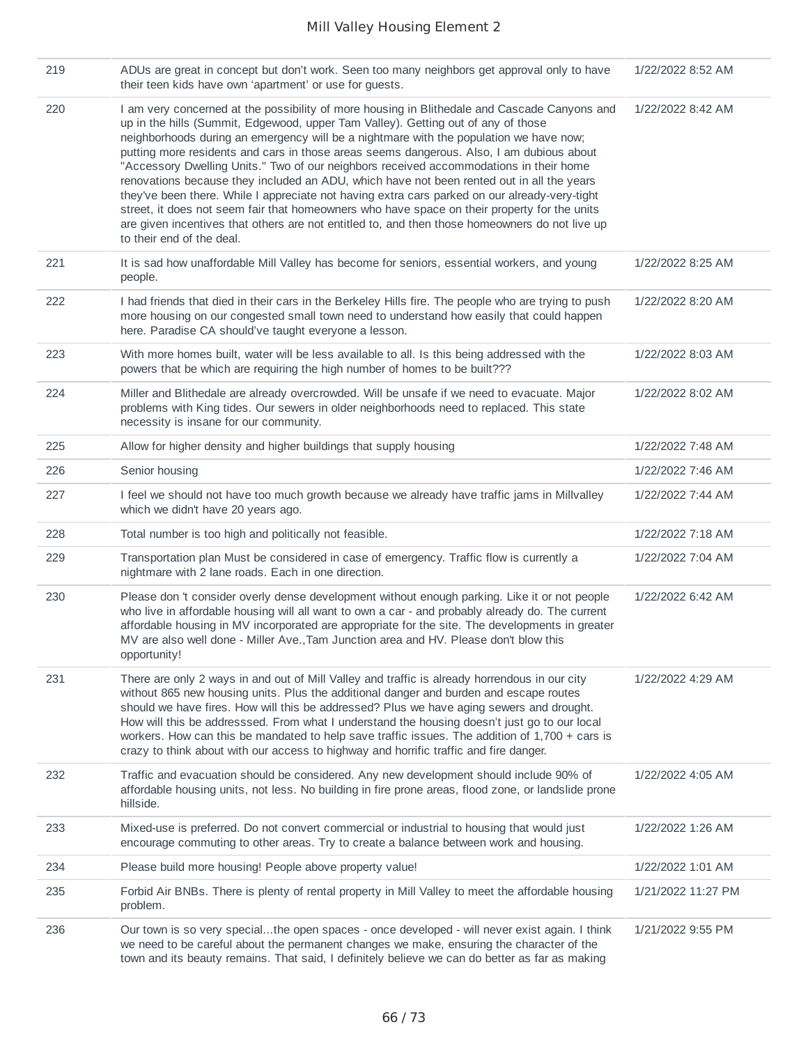| | | |
|---|---|---|
| 219 | ADUs are great in concept but don't work. Seen too many neighbors get approval only to have their teen kids have own 'apartment' or use for guests. | 1/22/2022 8:52 AM |
| 220 | I am very concerned at the possibility of more housing in Blithedale and Cascade Canyons and up in the hills (Summit, Edgewood, upper Tam Valley). Getting out of any of those neighborhoods during an emergency will be a nightmare with the population we have now; putting more residents and cars in those areas seems dangerous. Also, I am dubious about "Accessory Dwelling Units." Two of our neighbors received accommodations in their home renovations because they included an ADU, which have not been rented out in all the years they've been there. While I appreciate not having extra cars parked on our already-very-tight street, it does not seem fair that homeowners who have space on their property for the units are given incentives that others are not entitled to, and then those homeowners do not live up to their end of the deal. | 1/22/2022 8:42 AM |
| 221 | It is sad how unaffordable Mill Valley has become for seniors, essential workers, and young people. | 1/22/2022 8:25 AM |
| 222 | I had friends that died in their cars in the Berkeley Hills fire. The people who are trying to push more housing on our congested small town need to understand how easily that could happen here. Paradise CA should've taught everyone a lesson. | 1/22/2022 8:20 AM |
| 223 | With more homes built, water will be less available to all. Is this being addressed with the powers that be which are requiring the high number of homes to be built??? | 1/22/2022 8:03 AM |
| 224 | Miller and Blithedale are already overcrowded. Will be unsafe if we need to evacuate. Major problems with King tides. Our sewers in older neighborhoods need to replaced. This state necessity is insane for our community. | 1/22/2022 8:02 AM |
| 225 | Allow for higher density and higher buildings that supply housing | 1/22/2022 7:48 AM |
| 226 | Senior housing | 1/22/2022 7:46 AM |
| 227 | I feel we should not have too much growth because we already have traffic jams in Millvalley which we didn't have 20 years ago. | 1/22/2022 7:44 AM |
| 228 | Total number is too high and politically not feasible. | 1/22/2022 7:18 AM |
| 229 | Transportation plan Must be considered in case of emergency. Traffic flow is currently a nightmare with 2 lane roads. Each in one direction. | 1/22/2022 7:04 AM |
| 230 | Please don 't consider overly dense development without enough parking. Like it or not people who live in affordable housing will all want to own a car - and probably already do. The current affordable housing in MV incorporated are appropriate for the site. The developments in greater MV are also well done - Miller Ave.,Tam Junction area and HV. Please don't blow this opportunity! | 1/22/2022 6:42 AM |
| 231 | There are only 2 ways in and out of Mill Valley and traffic is already horrendous in our city without 865 new housing units. Plus the additional danger and burden and escape routes should we have fires. How will this be addressed? Plus we have aging sewers and drought. How will this be addresssed. From what I understand the housing doesn't just go to our local workers. How can this be mandated to help save traffic issues. The addition of 1,700 + cars is crazy to think about with our access to highway and horrific traffic and fire danger. | 1/22/2022 4:29 AM |
| 232 | Traffic and evacuation should be considered. Any new development should include 90% of affordable housing units, not less. No building in fire prone areas, flood zone, or landslide prone hillside. | 1/22/2022 4:05 AM |
| 233 | Mixed-use is preferred. Do not convert commercial or industrial to housing that would just encourage commuting to other areas. Try to create a balance between work and housing. | 1/22/2022 1:26 AM |
| 234 | Please build more housing! People above property value! | 1/22/2022 1:01 AM |
| 235 | Forbid Air BNBs. There is plenty of rental property in Mill Valley to meet the affordable housing problem. | 1/21/2022 11:27 PM |
| 236 | Our town is so very special...the open spaces - once developed - will never exist again. I think we need to be careful about the permanent changes we make, ensuring the character of the town and its beauty remains. That said, I definitely believe we can do better as far as making | 1/21/2022 9:55 PM |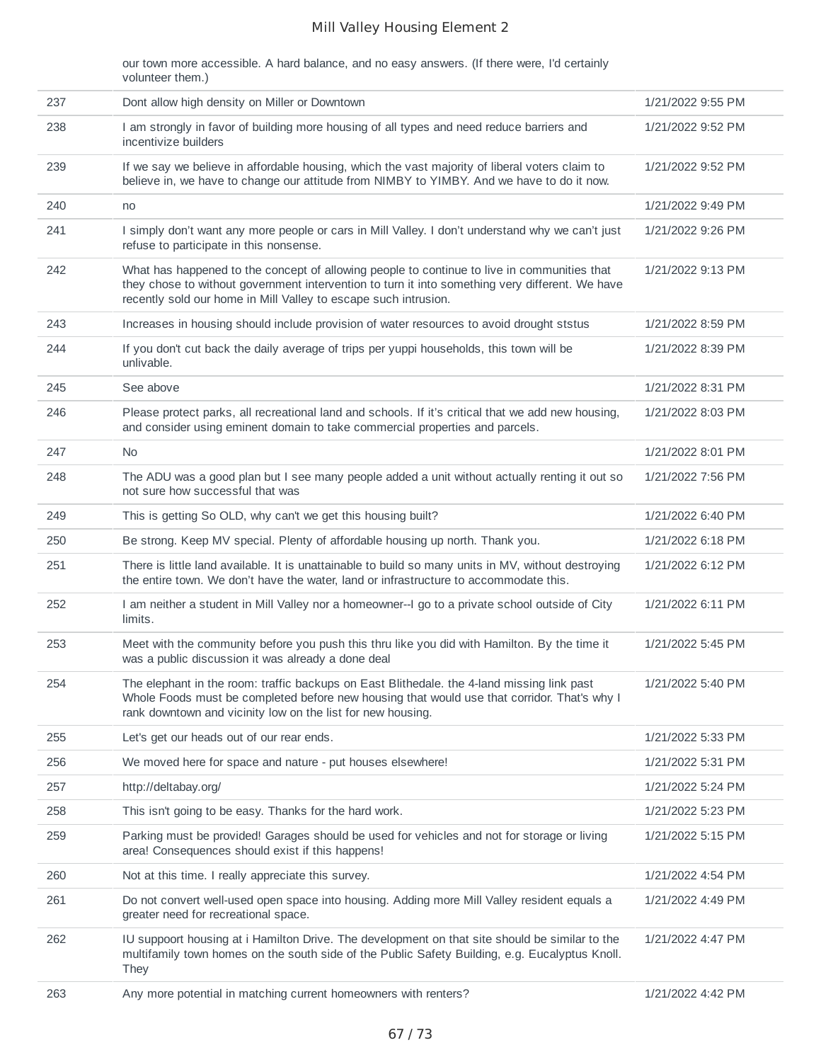| | | |
|---|---|---|
| | our town more accessible. A hard balance, and no easy answers. (If there were, I'd certainly volunteer them.) | |
| 237 | Dont allow high density on Miller or Downtown | 1/21/2022 9:55 PM |
| 238 | I am strongly in favor of building more housing of all types and need reduce barriers and incentivize builders | 1/21/2022 9:52 PM |
| 239 | If we say we believe in affordable housing, which the vast majority of liberal voters claim to believe in, we have to change our attitude from NIMBY to YIMBY. And we have to do it now. | 1/21/2022 9:52 PM |
| 240 | no | 1/21/2022 9:49 PM |
| 241 | I simply don't want any more people or cars in Mill Valley. I don't understand why we can't just refuse to participate in this nonsense. | 1/21/2022 9:26 PM |
| 242 | What has happened to the concept of allowing people to continue to live in communities that they chose to without government intervention to turn it into something very different. We have recently sold our home in Mill Valley to escape such intrusion. | 1/21/2022 9:13 PM |
| 243 | Increases in housing should include provision of water resources to avoid drought ststus | 1/21/2022 8:59 PM |
| 244 | If you don't cut back the daily average of trips per yuppi households, this town will be unlivable. | 1/21/2022 8:39 PM |
| 245 | See above | 1/21/2022 8:31 PM |
| 246 | Please protect parks, all recreational land and schools. If it's critical that we add new housing, and consider using eminent domain to take commercial properties and parcels. | 1/21/2022 8:03 PM |
| 247 | No | 1/21/2022 8:01 PM |
| 248 | The ADU was a good plan but I see many people added a unit without actually renting it out so not sure how successful that was | 1/21/2022 7:56 PM |
| 249 | This is getting So OLD, why can't we get this housing built? | 1/21/2022 6:40 PM |
| 250 | Be strong. Keep MV special. Plenty of affordable housing up north. Thank you. | 1/21/2022 6:18 PM |
| 251 | There is little land available. It is unattainable to build so many units in MV, without destroying the entire town. We don't have the water, land or infrastructure to accommodate this. | 1/21/2022 6:12 PM |
| 252 | I am neither a student in Mill Valley nor a homeowner--I go to a private school outside of City limits. | 1/21/2022 6:11 PM |
| 253 | Meet with the community before you push this thru like you did with Hamilton. By the time it was a public discussion it was already a done deal | 1/21/2022 5:45 PM |
| 254 | The elephant in the room: traffic backups on East Blithedale. the 4-land missing link past Whole Foods must be completed before new housing that would use that corridor. That's why I rank downtown and vicinity low on the list for new housing. | 1/21/2022 5:40 PM |
| 255 | Let's get our heads out of our rear ends. | 1/21/2022 5:33 PM |
| 256 | We moved here for space and nature - put houses elsewhere! | 1/21/2022 5:31 PM |
| 257 | http://deltabay.org/ | 1/21/2022 5:24 PM |
| 258 | This isn't going to be easy. Thanks for the hard work. | 1/21/2022 5:23 PM |
| 259 | Parking must be provided! Garages should be used for vehicles and not for storage or living area! Consequences should exist if this happens! | 1/21/2022 5:15 PM |
| 260 | Not at this time. I really appreciate this survey. | 1/21/2022 4:54 PM |
| 261 | Do not convert well-used open space into housing. Adding more Mill Valley resident equals a greater need for recreational space. | 1/21/2022 4:49 PM |
| 262 | IU suppoort housing at i Hamilton Drive. The development on that site should be similar to the multifamily town homes on the south side of the Public Safety Building, e.g. Eucalyptus Knoll. They | 1/21/2022 4:47 PM |
| 263 | Any more potential in matching current homeowners with renters? | 1/21/2022 4:42 PM |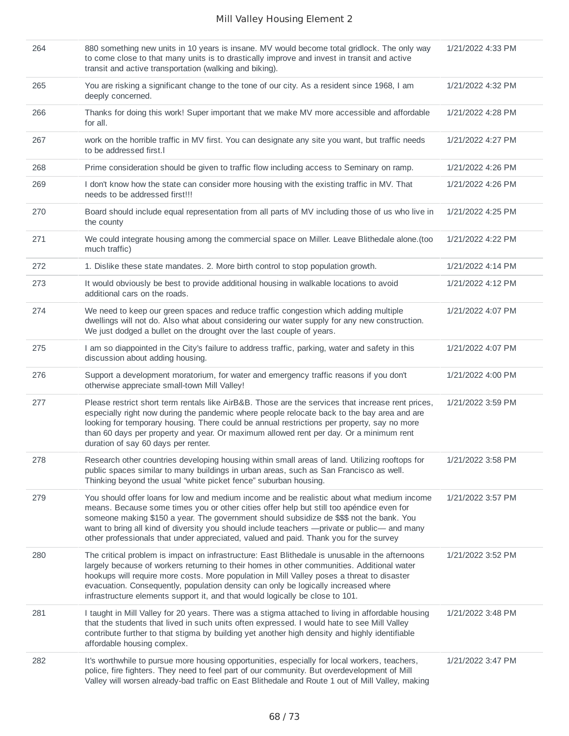| | | |
|---|---|---|
| 264 | 880 something new units in 10 years is insane. MV would become total gridlock. The only way to come close to that many units is to drastically improve and invest in transit and active transit and active transportation (walking and biking). | 1/21/2022 4:33 PM |
| 265 | You are risking a significant change to the tone of our city. As a resident since 1968, I am deeply concerned. | 1/21/2022 4:32 PM |
| 266 | Thanks for doing this work! Super important that we make MV more accessible and affordable for all. | 1/21/2022 4:28 PM |
| 267 | work on the horrible traffic in MV first. You can designate any site you want, but traffic needs to be addressed first.l | 1/21/2022 4:27 PM |
| 268 | Prime consideration should be given to traffic flow including access to Seminary on ramp. | 1/21/2022 4:26 PM |
| 269 | I don't know how the state can consider more housing with the existing traffic in MV. That needs to be addressed first!!! | 1/21/2022 4:26 PM |
| 270 | Board should include equal representation from all parts of MV including those of us who live in the county | 1/21/2022 4:25 PM |
| 271 | We could integrate housing among the commercial space on Miller. Leave Blithedale alone.(too much traffic) | 1/21/2022 4:22 PM |
| 272 | 1. Dislike these state mandates. 2. More birth control to stop population growth. | 1/21/2022 4:14 PM |
| 273 | It would obviously be best to provide additional housing in walkable locations to avoid additional cars on the roads. | 1/21/2022 4:12 PM |
| 274 | We need to keep our green spaces and reduce traffic congestion which adding multiple dwellings will not do. Also what about considering our water supply for any new construction. We just dodged a bullet on the drought over the last couple of years. | 1/21/2022 4:07 PM |
| 275 | I am so diappointed in the City's failure to address traffic, parking, water and safety in this discussion about adding housing. | 1/21/2022 4:07 PM |
| 276 | Support a development moratorium, for water and emergency traffic reasons if you don't otherwise appreciate small-town Mill Valley! | 1/21/2022 4:00 PM |
| 277 | Please restrict short term rentals like AirB&B. Those are the services that increase rent prices, especially right now during the pandemic where people relocate back to the bay area and are looking for temporary housing. There could be annual restrictions per property, say no more than 60 days per property and year. Or maximum allowed rent per day. Or a minimum rent duration of say 60 days per renter. | 1/21/2022 3:59 PM |
| 278 | Research other countries developing housing within small areas of land. Utilizing rooftops for public spaces similar to many buildings in urban areas, such as San Francisco as well. Thinking beyond the usual "white picket fence" suburban housing. | 1/21/2022 3:58 PM |
| 279 | You should offer loans for low and medium income and be realistic about what medium income means. Because some times you or other cities offer help but still too apéndice even for someone making $150 a year. The government should subsidize de $$$ not the bank. You want to bring all kind of diversity you should include teachers —private or public— and many other professionals that under appreciated, valued and paid. Thank you for the survey | 1/21/2022 3:57 PM |
| 280 | The critical problem is impact on infrastructure: East Blithedale is unusable in the afternoons largely because of workers returning to their homes in other communities. Additional water hookups will require more costs. More population in Mill Valley poses a threat to disaster evacuation. Consequently, population density can only be logically increased where infrastructure elements support it, and that would logically be close to 101. | 1/21/2022 3:52 PM |
| 281 | I taught in Mill Valley for 20 years. There was a stigma attached to living in affordable housing that the students that lived in such units often expressed. I would hate to see Mill Valley contribute further to that stigma by building yet another high density and highly identifiable affordable housing complex. | 1/21/2022 3:48 PM |
| 282 | It's worthwhile to pursue more housing opportunities, especially for local workers, teachers, police, fire fighters. They need to feel part of our community. But overdevelopment of Mill Valley will worsen already-bad traffic on East Blithedale and Route 1 out of Mill Valley, making | 1/21/2022 3:47 PM |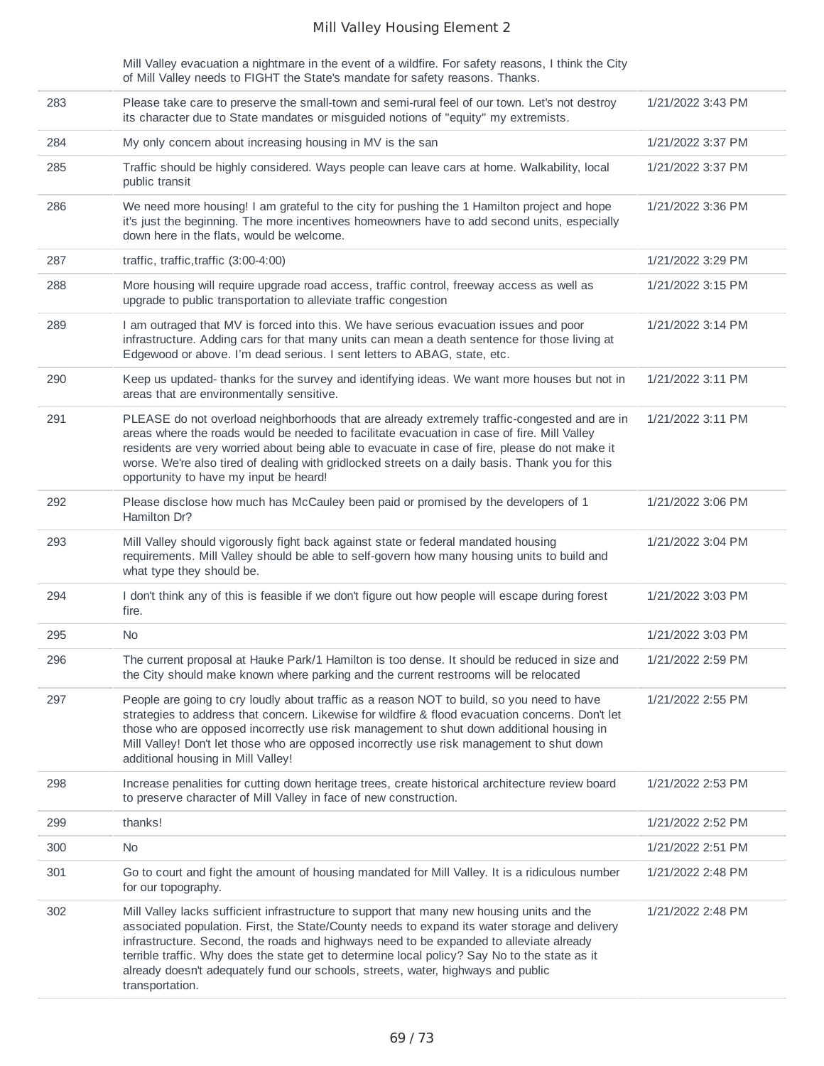| | | |
|---|---|---|
| | Mill Valley evacuation a nightmare in the event of a wildfire. For safety reasons, I think the City of Mill Valley needs to FIGHT the State's mandate for safety reasons. Thanks. | |
| 283 | Please take care to preserve the small-town and semi-rural feel of our town. Let's not destroy its character due to State mandates or misguided notions of "equity" my extremists. | 1/21/2022 3:43 PM |
| 284 | My only concern about increasing housing in MV is the san | 1/21/2022 3:37 PM |
| 285 | Traffic should be highly considered. Ways people can leave cars at home. Walkability, local public transit | 1/21/2022 3:37 PM |
| 286 | We need more housing! I am grateful to the city for pushing the 1 Hamilton project and hope it's just the beginning. The more incentives homeowners have to add second units, especially down here in the flats, would be welcome. | 1/21/2022 3:36 PM |
| 287 | traffic, traffic,traffic (3:00-4:00) | 1/21/2022 3:29 PM |
| 288 | More housing will require upgrade road access, traffic control, freeway access as well as upgrade to public transportation to alleviate traffic congestion | 1/21/2022 3:15 PM |
| 289 | I am outraged that MV is forced into this. We have serious evacuation issues and poor infrastructure. Adding cars for that many units can mean a death sentence for those living at Edgewood or above. I'm dead serious. I sent letters to ABAG, state, etc. | 1/21/2022 3:14 PM |
| 290 | Keep us updated- thanks for the survey and identifying ideas. We want more houses but not in areas that are environmentally sensitive. | 1/21/2022 3:11 PM |
| 291 | PLEASE do not overload neighborhoods that are already extremely traffic-congested and are in areas where the roads would be needed to facilitate evacuation in case of fire. Mill Valley residents are very worried about being able to evacuate in case of fire, please do not make it worse. We're also tired of dealing with gridlocked streets on a daily basis. Thank you for this opportunity to have my input be heard! | 1/21/2022 3:11 PM |
| 292 | Please disclose how much has McCauley been paid or promised by the developers of 1 Hamilton Dr? | 1/21/2022 3:06 PM |
| 293 | Mill Valley should vigorously fight back against state or federal mandated housing requirements. Mill Valley should be able to self-govern how many housing units to build and what type they should be. | 1/21/2022 3:04 PM |
| 294 | I don't think any of this is feasible if we don't figure out how people will escape during forest fire. | 1/21/2022 3:03 PM |
| 295 | No | 1/21/2022 3:03 PM |
| 296 | The current proposal at Hauke Park/1 Hamilton is too dense. It should be reduced in size and the City should make known where parking and the current restrooms will be relocated | 1/21/2022 2:59 PM |
| 297 | People are going to cry loudly about traffic as a reason NOT to build, so you need to have strategies to address that concern. Likewise for wildfire & flood evacuation concerns. Don't let those who are opposed incorrectly use risk management to shut down additional housing in Mill Valley! Don't let those who are opposed incorrectly use risk management to shut down additional housing in Mill Valley! | 1/21/2022 2:55 PM |
| 298 | Increase penalities for cutting down heritage trees, create historical architecture review board to preserve character of Mill Valley in face of new construction. | 1/21/2022 2:53 PM |
| 299 | thanks! | 1/21/2022 2:52 PM |
| 300 | No | 1/21/2022 2:51 PM |
| 301 | Go to court and fight the amount of housing mandated for Mill Valley. It is a ridiculous number for our topography. | 1/21/2022 2:48 PM |
| 302 | Mill Valley lacks sufficient infrastructure to support that many new housing units and the associated population. First, the State/County needs to expand its water storage and delivery infrastructure. Second, the roads and highways need to be expanded to alleviate already terrible traffic. Why does the state get to determine local policy? Say No to the state as it already doesn't adequately fund our schools, streets, water, highways and public transportation. | 1/21/2022 2:48 PM |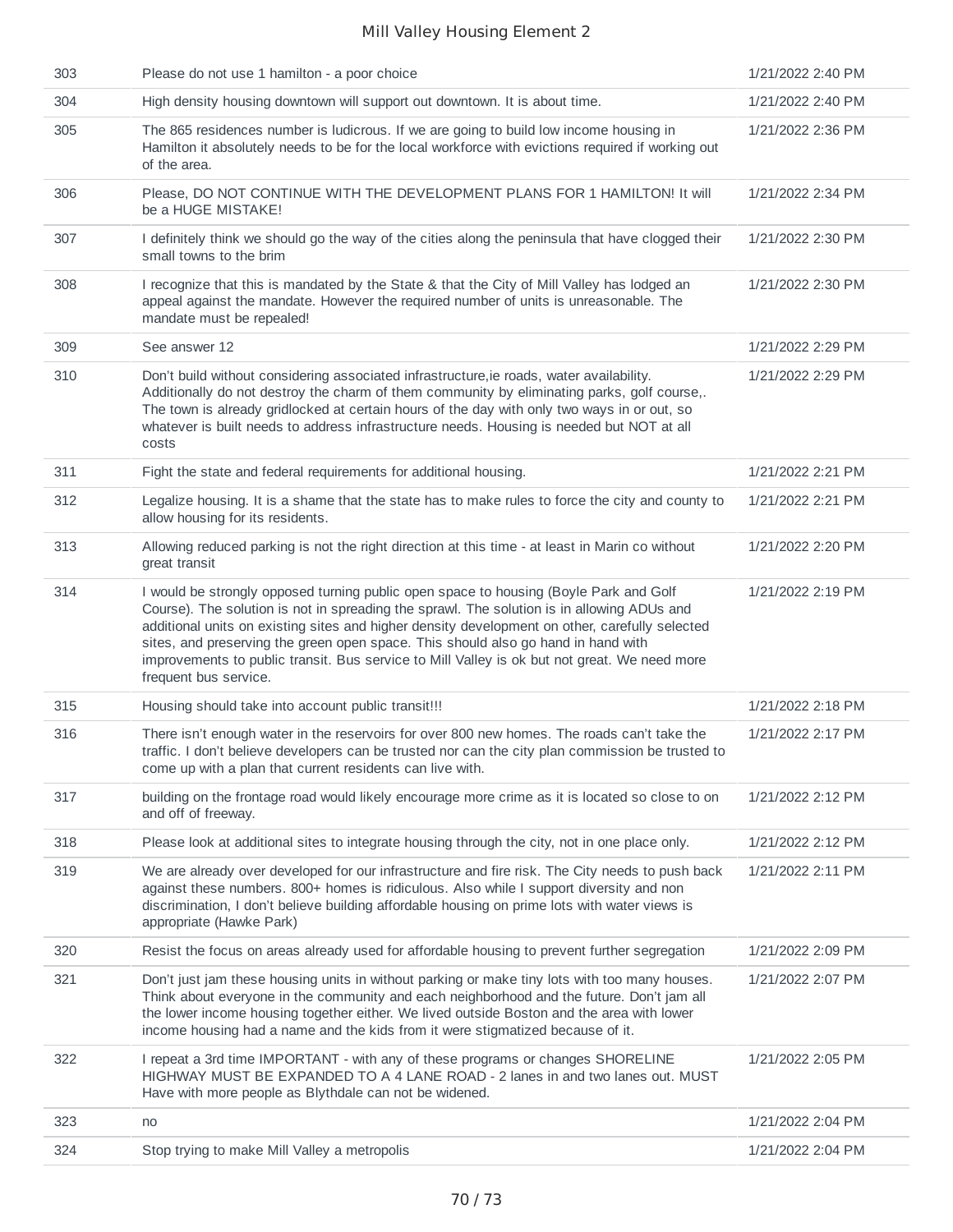| | | |
|---|---|---|
| 303 | Please do not use 1 hamilton - a poor choice | 1/21/2022 2:40 PM |
| 304 | High density housing downtown will support out downtown. It is about time. | 1/21/2022 2:40 PM |
| 305 | The 865 residences number is ludicrous. If we are going to build low income housing in Hamilton it absolutely needs to be for the local workforce with evictions required if working out of the area. | 1/21/2022 2:36 PM |
| 306 | Please, DO NOT CONTINUE WITH THE DEVELOPMENT PLANS FOR 1 HAMILTON! It will be a HUGE MISTAKE! | 1/21/2022 2:34 PM |
| 307 | I definitely think we should go the way of the cities along the peninsula that have clogged their small towns to the brim | 1/21/2022 2:30 PM |
| 308 | I recognize that this is mandated by the State & that the City of Mill Valley has lodged an appeal against the mandate. However the required number of units is unreasonable. The mandate must be repealed! | 1/21/2022 2:30 PM |
| 309 | See answer 12 | 1/21/2022 2:29 PM |
| 310 | Don't build without considering associated infrastructure,ie roads, water availability. Additionally do not destroy the charm of them community by eliminating parks, golf course,. The town is already gridlocked at certain hours of the day with only two ways in or out, so whatever is built needs to address infrastructure needs. Housing is needed but NOT at all costs | 1/21/2022 2:29 PM |
| 311 | Fight the state and federal requirements for additional housing. | 1/21/2022 2:21 PM |
| 312 | Legalize housing. It is a shame that the state has to make rules to force the city and county to allow housing for its residents. | 1/21/2022 2:21 PM |
| 313 | Allowing reduced parking is not the right direction at this time - at least in Marin co without great transit | 1/21/2022 2:20 PM |
| 314 | I would be strongly opposed turning public open space to housing (Boyle Park and Golf Course). The solution is not in spreading the sprawl. The solution is in allowing ADUs and additional units on existing sites and higher density development on other, carefully selected sites, and preserving the green open space. This should also go hand in hand with improvements to public transit. Bus service to Mill Valley is ok but not great. We need more frequent bus service. | 1/21/2022 2:19 PM |
| 315 | Housing should take into account public transit!!! | 1/21/2022 2:18 PM |
| 316 | There isn't enough water in the reservoirs for over 800 new homes. The roads can't take the traffic. I don't believe developers can be trusted nor can the city plan commission be trusted to come up with a plan that current residents can live with. | 1/21/2022 2:17 PM |
| 317 | building on the frontage road would likely encourage more crime as it is located so close to on and off of freeway. | 1/21/2022 2:12 PM |
| 318 | Please look at additional sites to integrate housing through the city, not in one place only. | 1/21/2022 2:12 PM |
| 319 | We are already over developed for our infrastructure and fire risk. The City needs to push back against these numbers. 800+ homes is ridiculous. Also while I support diversity and non discrimination, I don't believe building affordable housing on prime lots with water views is appropriate (Hawke Park) | 1/21/2022 2:11 PM |
| 320 | Resist the focus on areas already used for affordable housing to prevent further segregation | 1/21/2022 2:09 PM |
| 321 | Don't just jam these housing units in without parking or make tiny lots with too many houses. Think about everyone in the community and each neighborhood and the future. Don't jam all the lower income housing together either. We lived outside Boston and the area with lower income housing had a name and the kids from it were stigmatized because of it. | 1/21/2022 2:07 PM |
| 322 | I repeat a 3rd time IMPORTANT - with any of these programs or changes SHORELINE HIGHWAY MUST BE EXPANDED TO A 4 LANE ROAD - 2 lanes in and two lanes out. MUST Have with more people as Blythdale can not be widened. | 1/21/2022 2:05 PM |
| 323 | no | 1/21/2022 2:04 PM |
| 324 | Stop trying to make Mill Valley a metropolis | 1/21/2022 2:04 PM |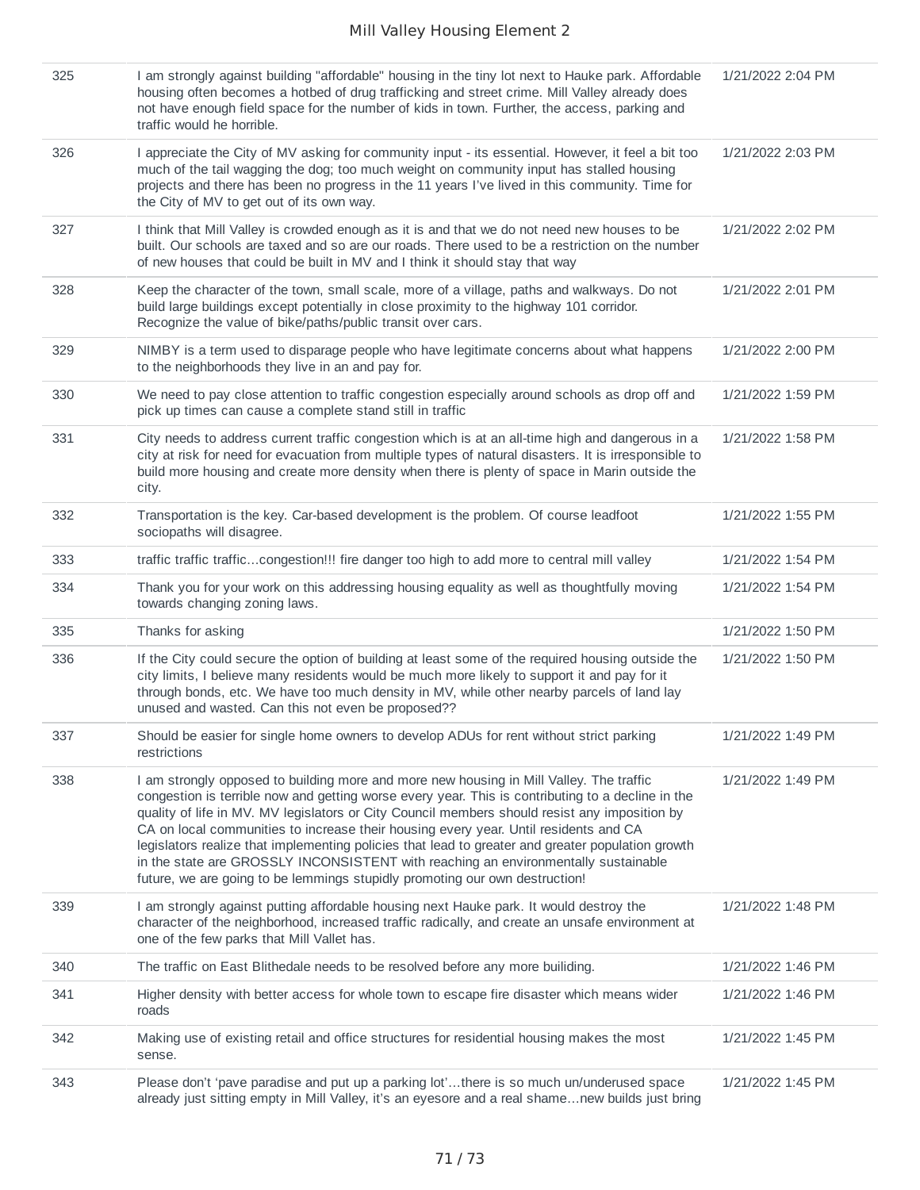| | | |
|---|---|---|
| 325 | I am strongly against building "affordable" housing in the tiny lot next to Hauke park. Affordable housing often becomes a hotbed of drug trafficking and street crime. Mill Valley already does not have enough field space for the number of kids in town. Further, the access, parking and traffic would he horrible. | 1/21/2022 2:04 PM |
| 326 | I appreciate the City of MV asking for community input - its essential. However, it feel a bit too much of the tail wagging the dog; too much weight on community input has stalled housing projects and there has been no progress in the 11 years I've lived in this community. Time for the City of MV to get out of its own way. | 1/21/2022 2:03 PM |
| 327 | I think that Mill Valley is crowded enough as it is and that we do not need new houses to be built. Our schools are taxed and so are our roads. There used to be a restriction on the number of new houses that could be built in MV and I think it should stay that way | 1/21/2022 2:02 PM |
| 328 | Keep the character of the town, small scale, more of a village, paths and walkways. Do not build large buildings except potentially in close proximity to the highway 101 corridor. Recognize the value of bike/paths/public transit over cars. | 1/21/2022 2:01 PM |
| 329 | NIMBY is a term used to disparage people who have legitimate concerns about what happens to the neighborhoods they live in an and pay for. | 1/21/2022 2:00 PM |
| 330 | We need to pay close attention to traffic congestion especially around schools as drop off and pick up times can cause a complete stand still in traffic | 1/21/2022 1:59 PM |
| 331 | City needs to address current traffic congestion which is at an all-time high and dangerous in a city at risk for need for evacuation from multiple types of natural disasters. It is irresponsible to build more housing and create more density when there is plenty of space in Marin outside the city. | 1/21/2022 1:58 PM |
| 332 | Transportation is the key. Car-based development is the problem. Of course leadfoot sociopaths will disagree. | 1/21/2022 1:55 PM |
| 333 | traffic traffic traffic...congestion!!! fire danger too high to add more to central mill valley | 1/21/2022 1:54 PM |
| 334 | Thank you for your work on this addressing housing equality as well as thoughtfully moving towards changing zoning laws. | 1/21/2022 1:54 PM |
| 335 | Thanks for asking | 1/21/2022 1:50 PM |
| 336 | If the City could secure the option of building at least some of the required housing outside the city limits, I believe many residents would be much more likely to support it and pay for it through bonds, etc. We have too much density in MV, while other nearby parcels of land lay unused and wasted. Can this not even be proposed?? | 1/21/2022 1:50 PM |
| 337 | Should be easier for single home owners to develop ADUs for rent without strict parking restrictions | 1/21/2022 1:49 PM |
| 338 | I am strongly opposed to building more and more new housing in Mill Valley. The traffic congestion is terrible now and getting worse every year. This is contributing to a decline in the quality of life in MV. MV legislators or City Council members should resist any imposition by CA on local communities to increase their housing every year. Until residents and CA legislators realize that implementing policies that lead to greater and greater population growth in the state are GROSSLY INCONSISTENT with reaching an environmentally sustainable future, we are going to be lemmings stupidly promoting our own destruction! | 1/21/2022 1:49 PM |
| 339 | I am strongly against putting affordable housing next Hauke park. It would destroy the character of the neighborhood, increased traffic radically, and create an unsafe environment at one of the few parks that Mill Vallet has. | 1/21/2022 1:48 PM |
| 340 | The traffic on East Blithedale needs to be resolved before any more builiding. | 1/21/2022 1:46 PM |
| 341 | Higher density with better access for whole town to escape fire disaster which means wider roads | 1/21/2022 1:46 PM |
| 342 | Making use of existing retail and office structures for residential housing makes the most sense. | 1/21/2022 1:45 PM |
| 343 | Please don't 'pave paradise and put up a parking lot'…there is so much un/underused space already just sitting empty in Mill Valley, it's an eyesore and a real shame…new builds just bring | 1/21/2022 1:45 PM |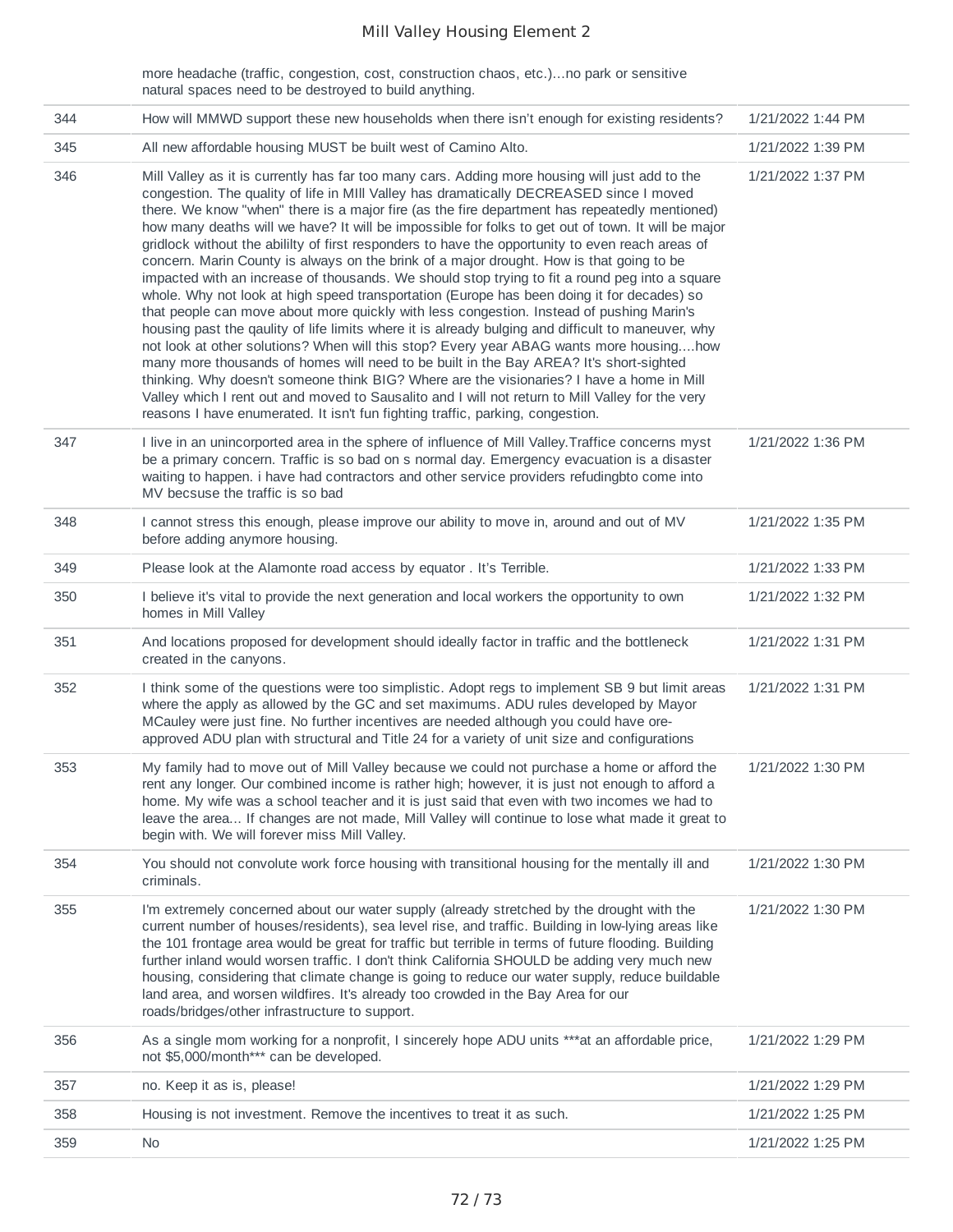|  | more headache (traffic, congestion, cost, construction chaos, etc.)…no park or sensitive natural spaces need to be destroyed to build anything. |  |
|---|---|---|
| 344 | How will MMWD support these new households when there isn't enough for existing residents? | 1/21/2022 1:44 PM |
| 345 | All new affordable housing MUST be built west of Camino Alto. | 1/21/2022 1:39 PM |
| 346 | Mill Valley as it is currently has far too many cars. Adding more housing will just add to the congestion. The quality of life in MIll Valley has dramatically DECREASED since I moved there. We know "when" there is a major fire (as the fire department has repeatedly mentioned) how many deaths will we have? It will be impossible for folks to get out of town. It will be major gridlock without the abililty of first responders to have the opportunity to even reach areas of concern. Marin County is always on the brink of a major drought. How is that going to be impacted with an increase of thousands. We should stop trying to fit a round peg into a square whole. Why not look at high speed transportation (Europe has been doing it for decades) so that people can move about more quickly with less congestion. Instead of pushing Marin's housing past the qaulity of life limits where it is already bulging and difficult to maneuver, why not look at other solutions? When will this stop? Every year ABAG wants more housing....how many more thousands of homes will need to be built in the Bay AREA? It's short-sighted thinking. Why doesn't someone think BIG? Where are the visionaries? I have a home in Mill Valley which I rent out and moved to Sausalito and I will not return to Mill Valley for the very reasons I have enumerated. It isn't fun fighting traffic, parking, congestion. | 1/21/2022 1:37 PM |
| 347 | I live in an unincorported area in the sphere of influence of Mill Valley.Traffice concerns myst be a primary concern. Traffic is so bad on s normal day. Emergency evacuation is a disaster waiting to happen. i have had contractors and other service providers refudingbto come into MV becsuse the traffic is so bad | 1/21/2022 1:36 PM |
| 348 | I cannot stress this enough, please improve our ability to move in, around and out of MV before adding anymore housing. | 1/21/2022 1:35 PM |
| 349 | Please look at the Alamonte road access by equator . It's Terrible. | 1/21/2022 1:33 PM |
| 350 | I believe it's vital to provide the next generation and local workers the opportunity to own homes in Mill Valley | 1/21/2022 1:32 PM |
| 351 | And locations proposed for development should ideally factor in traffic and the bottleneck created in the canyons. | 1/21/2022 1:31 PM |
| 352 | I think some of the questions were too simplistic. Adopt regs to implement SB 9 but limit areas where the apply as allowed by the GC and set maximums. ADU rules developed by Mayor MCauley were just fine. No further incentives are needed although you could have ore-approved ADU plan with structural and Title 24 for a variety of unit size and configurations | 1/21/2022 1:31 PM |
| 353 | My family had to move out of Mill Valley because we could not purchase a home or afford the rent any longer. Our combined income is rather high; however, it is just not enough to afford a home. My wife was a school teacher and it is just said that even with two incomes we had to leave the area... If changes are not made, Mill Valley will continue to lose what made it great to begin with. We will forever miss Mill Valley. | 1/21/2022 1:30 PM |
| 354 | You should not convolute work force housing with transitional housing for the mentally ill and criminals. | 1/21/2022 1:30 PM |
| 355 | I'm extremely concerned about our water supply (already stretched by the drought with the current number of houses/residents), sea level rise, and traffic. Building in low-lying areas like the 101 frontage area would be great for traffic but terrible in terms of future flooding. Building further inland would worsen traffic. I don't think California SHOULD be adding very much new housing, considering that climate change is going to reduce our water supply, reduce buildable land area, and worsen wildfires. It's already too crowded in the Bay Area for our roads/bridges/other infrastructure to support. | 1/21/2022 1:30 PM |
| 356 | As a single mom working for a nonprofit, I sincerely hope ADU units ***at an affordable price, not $5,000/month*** can be developed. | 1/21/2022 1:29 PM |
| 357 | no. Keep it as is, please! | 1/21/2022 1:29 PM |
| 358 | Housing is not investment. Remove the incentives to treat it as such. | 1/21/2022 1:25 PM |
| 359 | No | 1/21/2022 1:25 PM |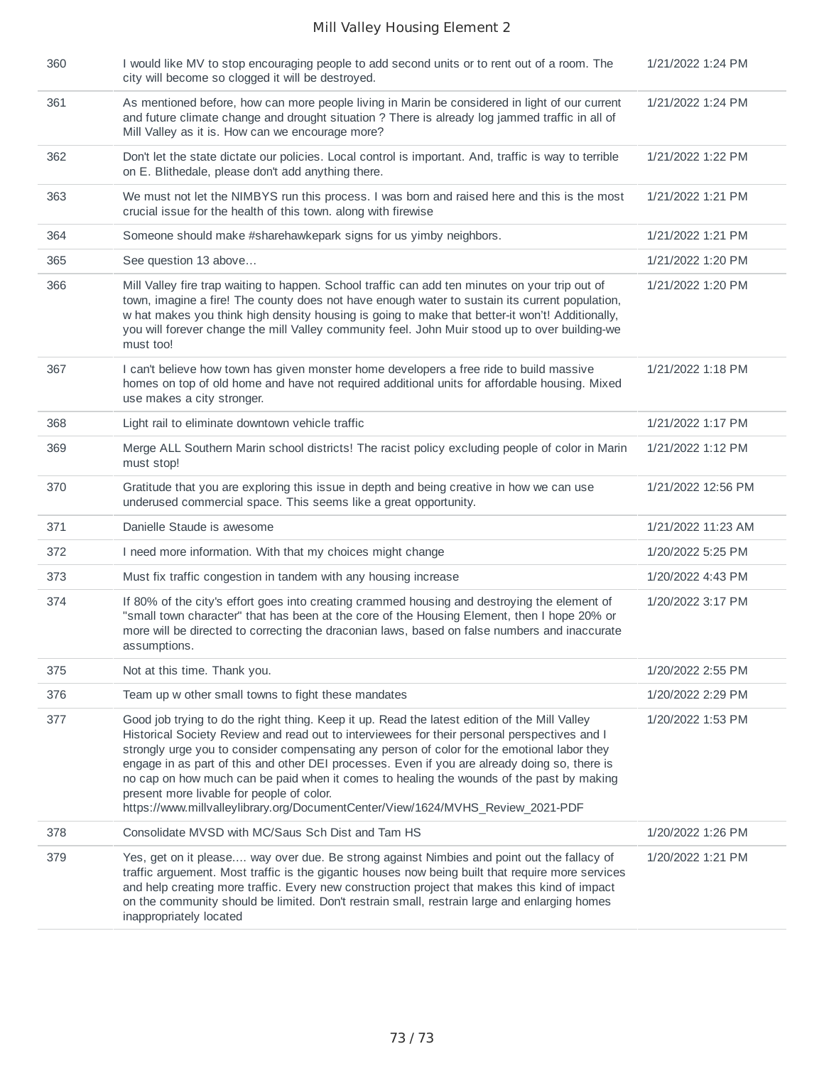| | | |
|---|---|---|
| 360 | I would like MV to stop encouraging people to add second units or to rent out of a room. The city will become so clogged it will be destroyed. | 1/21/2022 1:24 PM |
| 361 | As mentioned before, how can more people living in Marin be considered in light of our current and future climate change and drought situation ? There is already log jammed traffic in all of Mill Valley as it is. How can we encourage more? | 1/21/2022 1:24 PM |
| 362 | Don't let the state dictate our policies. Local control is important. And, traffic is way to terrible on E. Blithedale, please don't add anything there. | 1/21/2022 1:22 PM |
| 363 | We must not let the NIMBYS run this process. I was born and raised here and this is the most crucial issue for the health of this town. along with firewise | 1/21/2022 1:21 PM |
| 364 | Someone should make #sharehawkepark signs for us yimby neighbors. | 1/21/2022 1:21 PM |
| 365 | See question 13 above… | 1/21/2022 1:20 PM |
| 366 | Mill Valley fire trap waiting to happen. School traffic can add ten minutes on your trip out of town, imagine a fire! The county does not have enough water to sustain its current population, w hat makes you think high density housing is going to make that better-it won't! Additionally, you will forever change the mill Valley community feel. John Muir stood up to over building-we must too! | 1/21/2022 1:20 PM |
| 367 | I can't believe how town has given monster home developers a free ride to build massive homes on top of old home and have not required additional units for affordable housing. Mixed use makes a city stronger. | 1/21/2022 1:18 PM |
| 368 | Light rail to eliminate downtown vehicle traffic | 1/21/2022 1:17 PM |
| 369 | Merge ALL Southern Marin school districts! The racist policy excluding people of color in Marin must stop! | 1/21/2022 1:12 PM |
| 370 | Gratitude that you are exploring this issue in depth and being creative in how we can use underused commercial space. This seems like a great opportunity. | 1/21/2022 12:56 PM |
| 371 | Danielle Staude is awesome | 1/21/2022 11:23 AM |
| 372 | I need more information. With that my choices might change | 1/20/2022 5:25 PM |
| 373 | Must fix traffic congestion in tandem with any housing increase | 1/20/2022 4:43 PM |
| 374 | If 80% of the city's effort goes into creating crammed housing and destroying the element of "small town character" that has been at the core of the Housing Element, then I hope 20% or more will be directed to correcting the draconian laws, based on false numbers and inaccurate assumptions. | 1/20/2022 3:17 PM |
| 375 | Not at this time. Thank you. | 1/20/2022 2:55 PM |
| 376 | Team up w other small towns to fight these mandates | 1/20/2022 2:29 PM |
| 377 | Good job trying to do the right thing. Keep it up. Read the latest edition of the Mill Valley Historical Society Review and read out to interviewees for their personal perspectives and I strongly urge you to consider compensating any person of color for the emotional labor they engage in as part of this and other DEI processes. Even if you are already doing so, there is no cap on how much can be paid when it comes to healing the wounds of the past by making present more livable for people of color. https://www.millvalleylibrary.org/DocumentCenter/View/1624/MVHS_Review_2021-PDF | 1/20/2022 1:53 PM |
| 378 | Consolidate MVSD with MC/Saus Sch Dist and Tam HS | 1/20/2022 1:26 PM |
| 379 | Yes, get on it please.... way over due. Be strong against Nimbies and point out the fallacy of traffic arguement. Most traffic is the gigantic houses now being built that require more services and help creating more traffic. Every new construction project that makes this kind of impact on the community should be limited. Don't restrain small, restrain large and enlarging homes inappropriately located | 1/20/2022 1:21 PM |